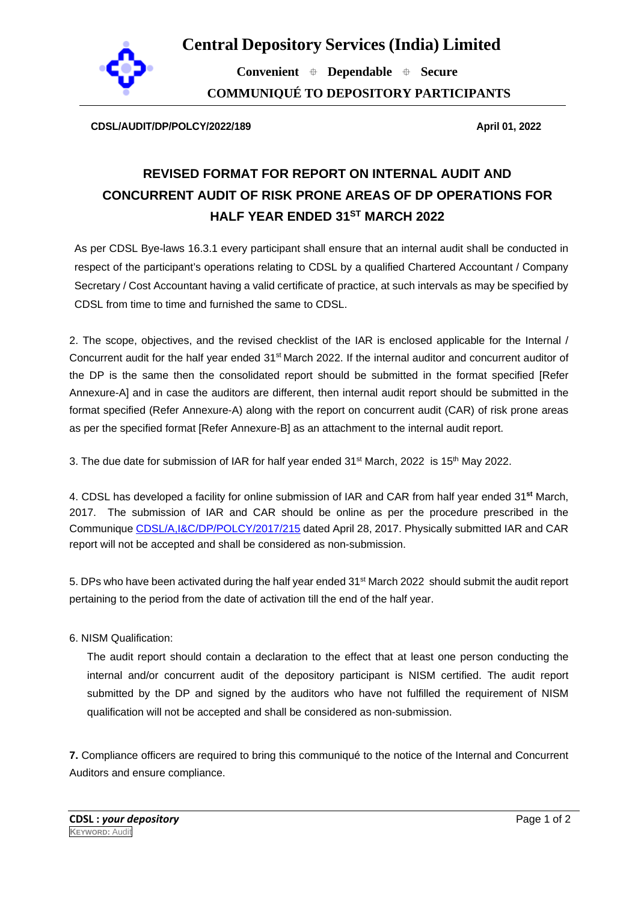# Central Depository Services (India) Limited

**Convenient ⌖ Dependable ⌖ Secure**

**COMMUNIQUÉ TO DEPOSITORY PARTICIPANTS**

**CDSL/AUDIT/DP/POLCY/2022/189** **April 01, 2022**

## REVISED FORMAT FOR REPORT ON INTERNAL AUDIT AND CONCURRENT AUDIT OF RISK PRONE AREAS OF DP OPERATIONS FOR HALF YEAR ENDED 31ST MARCH 2022

As per CDSL Bye-laws 16.3.1 every participant shall ensure that an internal audit shall be conducted in respect of the participant's operations relating to CDSL by a qualified Chartered Accountant / Company Secretary / Cost Accountant having a valid certificate of practice, at such intervals as may be specified by CDSL from time to time and furnished the same to CDSL.

2. The scope, objectives, and the revised checklist of the IAR is enclosed applicable for the Internal / Concurrent audit for the half year ended 31st March 2022. If the internal auditor and concurrent auditor of the DP is the same then the consolidated report should be submitted in the format specified [Refer Annexure-A] and in case the auditors are different, then internal audit report should be submitted in the format specified (Refer Annexure-A) along with the report on concurrent audit (CAR) of risk prone areas as per the specified format [Refer Annexure-B] as an attachment to the internal audit report.

3. The due date for submission of IAR for half year ended 31st March, 2022 is 15th May 2022.

4. CDSL has developed a facility for online submission of IAR and CAR from half year ended 31st March, 2017. The submission of IAR and CAR should be online as per the procedure prescribed in the Communique CDSL/A,I&C/DP/POLCY/2017/215 dated April 28, 2017. Physically submitted IAR and CAR report will not be accepted and shall be considered as non-submission.

5. DPs who have been activated during the half year ended 31st March 2022 should submit the audit report pertaining to the period from the date of activation till the end of the half year.

6. NISM Qualification:

The audit report should contain a declaration to the effect that at least one person conducting the internal and/or concurrent audit of the depository participant is NISM certified. The audit report submitted by the DP and signed by the auditors who have not fulfilled the requirement of NISM qualification will not be accepted and shall be considered as non-submission.

**7.** Compliance officers are required to bring this communiqué to the notice of the Internal and Concurrent Auditors and ensure compliance.

**CDSL :** ***your depository***

KEYWORD: Audit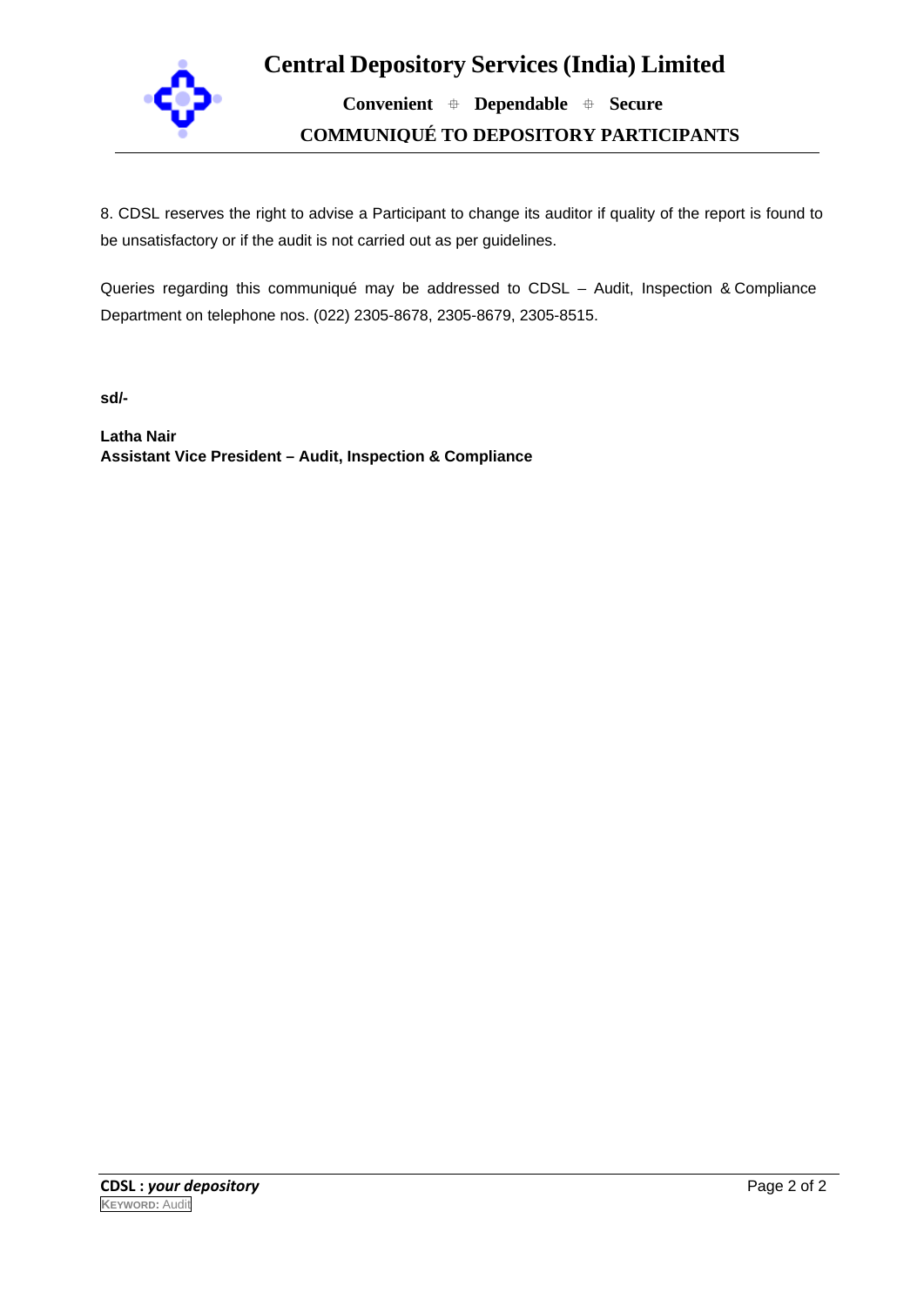8. CDSL reserves the right to advise a Participant to change its auditor if quality of the report is found to be unsatisfactory or if the audit is not carried out as per guidelines.

Queries regarding this communiqué may be addressed to CDSL – Audit, Inspection & Compliance Department on telephone nos. (022) 2305-8678, 2305-8679, 2305-8515.

**sd/-**

**Latha Nair**
**Assistant Vice President – Audit, Inspection & Compliance**

KEYWORD: Audit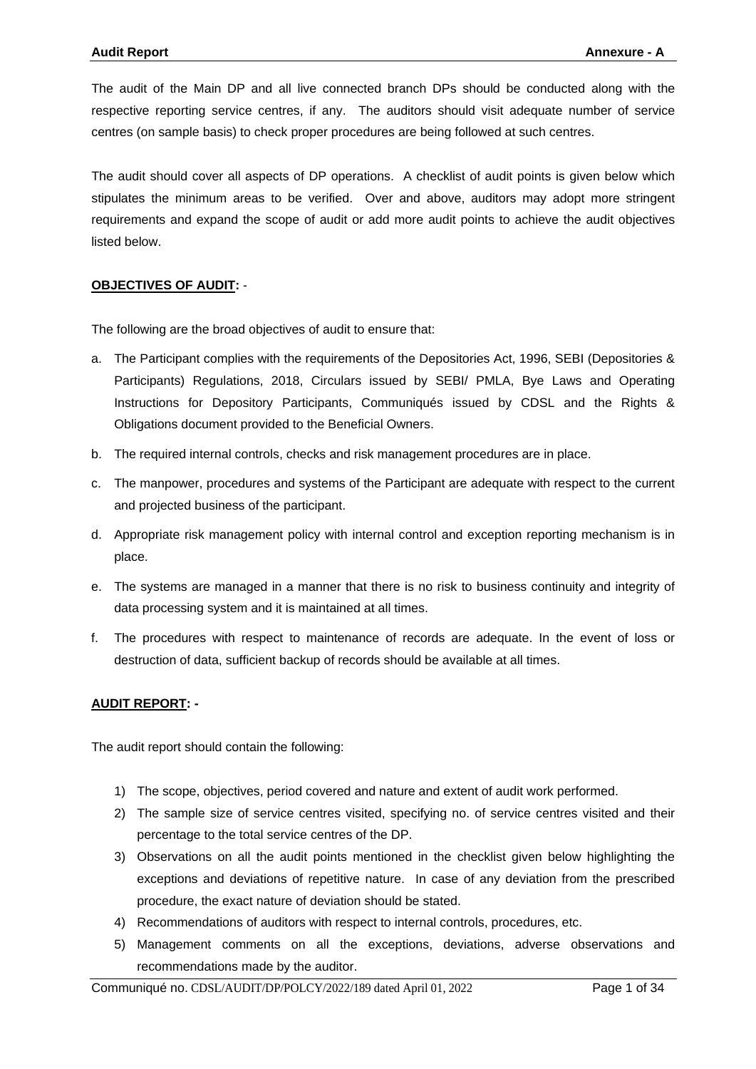The audit of the Main DP and all live connected branch DPs should be conducted along with the respective reporting service centres, if any. The auditors should visit adequate number of service centres (on sample basis) to check proper procedures are being followed at such centres.

The audit should cover all aspects of DP operations. A checklist of audit points is given below which stipulates the minimum areas to be verified. Over and above, auditors may adopt more stringent requirements and expand the scope of audit or add more audit points to achieve the audit objectives listed below.

**OBJECTIVES OF AUDIT:** -

The following are the broad objectives of audit to ensure that:

a. The Participant complies with the requirements of the Depositories Act, 1996, SEBI (Depositories & Participants) Regulations, 2018, Circulars issued by SEBI/ PMLA, Bye Laws and Operating Instructions for Depository Participants, Communiqués issued by CDSL and the Rights & Obligations document provided to the Beneficial Owners.
b. The required internal controls, checks and risk management procedures are in place.
c. The manpower, procedures and systems of the Participant are adequate with respect to the current and projected business of the participant.
d. Appropriate risk management policy with internal control and exception reporting mechanism is in place.
e. The systems are managed in a manner that there is no risk to business continuity and integrity of data processing system and it is maintained at all times.
f. The procedures with respect to maintenance of records are adequate. In the event of loss or destruction of data, sufficient backup of records should be available at all times.

**AUDIT REPORT: -**

The audit report should contain the following:

1) The scope, objectives, period covered and nature and extent of audit work performed.
2) The sample size of service centres visited, specifying no. of service centres visited and their percentage to the total service centres of the DP.
3) Observations on all the audit points mentioned in the checklist given below highlighting the exceptions and deviations of repetitive nature. In case of any deviation from the prescribed procedure, the exact nature of deviation should be stated.
4) Recommendations of auditors with respect to internal controls, procedures, etc.
5) Management comments on all the exceptions, deviations, adverse observations and recommendations made by the auditor.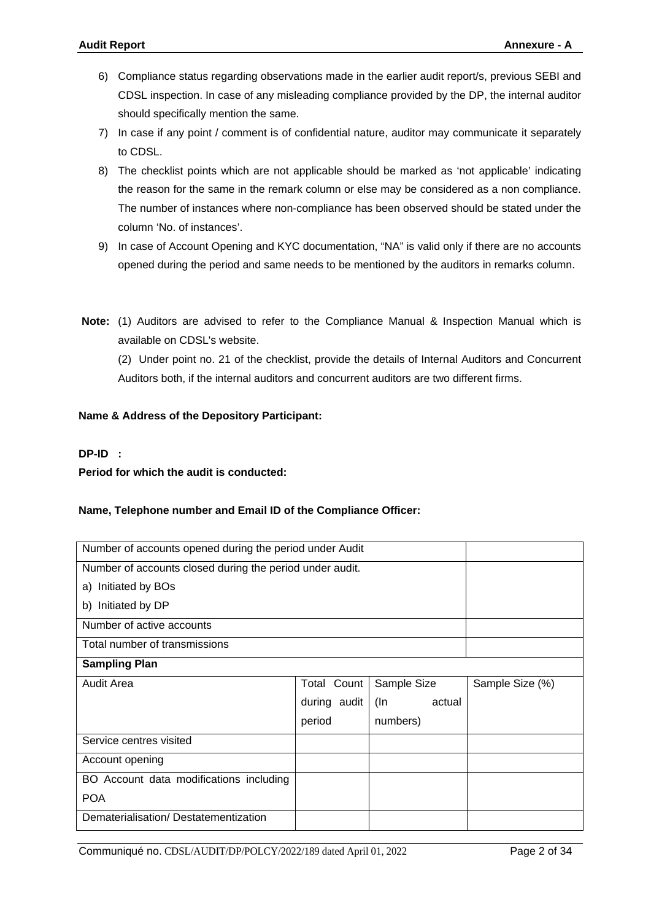6) Compliance status regarding observations made in the earlier audit report/s, previous SEBI and CDSL inspection. In case of any misleading compliance provided by the DP, the internal auditor should specifically mention the same.
7) In case if any point / comment is of confidential nature, auditor may communicate it separately to CDSL.
8) The checklist points which are not applicable should be marked as 'not applicable' indicating the reason for the same in the remark column or else may be considered as a non compliance. The number of instances where non-compliance has been observed should be stated under the column 'No. of instances'.
9) In case of Account Opening and KYC documentation, "NA" is valid only if there are no accounts opened during the period and same needs to be mentioned by the auditors in remarks column.

**Note:** (1) Auditors are advised to refer to the Compliance Manual & Inspection Manual which is available on CDSL's website.

(2) Under point no. 21 of the checklist, provide the details of Internal Auditors and Concurrent Auditors both, if the internal auditors and concurrent auditors are two different firms.

**Name & Address of the Depository Participant:**

**DP-ID :**

**Period for which the audit is conducted:**

**Name, Telephone number and Email ID of the Compliance Officer:**

| Number of accounts opened during the period under Audit | | | |
|---|---|---|---|
| Number of accounts closed during the period under audit.<br>a) Initiated by BOs<br>b) Initiated by DP | | | |
| Number of active accounts | | | |
| Total number of transmissions | | | |
| **Sampling Plan** | | | |
| Audit Area | Total Count during audit period | Sample Size (In actual numbers) | Sample Size (%) |
| Service centres visited | | | |
| Account opening | | | |
| BO Account data modifications including POA | | | |
| Dematerialisation/ Destatementization | | | |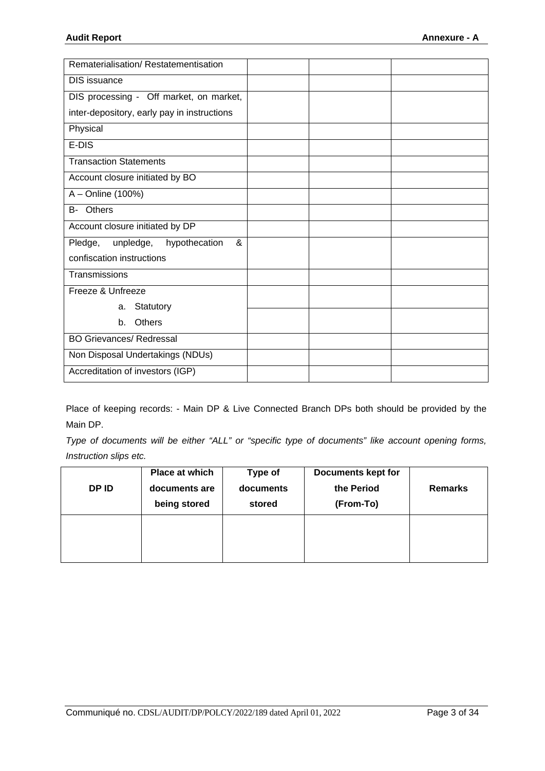| | | | |
|---|---|---|---|
| Rematerialisation/ Restatementisation | | | |
| DIS issuance | | | |
| DIS processing - Off market, on market, inter-depository, early pay in instructions | | | |
| Physical | | | |
| E-DIS | | | |
| Transaction Statements | | | |
| Account closure initiated by BO | | | |
| A – Online (100%) | | | |
| B- Others | | | |
| Account closure initiated by DP | | | |
| Pledge, unpledge, hypothecation & confiscation instructions | | | |
| Transmissions | | | |
| Freeze & Unfreeze<br>a. Statutory | | | |
| b. Others | | | |
| BO Grievances/ Redressal | | | |
| Non Disposal Undertakings (NDUs) | | | |
| Accreditation of investors (IGP) | | | |

Place of keeping records: - Main DP & Live Connected Branch DPs both should be provided by the Main DP.

*Type of documents will be either "ALL" or "specific type of documents" like account opening forms, Instruction slips etc.*

| DP ID | Place at which documents are being stored | Type of documents stored | Documents kept for the Period (From-To) | Remarks |
|---|---|---|---|---|
| | | | | |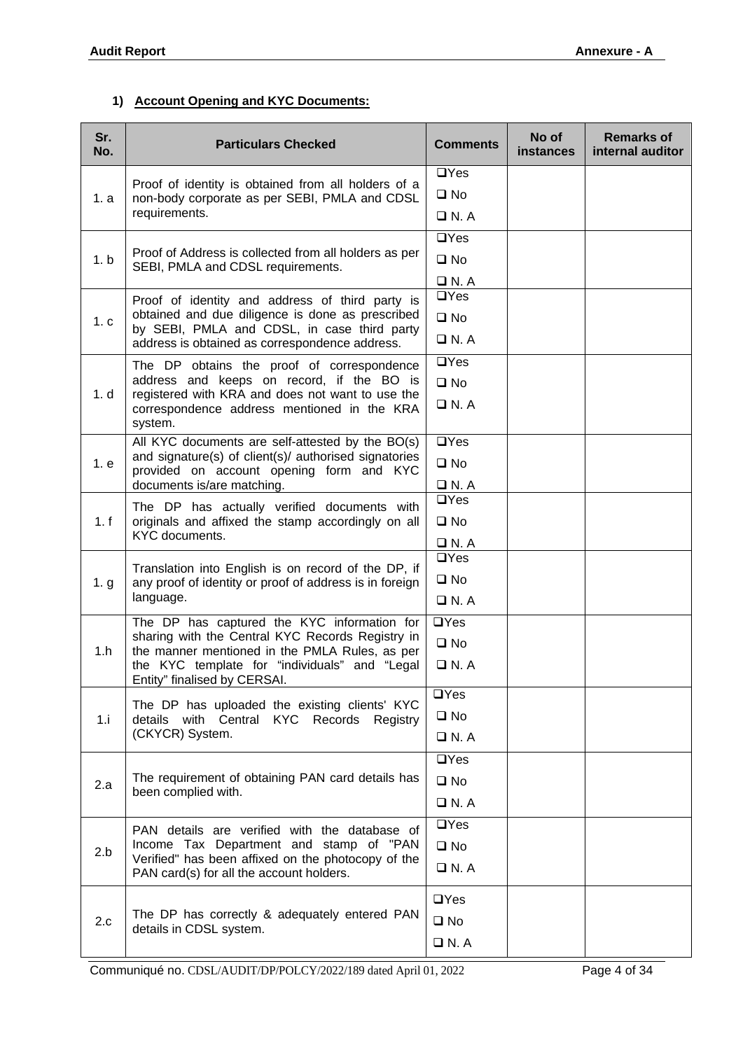## 1) Account Opening and KYC Documents:

| Sr. No. | Particulars Checked | Comments | No of instances | Remarks of internal auditor |
|---|---|---|---|---|
| 1. a | Proof of identity is obtained from all holders of a non-body corporate as per SEBI, PMLA and CDSL requirements. | ❑Yes ❑ No ❑ N. A | | |
| 1. b | Proof of Address is collected from all holders as per SEBI, PMLA and CDSL requirements. | ❑Yes ❑ No ❑ N. A | | |
| 1. c | Proof of identity and address of third party is obtained and due diligence is done as prescribed by SEBI, PMLA and CDSL, in case third party address is obtained as correspondence address. | ❑Yes ❑ No ❑ N. A | | |
| 1. d | The DP obtains the proof of correspondence address and keeps on record, if the BO is registered with KRA and does not want to use the correspondence address mentioned in the KRA system. | ❑Yes ❑ No ❑ N. A | | |
| 1. e | All KYC documents are self-attested by the BO(s) and signature(s) of client(s)/ authorised signatories provided on account opening form and KYC documents is/are matching. | ❑Yes ❑ No ❑ N. A | | |
| 1. f | The DP has actually verified documents with originals and affixed the stamp accordingly on all KYC documents. | ❑Yes ❑ No ❑ N. A | | |
| 1. g | Translation into English is on record of the DP, if any proof of identity or proof of address is in foreign language. | ❑Yes ❑ No ❑ N. A | | |
| 1.h | The DP has captured the KYC information for sharing with the Central KYC Records Registry in the manner mentioned in the PMLA Rules, as per the KYC template for "individuals" and "Legal Entity" finalised by CERSAI. | ❑Yes ❑ No ❑ N. A | | |
| 1.i | The DP has uploaded the existing clients' KYC details with Central KYC Records Registry (CKYCR) System. | ❑Yes ❑ No ❑ N. A | | |
| 2.a | The requirement of obtaining PAN card details has been complied with. | ❑Yes ❑ No ❑ N. A | | |
| 2.b | PAN details are verified with the database of Income Tax Department and stamp of "PAN Verified" has been affixed on the photocopy of the PAN card(s) for all the account holders. | ❑Yes ❑ No ❑ N. A | | |
| 2.c | The DP has correctly & adequately entered PAN details in CDSL system. | ❑Yes ❑ No ❑ N. A | | |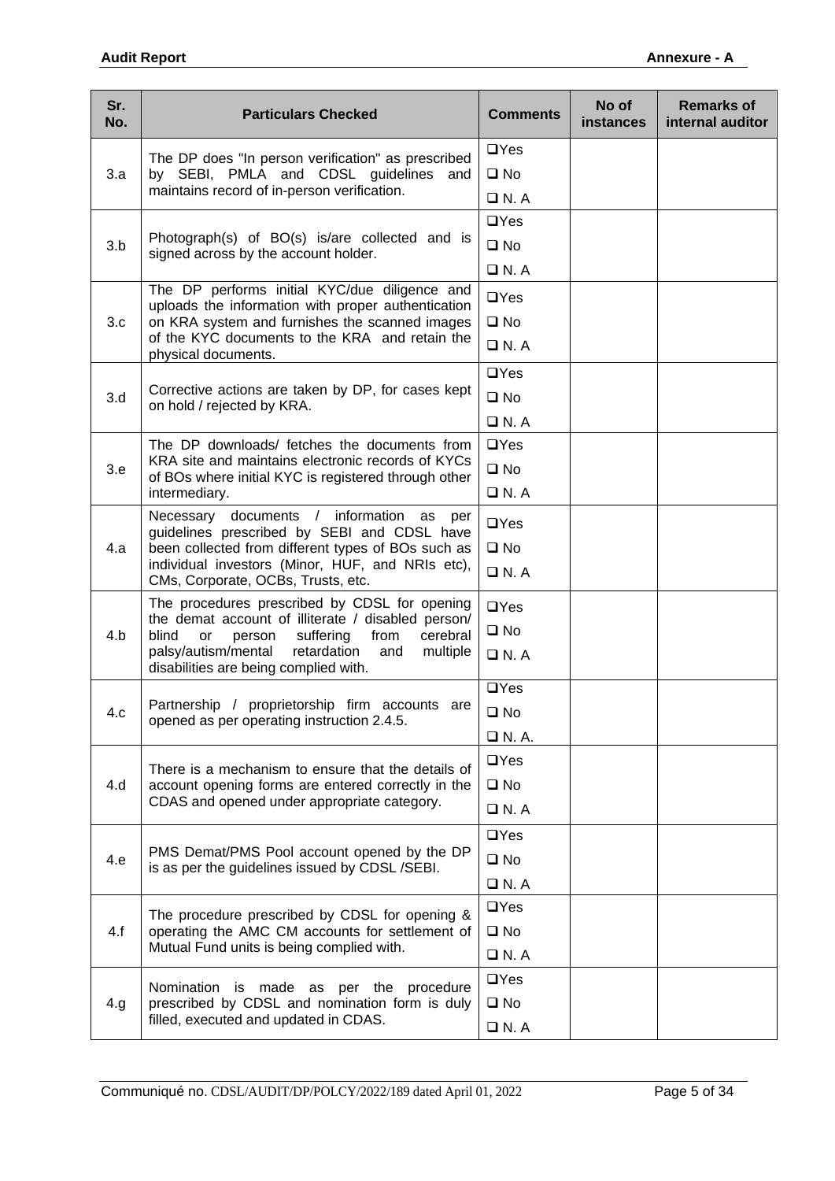| Sr. No. | Particulars Checked | Comments | No of instances | Remarks of internal auditor |
|---|---|---|---|---|
| 3.a | The DP does "In person verification" as prescribed by SEBI, PMLA and CDSL guidelines and maintains record of in-person verification. | ❑Yes<br>❑ No<br>❑ N. A | | |
| 3.b | Photograph(s) of BO(s) is/are collected and is signed across by the account holder. | ❑Yes<br>❑ No<br>❑ N. A | | |
| 3.c | The DP performs initial KYC/due diligence and uploads the information with proper authentication on KRA system and furnishes the scanned images of the KYC documents to the KRA and retain the physical documents. | ❑Yes<br>❑ No<br>❑ N. A | | |
| 3.d | Corrective actions are taken by DP, for cases kept on hold / rejected by KRA. | ❑Yes<br>❑ No<br>❑ N. A | | |
| 3.e | The DP downloads/ fetches the documents from KRA site and maintains electronic records of KYCs of BOs where initial KYC is registered through other intermediary. | ❑Yes<br>❑ No<br>❑ N. A | | |
| 4.a | Necessary documents / information as per guidelines prescribed by SEBI and CDSL have been collected from different types of BOs such as individual investors (Minor, HUF, and NRIs etc), CMs, Corporate, OCBs, Trusts, etc. | ❑Yes<br>❑ No<br>❑ N. A | | |
| 4.b | The procedures prescribed by CDSL for opening the demat account of illiterate / disabled person/ blind or person suffering from cerebral palsy/autism/mental retardation and multiple disabilities are being complied with. | ❑Yes<br>❑ No<br>❑ N. A | | |
| 4.c | Partnership / proprietorship firm accounts are opened as per operating instruction 2.4.5. | ❑Yes<br>❑ No<br>❑ N. A. | | |
| 4.d | There is a mechanism to ensure that the details of account opening forms are entered correctly in the CDAS and opened under appropriate category. | ❑Yes<br>❑ No<br>❑ N. A | | |
| 4.e | PMS Demat/PMS Pool account opened by the DP is as per the guidelines issued by CDSL /SEBI. | ❑Yes<br>❑ No<br>❑ N. A | | |
| 4.f | The procedure prescribed by CDSL for opening & operating the AMC CM accounts for settlement of Mutual Fund units is being complied with. | ❑Yes<br>❑ No<br>❑ N. A | | |
| 4.g | Nomination is made as per the procedure prescribed by CDSL and nomination form is duly filled, executed and updated in CDAS. | ❑Yes<br>❑ No<br>❑ N. A | | |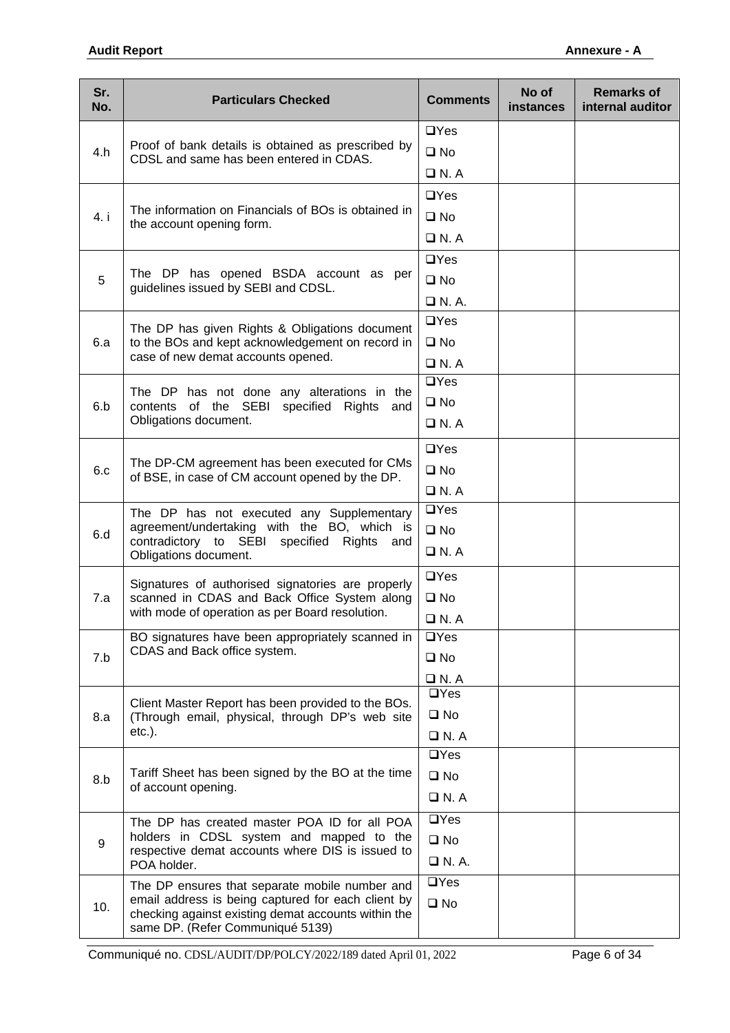| Sr. No. | Particulars Checked | Comments | No of instances | Remarks of internal auditor |
|---|---|---|---|---|
| 4.h | Proof of bank details is obtained as prescribed by CDSL and same has been entered in CDAS. | ❑Yes ❑ No ❑ N. A | | |
| 4. i | The information on Financials of BOs is obtained in the account opening form. | ❑Yes ❑ No ❑ N. A | | |
| 5 | The DP has opened BSDA account as per guidelines issued by SEBI and CDSL. | ❑Yes ❑ No ❑ N. A. | | |
| 6.a | The DP has given Rights & Obligations document to the BOs and kept acknowledgement on record in case of new demat accounts opened. | ❑Yes ❑ No ❑ N. A | | |
| 6.b | The DP has not done any alterations in the contents of the SEBI specified Rights and Obligations document. | ❑Yes ❑ No ❑ N. A | | |
| 6.c | The DP-CM agreement has been executed for CMs of BSE, in case of CM account opened by the DP. | ❑Yes ❑ No ❑ N. A | | |
| 6.d | The DP has not executed any Supplementary agreement/undertaking with the BO, which is contradictory to SEBI specified Rights and Obligations document. | ❑Yes ❑ No ❑ N. A | | |
| 7.a | Signatures of authorised signatories are properly scanned in CDAS and Back Office System along with mode of operation as per Board resolution. | ❑Yes ❑ No ❑ N. A | | |
| 7.b | BO signatures have been appropriately scanned in CDAS and Back office system. | ❑Yes ❑ No ❑ N. A | | |
| 8.a | Client Master Report has been provided to the BOs. (Through email, physical, through DP's web site etc.). | ❑Yes ❑ No ❑ N. A | | |
| 8.b | Tariff Sheet has been signed by the BO at the time of account opening. | ❑Yes ❑ No ❑ N. A | | |
| 9 | The DP has created master POA ID for all POA holders in CDSL system and mapped to the respective demat accounts where DIS is issued to POA holder. | ❑Yes ❑ No ❑ N. A. | | |
| 10. | The DP ensures that separate mobile number and email address is being captured for each client by checking against existing demat accounts within the same DP. (Refer Communiqué 5139) | ❑Yes ❑ No | | |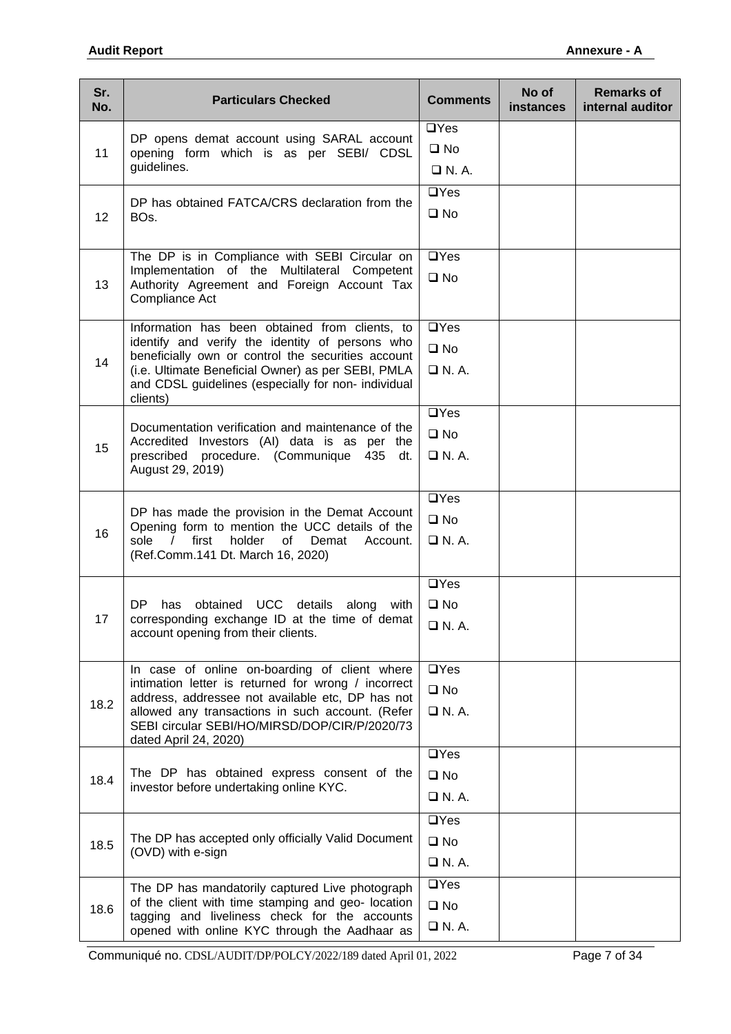| Sr. No. | Particulars Checked | Comments | No of instances | Remarks of internal auditor |
|---|---|---|---|---|
| 11 | DP opens demat account using SARAL account opening form which is as per SEBI/ CDSL guidelines. | ❑ Yes ❑ No ❑ N. A. | | |
| 12 | DP has obtained FATCA/CRS declaration from the BOs. | ❑ Yes ❑ No | | |
| 13 | The DP is in Compliance with SEBI Circular on Implementation of the Multilateral Competent Authority Agreement and Foreign Account Tax Compliance Act | ❑ Yes ❑ No | | |
| 14 | Information has been obtained from clients, to identify and verify the identity of persons who beneficially own or control the securities account (i.e. Ultimate Beneficial Owner) as per SEBI, PMLA and CDSL guidelines (especially for non- individual clients) | ❑ Yes ❑ No ❑ N. A. | | |
| 15 | Documentation verification and maintenance of the Accredited Investors (AI) data is as per the prescribed procedure. (Communique 435 dt. August 29, 2019) | ❑ Yes ❑ No ❑ N. A. | | |
| 16 | DP has made the provision in the Demat Account Opening form to mention the UCC details of the sole / first holder of Demat Account. (Ref.Comm.141 Dt. March 16, 2020) | ❑ Yes ❑ No ❑ N. A. | | |
| 17 | DP has obtained UCC details along with corresponding exchange ID at the time of demat account opening from their clients. | ❑ Yes ❑ No ❑ N. A. | | |
| 18.2 | In case of online on-boarding of client where intimation letter is returned for wrong / incorrect address, addressee not available etc, DP has not allowed any transactions in such account. (Refer SEBI circular SEBI/HO/MIRSD/DOP/CIR/P/2020/73 dated April 24, 2020) | ❑ Yes ❑ No ❑ N. A. | | |
| 18.4 | The DP has obtained express consent of the investor before undertaking online KYC. | ❑ Yes ❑ No ❑ N. A. | | |
| 18.5 | The DP has accepted only officially Valid Document (OVD) with e-sign | ❑ Yes ❑ No ❑ N. A. | | |
| 18.6 | The DP has mandatorily captured Live photograph of the client with time stamping and geo- location tagging and liveliness check for the accounts opened with online KYC through the Aadhaar as | ❑ Yes ❑ No ❑ N. A. | | |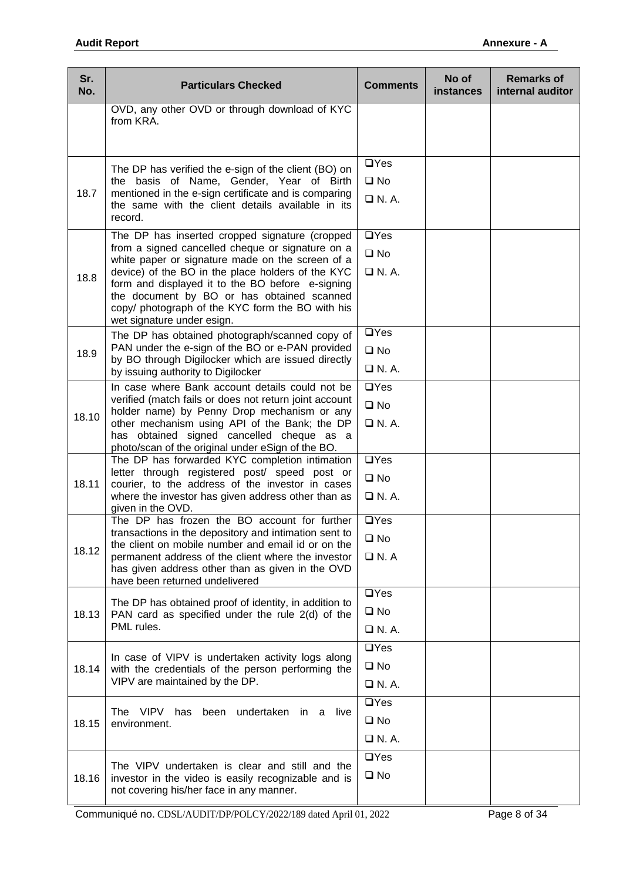| Sr. No. | Particulars Checked | Comments | No of instances | Remarks of internal auditor |
|---|---|---|---|---|
| | OVD, any other OVD or through download of KYC from KRA. | | | |
| 18.7 | The DP has verified the e-sign of the client (BO) on the basis of Name, Gender, Year of Birth mentioned in the e-sign certificate and is comparing the same with the client details available in its record. | ❑Yes ❑ No ❑ N. A. | | |
| 18.8 | The DP has inserted cropped signature (cropped from a signed cancelled cheque or signature on a white paper or signature made on the screen of a device) of the BO in the place holders of the KYC form and displayed it to the BO before e-signing the document by BO or has obtained scanned copy/ photograph of the KYC form the BO with his wet signature under esign. | ❑Yes ❑ No ❑ N. A. | | |
| 18.9 | The DP has obtained photograph/scanned copy of PAN under the e-sign of the BO or e-PAN provided by BO through Digilocker which are issued directly by issuing authority to Digilocker | ❑Yes ❑ No ❑ N. A. | | |
| 18.10 | In case where Bank account details could not be verified (match fails or does not return joint account holder name) by Penny Drop mechanism or any other mechanism using API of the Bank; the DP has obtained signed cancelled cheque as a photo/scan of the original under eSign of the BO. | ❑Yes ❑ No ❑ N. A. | | |
| 18.11 | The DP has forwarded KYC completion intimation letter through registered post/ speed post or courier, to the address of the investor in cases where the investor has given address other than as given in the OVD. | ❑Yes ❑ No ❑ N. A. | | |
| 18.12 | The DP has frozen the BO account for further transactions in the depository and intimation sent to the client on mobile number and email id or on the permanent address of the client where the investor has given address other than as given in the OVD have been returned undelivered | ❑Yes ❑ No ❑ N. A | | |
| 18.13 | The DP has obtained proof of identity, in addition to PAN card as specified under the rule 2(d) of the PML rules. | ❑Yes ❑ No ❑ N. A. | | |
| 18.14 | In case of VIPV is undertaken activity logs along with the credentials of the person performing the VIPV are maintained by the DP. | ❑Yes ❑ No ❑ N. A. | | |
| 18.15 | The VIPV has been undertaken in a live environment. | ❑Yes ❑ No ❑ N. A. | | |
| 18.16 | The VIPV undertaken is clear and still and the investor in the video is easily recognizable and is not covering his/her face in any manner. | ❑Yes ❑ No | | |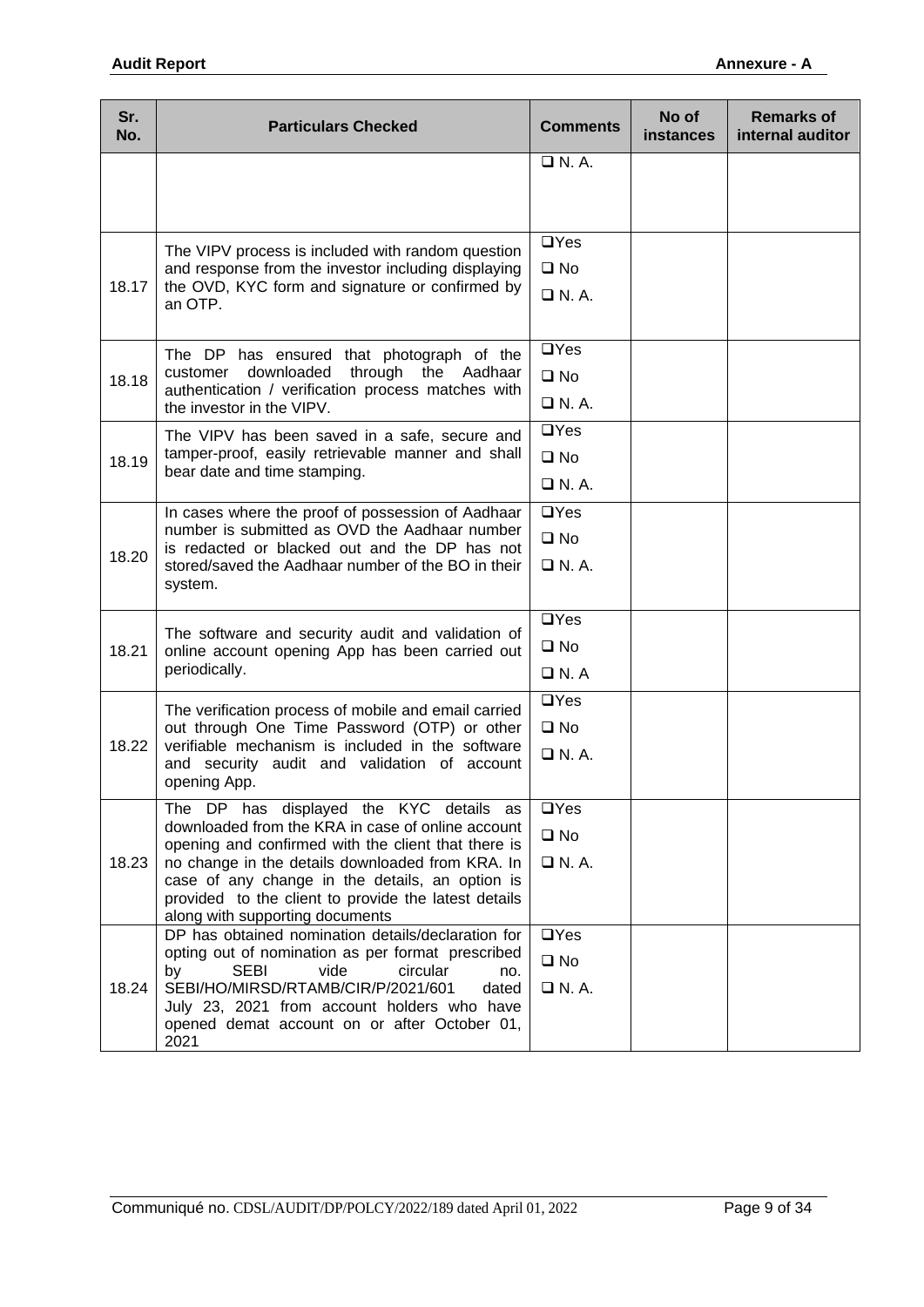| Sr. No. | Particulars Checked | Comments | No of instances | Remarks of internal auditor |
|---|---|---|---|---|
| | | ❑ N. A. | | |
| 18.17 | The VIPV process is included with random question and response from the investor including displaying the OVD, KYC form and signature or confirmed by an OTP. | ❑Yes<br>❑ No<br>❑ N. A. | | |
| 18.18 | The DP has ensured that photograph of the customer downloaded through the Aadhaar authentication / verification process matches with the investor in the VIPV. | ❑Yes<br>❑ No<br>❑ N. A. | | |
| 18.19 | The VIPV has been saved in a safe, secure and tamper-proof, easily retrievable manner and shall bear date and time stamping. | ❑Yes<br>❑ No<br>❑ N. A. | | |
| 18.20 | In cases where the proof of possession of Aadhaar number is submitted as OVD the Aadhaar number is redacted or blacked out and the DP has not stored/saved the Aadhaar number of the BO in their system. | ❑Yes<br>❑ No<br>❑ N. A. | | |
| 18.21 | The software and security audit and validation of online account opening App has been carried out periodically. | ❑Yes<br>❑ No<br>❑ N. A | | |
| 18.22 | The verification process of mobile and email carried out through One Time Password (OTP) or other verifiable mechanism is included in the software and security audit and validation of account opening App. | ❑Yes<br>❑ No<br>❑ N. A. | | |
| 18.23 | The DP has displayed the KYC details as downloaded from the KRA in case of online account opening and confirmed with the client that there is no change in the details downloaded from KRA. In case of any change in the details, an option is provided to the client to provide the latest details along with supporting documents | ❑Yes<br>❑ No<br>❑ N. A. | | |
| 18.24 | DP has obtained nomination details/declaration for opting out of nomination as per format prescribed by SEBI vide circular no. SEBI/HO/MIRSD/RTAMB/CIR/P/2021/601 dated July 23, 2021 from account holders who have opened demat account on or after October 01, 2021 | ❑Yes<br>❑ No<br>❑ N. A. | | |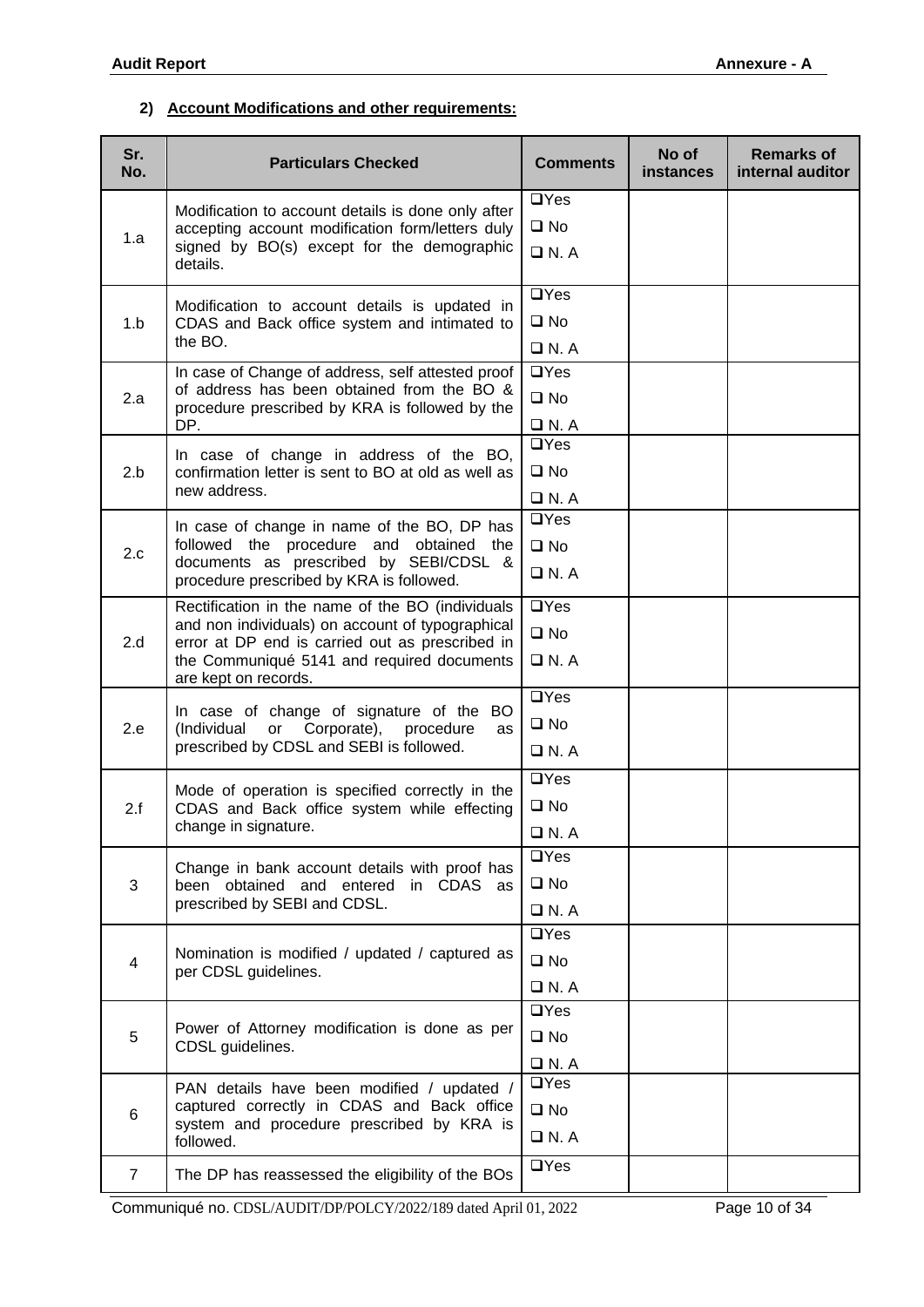## 2) Account Modifications and other requirements:

| Sr. No. | Particulars Checked | Comments | No of instances | Remarks of internal auditor |
|---|---|---|---|---|
| 1.a | Modification to account details is done only after accepting account modification form/letters duly signed by BO(s) except for the demographic details. | ❑Yes ❑ No ❑ N. A | | |
| 1.b | Modification to account details is updated in CDAS and Back office system and intimated to the BO. | ❑Yes ❑ No ❑ N. A | | |
| 2.a | In case of Change of address, self attested proof of address has been obtained from the BO & procedure prescribed by KRA is followed by the DP. | ❑Yes ❑ No ❑ N. A | | |
| 2.b | In case of change in address of the BO, confirmation letter is sent to BO at old as well as new address. | ❑Yes ❑ No ❑ N. A | | |
| 2.c | In case of change in name of the BO, DP has followed the procedure and obtained the documents as prescribed by SEBI/CDSL & procedure prescribed by KRA is followed. | ❑Yes ❑ No ❑ N. A | | |
| 2.d | Rectification in the name of the BO (individuals and non individuals) on account of typographical error at DP end is carried out as prescribed in the Communiqué 5141 and required documents are kept on records. | ❑Yes ❑ No ❑ N. A | | |
| 2.e | In case of change of signature of the BO (Individual or Corporate), procedure as prescribed by CDSL and SEBI is followed. | ❑Yes ❑ No ❑ N. A | | |
| 2.f | Mode of operation is specified correctly in the CDAS and Back office system while effecting change in signature. | ❑Yes ❑ No ❑ N. A | | |
| 3 | Change in bank account details with proof has been obtained and entered in CDAS as prescribed by SEBI and CDSL. | ❑Yes ❑ No ❑ N. A | | |
| 4 | Nomination is modified / updated / captured as per CDSL guidelines. | ❑Yes ❑ No ❑ N. A | | |
| 5 | Power of Attorney modification is done as per CDSL guidelines. | ❑Yes ❑ No ❑ N. A | | |
| 6 | PAN details have been modified / updated / captured correctly in CDAS and Back office system and procedure prescribed by KRA is followed. | ❑Yes ❑ No ❑ N. A | | |
| 7 | The DP has reassessed the eligibility of the BOs | ❑Yes | | |

Communiqué no. CDSL/AUDIT/DP/POLCY/2022/189 dated April 01, 2022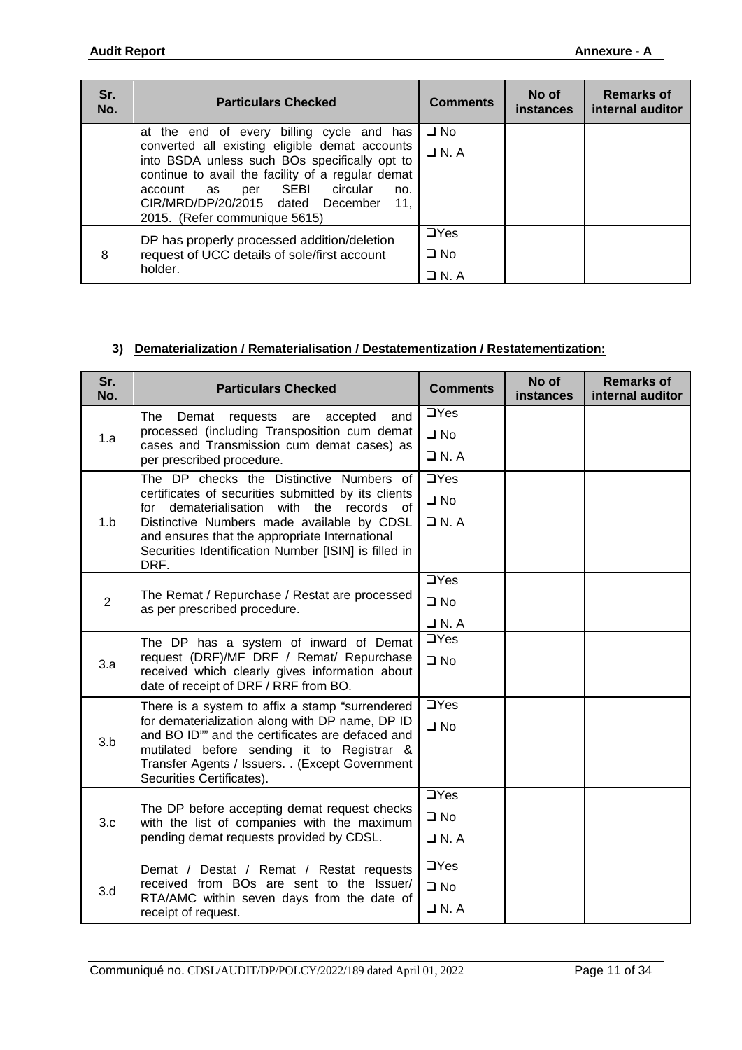| Sr. No. | Particulars Checked | Comments | No of instances | Remarks of internal auditor |
|---|---|---|---|---|
| | at the end of every billing cycle and has converted all existing eligible demat accounts into BSDA unless such BOs specifically opt to continue to avail the facility of a regular demat account as per SEBI circular no. CIR/MRD/DP/20/2015 dated December 11, 2015. (Refer communique 5615) | ❑ No<br>❑ N. A | | |
| 8 | DP has properly processed addition/deletion request of UCC details of sole/first account holder. | ❑Yes<br>❑ No<br>❑ N. A | | |

### 3) Dematerialization / Rematerialisation / Destatementization / Restatementization:

| Sr. No. | Particulars Checked | Comments | No of instances | Remarks of internal auditor |
|---|---|---|---|---|
| 1.a | The Demat requests are accepted and processed (including Transposition cum demat cases and Transmission cum demat cases) as per prescribed procedure. | ❑Yes<br>❑ No<br>❑ N. A | | |
| 1.b | The DP checks the Distinctive Numbers of certificates of securities submitted by its clients for dematerialisation with the records of Distinctive Numbers made available by CDSL and ensures that the appropriate International Securities Identification Number [ISIN] is filled in DRF. | ❑Yes<br>❑ No<br>❑ N. A | | |
| 2 | The Remat / Repurchase / Restat are processed as per prescribed procedure. | ❑Yes<br>❑ No<br>❑ N. A | | |
| 3.a | The DP has a system of inward of Demat request (DRF)/MF DRF / Remat/ Repurchase received which clearly gives information about date of receipt of DRF / RRF from BO. | ❑Yes<br>❑ No | | |
| 3.b | There is a system to affix a stamp "surrendered for dematerialization along with DP name, DP ID and BO ID"" and the certificates are defaced and mutilated before sending it to Registrar & Transfer Agents / Issuers. . (Except Government Securities Certificates). | ❑Yes<br>❑ No | | |
| 3.c | The DP before accepting demat request checks with the list of companies with the maximum pending demat requests provided by CDSL. | ❑Yes<br>❑ No<br>❑ N. A | | |
| 3.d | Demat / Destat / Remat / Restat requests received from BOs are sent to the Issuer/ RTA/AMC within seven days from the date of receipt of request. | ❑Yes<br>❑ No<br>❑ N. A | | |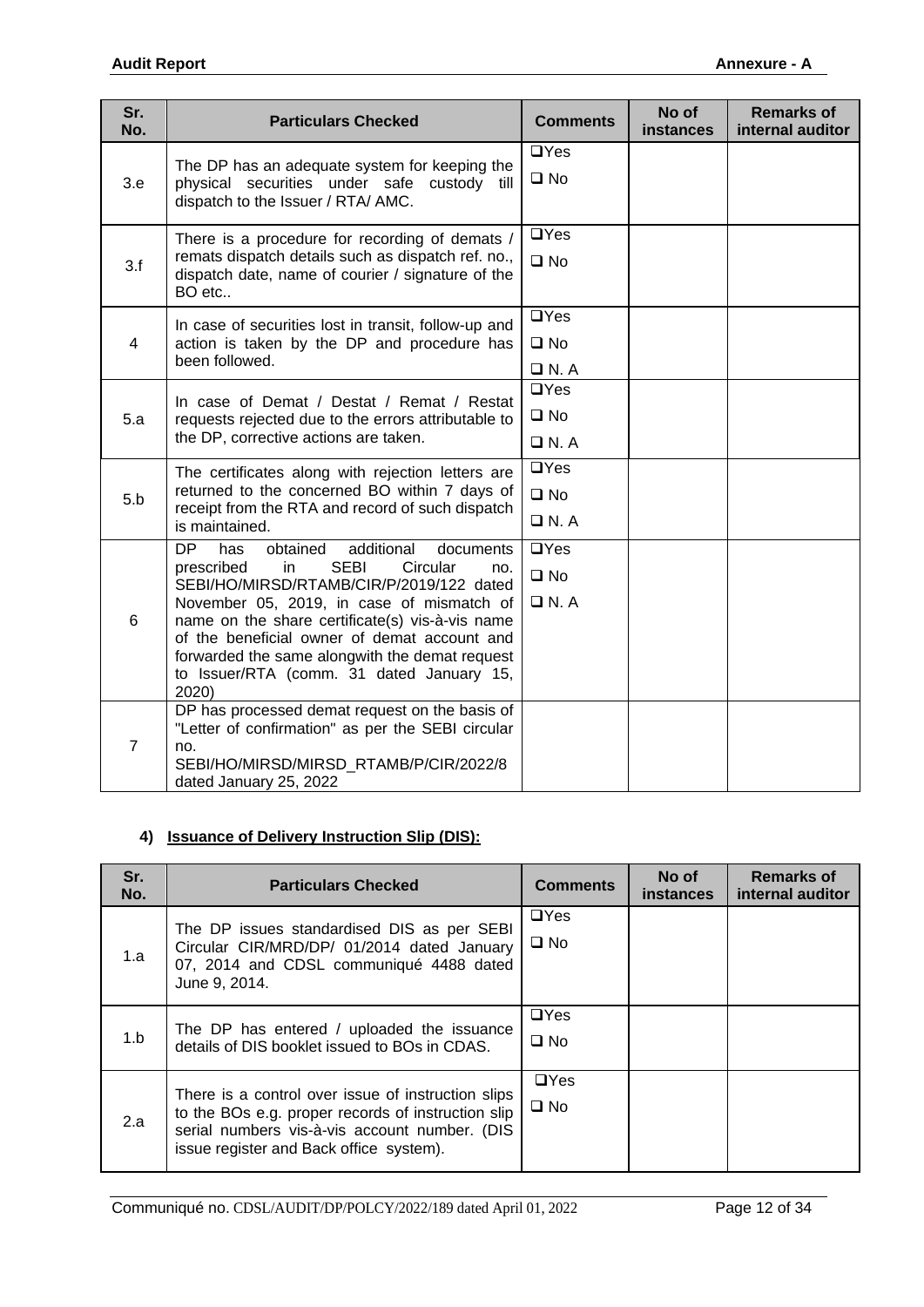| Sr. No. | Particulars Checked | Comments | No of instances | Remarks of internal auditor |
|---|---|---|---|---|
| 3.e | The DP has an adequate system for keeping the physical securities under safe custody till dispatch to the Issuer / RTA/ AMC. | ❑Yes<br>❑ No | | |
| 3.f | There is a procedure for recording of demats / remats dispatch details such as dispatch ref. no., dispatch date, name of courier / signature of the BO etc.. | ❑Yes<br>❑ No | | |
| 4 | In case of securities lost in transit, follow-up and action is taken by the DP and procedure has been followed. | ❑Yes<br>❑ No<br>❑ N. A | | |
| 5.a | In case of Demat / Destat / Remat / Restat requests rejected due to the errors attributable to the DP, corrective actions are taken. | ❑Yes<br>❑ No<br>❑ N. A | | |
| 5.b | The certificates along with rejection letters are returned to the concerned BO within 7 days of receipt from the RTA and record of such dispatch is maintained. | ❑Yes<br>❑ No<br>❑ N. A | | |
| 6 | DP has obtained additional documents prescribed in SEBI Circular no. SEBI/HO/MIRSD/RTAMB/CIR/P/2019/122 dated November 05, 2019, in case of mismatch of name on the share certificate(s) vis-à-vis name of the beneficial owner of demat account and forwarded the same alongwith the demat request to Issuer/RTA (comm. 31 dated January 15, 2020) | ❑Yes<br>❑ No<br>❑ N. A | | |
| 7 | DP has processed demat request on the basis of "Letter of confirmation" as per the SEBI circular no. SEBI/HO/MIRSD/MIRSD_RTAMB/P/CIR/2022/8 dated January 25, 2022 | | | |

**4) Issuance of Delivery Instruction Slip (DIS):**

| Sr. No. | Particulars Checked | Comments | No of instances | Remarks of internal auditor |
|---|---|---|---|---|
| 1.a | The DP issues standardised DIS as per SEBI Circular CIR/MRD/DP/ 01/2014 dated January 07, 2014 and CDSL communiqué 4488 dated June 9, 2014. | ❑Yes<br>❑ No | | |
| 1.b | The DP has entered / uploaded the issuance details of DIS booklet issued to BOs in CDAS. | ❑Yes<br>❑ No | | |
| 2.a | There is a control over issue of instruction slips to the BOs e.g. proper records of instruction slip serial numbers vis-à-vis account number. (DIS issue register and Back office system). | ❑Yes<br>❑ No | | |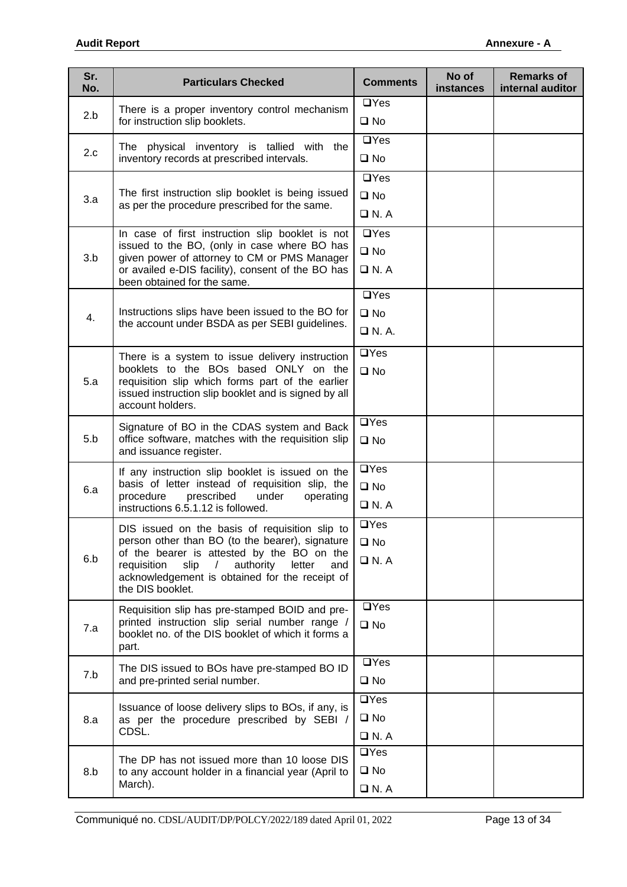| Sr. No. | Particulars Checked | Comments | No of instances | Remarks of internal auditor |
|---|---|---|---|---|
| 2.b | There is a proper inventory control mechanism for instruction slip booklets. | ❑Yes<br>❑ No | | |
| 2.c | The physical inventory is tallied with the inventory records at prescribed intervals. | ❑Yes<br>❑ No | | |
| 3.a | The first instruction slip booklet is being issued as per the procedure prescribed for the same. | ❑Yes<br>❑ No<br>❑ N. A | | |
| 3.b | In case of first instruction slip booklet is not issued to the BO, (only in case where BO has given power of attorney to CM or PMS Manager or availed e-DIS facility), consent of the BO has been obtained for the same. | ❑Yes<br>❑ No<br>❑ N. A | | |
| 4. | Instructions slips have been issued to the BO for the account under BSDA as per SEBI guidelines. | ❑Yes<br>❑ No<br>❑ N. A. | | |
| 5.a | There is a system to issue delivery instruction booklets to the BOs based ONLY on the requisition slip which forms part of the earlier issued instruction slip booklet and is signed by all account holders. | ❑Yes<br>❑ No | | |
| 5.b | Signature of BO in the CDAS system and Back office software, matches with the requisition slip and issuance register. | ❑Yes<br>❑ No | | |
| 6.a | If any instruction slip booklet is issued on the basis of letter instead of requisition slip, the procedure prescribed under operating instructions 6.5.1.12 is followed. | ❑Yes<br>❑ No<br>❑ N. A | | |
| 6.b | DIS issued on the basis of requisition slip to person other than BO (to the bearer), signature of the bearer is attested by the BO on the requisition slip / authority letter and acknowledgement is obtained for the receipt of the DIS booklet. | ❑Yes<br>❑ No<br>❑ N. A | | |
| 7.a | Requisition slip has pre-stamped BOID and pre-printed instruction slip serial number range / booklet no. of the DIS booklet of which it forms a part. | ❑Yes<br>❑ No | | |
| 7.b | The DIS issued to BOs have pre-stamped BO ID and pre-printed serial number. | ❑Yes<br>❑ No | | |
| 8.a | Issuance of loose delivery slips to BOs, if any, is as per the procedure prescribed by SEBI / CDSL. | ❑Yes<br>❑ No<br>❑ N. A | | |
| 8.b | The DP has not issued more than 10 loose DIS to any account holder in a financial year (April to March). | ❑Yes<br>❑ No<br>❑ N. A | | |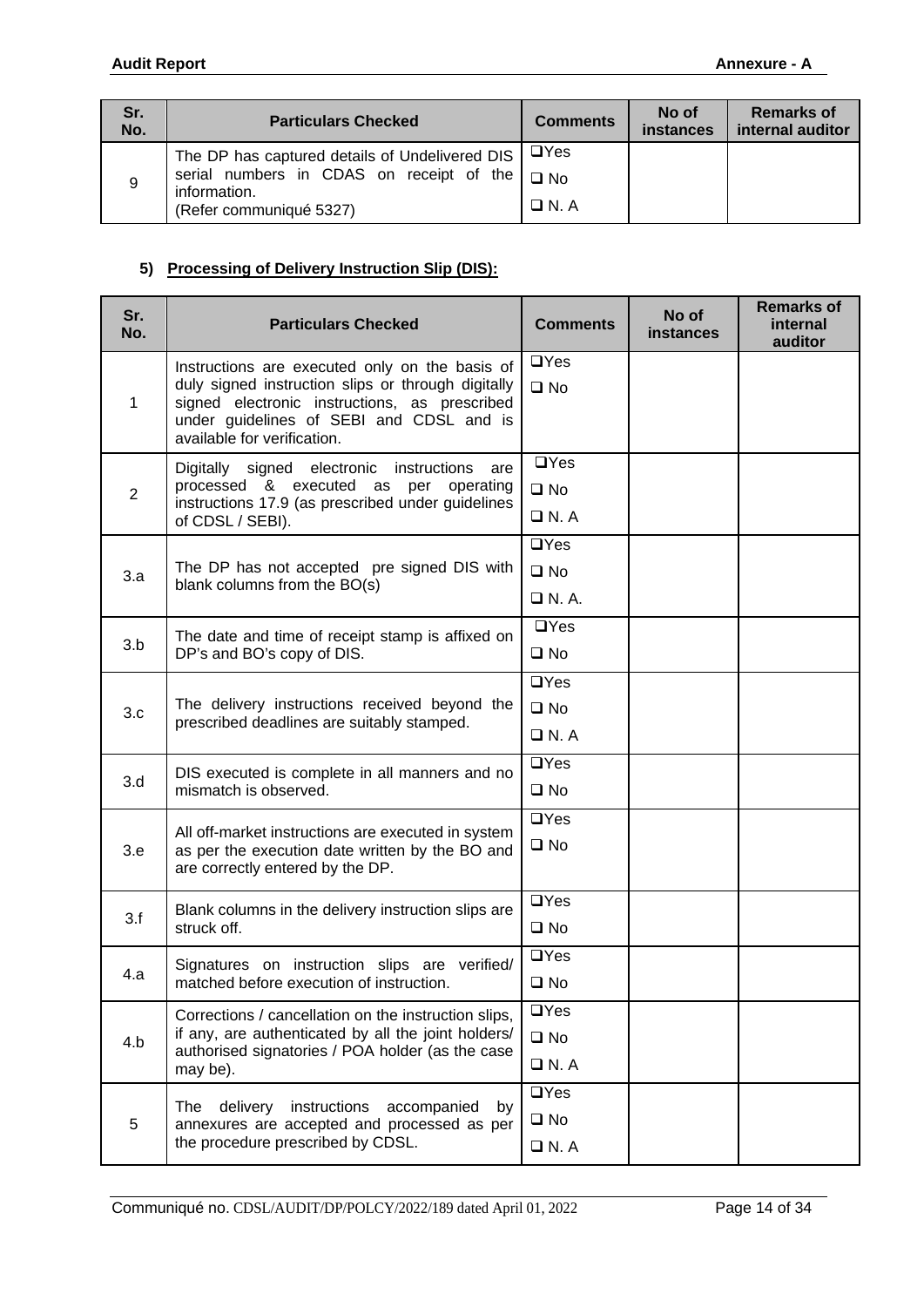| Sr. No. | Particulars Checked | Comments | No of instances | Remarks of internal auditor |
|---|---|---|---|---|
| 9 | The DP has captured details of Undelivered DIS serial numbers in CDAS on receipt of the information.<br>(Refer communiqué 5327) | ❑Yes<br>❑ No<br>❑ N. A | | |

### 5) Processing of Delivery Instruction Slip (DIS):

| Sr. No. | Particulars Checked | Comments | No of instances | Remarks of internal auditor |
|---|---|---|---|---|
| 1 | Instructions are executed only on the basis of duly signed instruction slips or through digitally signed electronic instructions, as prescribed under guidelines of SEBI and CDSL and is available for verification. | ❑Yes<br>❑ No | | |
| 2 | Digitally signed electronic instructions are processed & executed as per operating instructions 17.9 (as prescribed under guidelines of CDSL / SEBI). | ❑Yes<br>❑ No<br>❑ N. A | | |
| 3.a | The DP has not accepted pre signed DIS with blank columns from the BO(s) | ❑Yes<br>❑ No<br>❑ N. A. | | |
| 3.b | The date and time of receipt stamp is affixed on DP's and BO's copy of DIS. | ❑Yes<br>❑ No | | |
| 3.c | The delivery instructions received beyond the prescribed deadlines are suitably stamped. | ❑Yes<br>❑ No<br>❑ N. A | | |
| 3.d | DIS executed is complete in all manners and no mismatch is observed. | ❑Yes<br>❑ No | | |
| 3.e | All off-market instructions are executed in system as per the execution date written by the BO and are correctly entered by the DP. | ❑Yes<br>❑ No | | |
| 3.f | Blank columns in the delivery instruction slips are struck off. | ❑Yes<br>❑ No | | |
| 4.a | Signatures on instruction slips are verified/ matched before execution of instruction. | ❑Yes<br>❑ No | | |
| 4.b | Corrections / cancellation on the instruction slips, if any, are authenticated by all the joint holders/ authorised signatories / POA holder (as the case may be). | ❑Yes<br>❑ No<br>❑ N. A | | |
| 5 | The delivery instructions accompanied by annexures are accepted and processed as per the procedure prescribed by CDSL. | ❑Yes<br>❑ No<br>❑ N. A | | |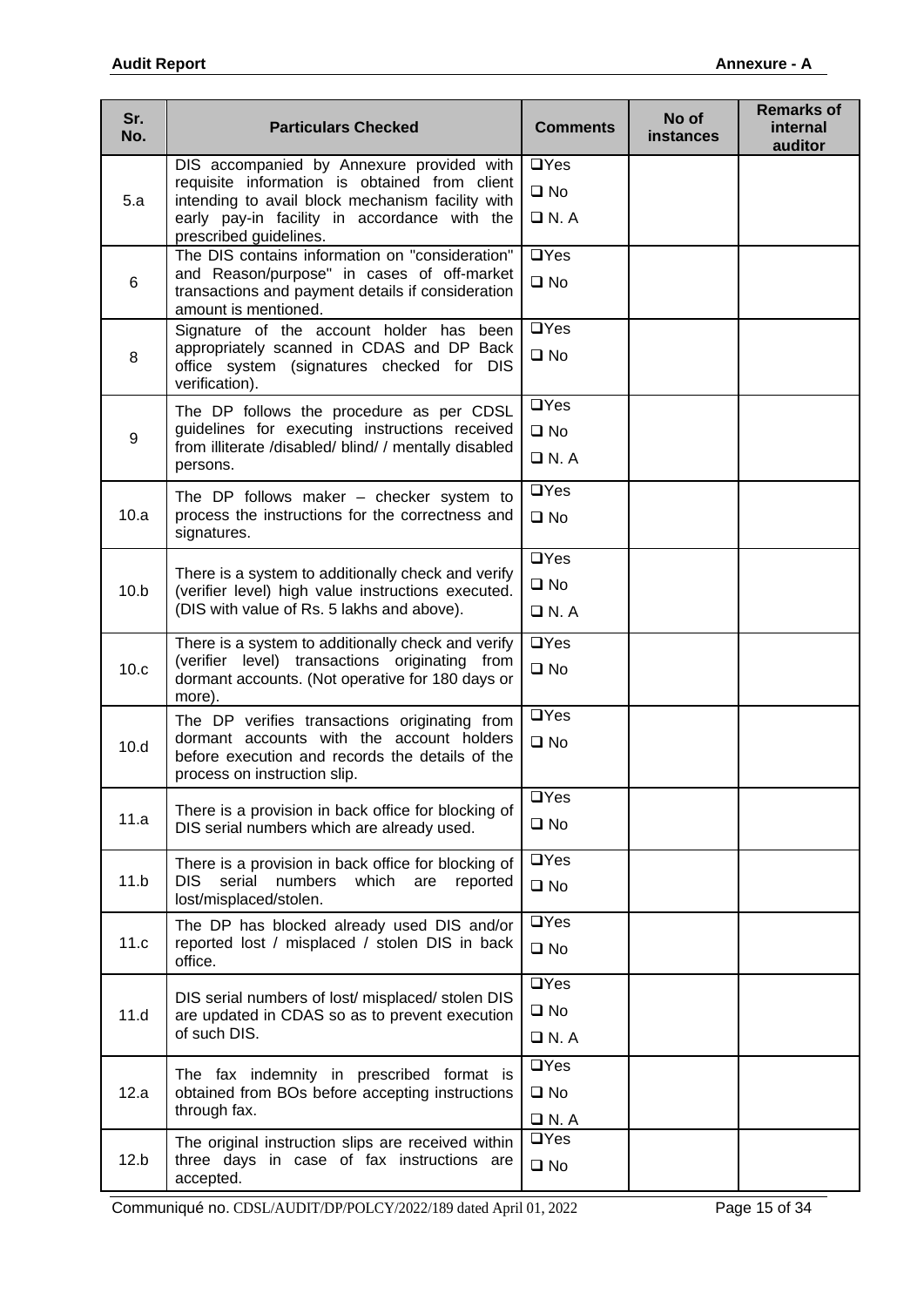| Sr. No. | Particulars Checked | Comments | No of instances | Remarks of internal auditor |
|---|---|---|---|---|
| 5.a | DIS accompanied by Annexure provided with requisite information is obtained from client intending to avail block mechanism facility with early pay-in facility in accordance with the prescribed guidelines. | ❑Yes ❑ No ❑ N. A | | |
| 6 | The DIS contains information on "consideration" and Reason/purpose" in cases of off-market transactions and payment details if consideration amount is mentioned. | ❑Yes ❑ No | | |
| 8 | Signature of the account holder has been appropriately scanned in CDAS and DP Back office system (signatures checked for DIS verification). | ❑Yes ❑ No | | |
| 9 | The DP follows the procedure as per CDSL guidelines for executing instructions received from illiterate /disabled/ blind/ / mentally disabled persons. | ❑Yes ❑ No ❑ N. A | | |
| 10.a | The DP follows maker – checker system to process the instructions for the correctness and signatures. | ❑Yes ❑ No | | |
| 10.b | There is a system to additionally check and verify (verifier level) high value instructions executed. (DIS with value of Rs. 5 lakhs and above). | ❑Yes ❑ No ❑ N. A | | |
| 10.c | There is a system to additionally check and verify (verifier level) transactions originating from dormant accounts. (Not operative for 180 days or more). | ❑Yes ❑ No | | |
| 10.d | The DP verifies transactions originating from dormant accounts with the account holders before execution and records the details of the process on instruction slip. | ❑Yes ❑ No | | |
| 11.a | There is a provision in back office for blocking of DIS serial numbers which are already used. | ❑Yes ❑ No | | |
| 11.b | There is a provision in back office for blocking of DIS serial numbers which are reported lost/misplaced/stolen. | ❑Yes ❑ No | | |
| 11.c | The DP has blocked already used DIS and/or reported lost / misplaced / stolen DIS in back office. | ❑Yes ❑ No | | |
| 11.d | DIS serial numbers of lost/ misplaced/ stolen DIS are updated in CDAS so as to prevent execution of such DIS. | ❑Yes ❑ No ❑ N. A | | |
| 12.a | The fax indemnity in prescribed format is obtained from BOs before accepting instructions through fax. | ❑Yes ❑ No ❑ N. A | | |
| 12.b | The original instruction slips are received within three days in case of fax instructions are accepted. | ❑Yes ❑ No | | |

Communiqué no. CDSL/AUDIT/DP/POLCY/2022/189 dated April 01, 2022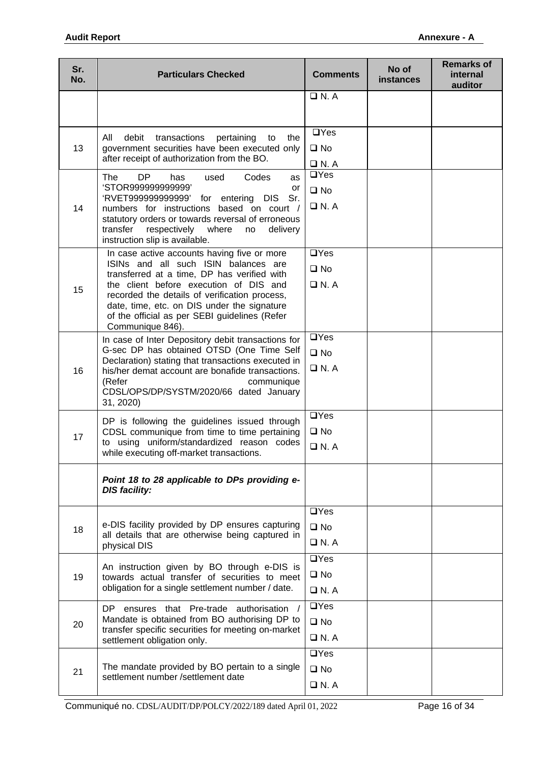| Sr. No. | Particulars Checked | Comments | No of instances | Remarks of internal auditor |
|---|---|---|---|---|
| | | ❑ N. A | | |
| 13 | All debit transactions pertaining to the government securities have been executed only after receipt of authorization from the BO. | ❑Yes ❑ No ❑ N. A | | |
| 14 | The DP has used Codes as 'STOR999999999999' or 'RVET999999999999' for entering DIS Sr. numbers for instructions based on court / statutory orders or towards reversal of erroneous transfer respectively where no delivery instruction slip is available. | ❑Yes ❑ No ❑ N. A | | |
| 15 | In case active accounts having five or more ISINs and all such ISIN balances are transferred at a time, DP has verified with the client before execution of DIS and recorded the details of verification process, date, time, etc. on DIS under the signature of the official as per SEBI guidelines (Refer Communique 846). | ❑Yes ❑ No ❑ N. A | | |
| 16 | In case of Inter Depository debit transactions for G-sec DP has obtained OTSD (One Time Self Declaration) stating that transactions executed in his/her demat account are bonafide transactions. (Refer communique CDSL/OPS/DP/SYSTM/2020/66 dated January 31, 2020) | ❑Yes ❑ No ❑ N. A | | |
| 17 | DP is following the guidelines issued through CDSL communique from time to time pertaining to using uniform/standardized reason codes while executing off-market transactions. | ❑Yes ❑ No ❑ N. A | | |
| | ***Point 18 to 28 applicable to DPs providing e-DIS facility:*** | | | |
| 18 | e-DIS facility provided by DP ensures capturing all details that are otherwise being captured in physical DIS | ❑Yes ❑ No ❑ N. A | | |
| 19 | An instruction given by BO through e-DIS is towards actual transfer of securities to meet obligation for a single settlement number / date. | ❑Yes ❑ No ❑ N. A | | |
| 20 | DP ensures that Pre-trade authorisation / Mandate is obtained from BO authorising DP to transfer specific securities for meeting on-market settlement obligation only. | ❑Yes ❑ No ❑ N. A | | |
| 21 | The mandate provided by BO pertain to a single settlement number /settlement date | ❑Yes ❑ No ❑ N. A | | |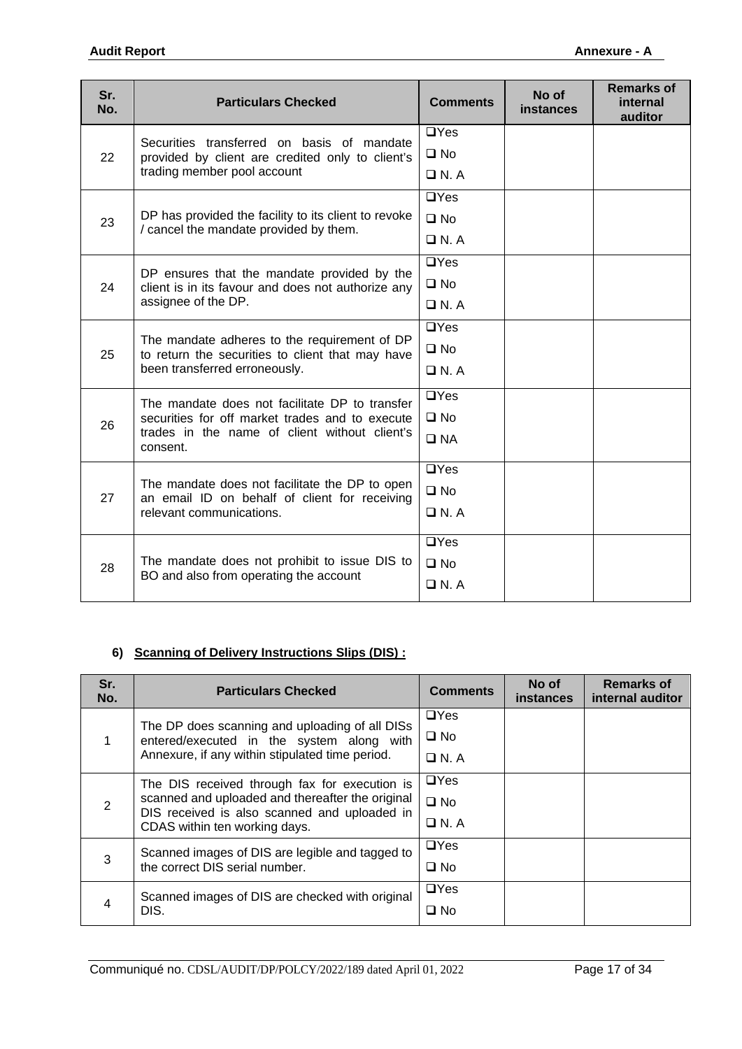| Sr. No. | Particulars Checked | Comments | No of instances | Remarks of internal auditor |
|---|---|---|---|---|
| 22 | Securities transferred on basis of mandate provided by client are credited only to client's trading member pool account | ❑Yes ❑ No ❑ N. A | | |
| 23 | DP has provided the facility to its client to revoke / cancel the mandate provided by them. | ❑Yes ❑ No ❑ N. A | | |
| 24 | DP ensures that the mandate provided by the client is in its favour and does not authorize any assignee of the DP. | ❑Yes ❑ No ❑ N. A | | |
| 25 | The mandate adheres to the requirement of DP to return the securities to client that may have been transferred erroneously. | ❑Yes ❑ No ❑ N. A | | |
| 26 | The mandate does not facilitate DP to transfer securities for off market trades and to execute trades in the name of client without client's consent. | ❑Yes ❑ No ❑ NA | | |
| 27 | The mandate does not facilitate the DP to open an email ID on behalf of client for receiving relevant communications. | ❑Yes ❑ No ❑ N. A | | |
| 28 | The mandate does not prohibit to issue DIS to BO and also from operating the account | ❑Yes ❑ No ❑ N. A | | |

**6) Scanning of Delivery Instructions Slips (DIS) :**

| Sr. No. | Particulars Checked | Comments | No of instances | Remarks of internal auditor |
|---|---|---|---|---|
| 1 | The DP does scanning and uploading of all DISs entered/executed in the system along with Annexure, if any within stipulated time period. | ❑Yes ❑ No ❑ N. A | | |
| 2 | The DIS received through fax for execution is scanned and uploaded and thereafter the original DIS received is also scanned and uploaded in CDAS within ten working days. | ❑Yes ❑ No ❑ N. A | | |
| 3 | Scanned images of DIS are legible and tagged to the correct DIS serial number. | ❑Yes ❑ No | | |
| 4 | Scanned images of DIS are checked with original DIS. | ❑Yes ❑ No | | |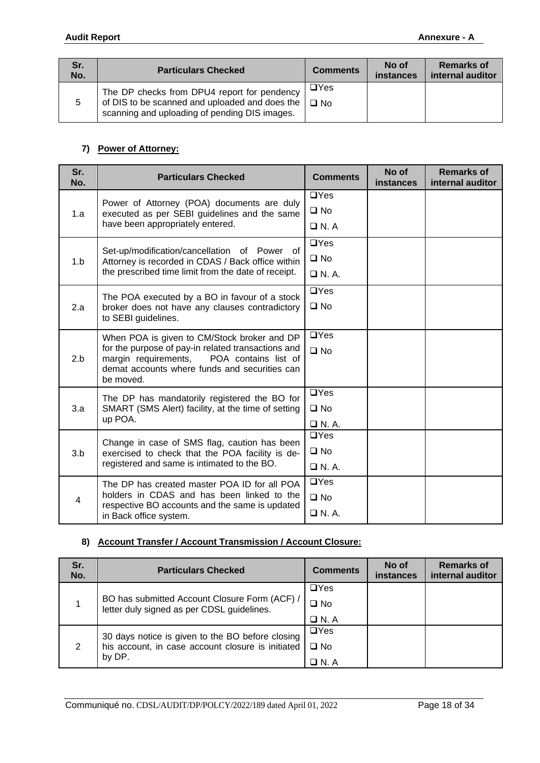| Sr. No. | Particulars Checked | Comments | No of instances | Remarks of internal auditor |
|---|---|---|---|---|
| 5 | The DP checks from DPU4 report for pendency of DIS to be scanned and uploaded and does the scanning and uploading of pending DIS images. | ❑Yes ❑ No | | |

### 7) Power of Attorney:

| Sr. No. | Particulars Checked | Comments | No of instances | Remarks of internal auditor |
|---|---|---|---|---|
| 1.a | Power of Attorney (POA) documents are duly executed as per SEBI guidelines and the same have been appropriately entered. | ❑Yes ❑ No ❑ N. A | | |
| 1.b | Set-up/modification/cancellation of Power of Attorney is recorded in CDAS / Back office within the prescribed time limit from the date of receipt. | ❑Yes ❑ No ❑ N. A. | | |
| 2.a | The POA executed by a BO in favour of a stock broker does not have any clauses contradictory to SEBI guidelines. | ❑Yes ❑ No | | |
| 2.b | When POA is given to CM/Stock broker and DP for the purpose of pay-in related transactions and margin requirements, POA contains list of demat accounts where funds and securities can be moved. | ❑Yes ❑ No | | |
| 3.a | The DP has mandatorily registered the BO for SMART (SMS Alert) facility, at the time of setting up POA. | ❑Yes ❑ No ❑ N. A. | | |
| 3.b | Change in case of SMS flag, caution has been exercised to check that the POA facility is de-registered and same is intimated to the BO. | ❑Yes ❑ No ❑ N. A. | | |
| 4 | The DP has created master POA ID for all POA holders in CDAS and has been linked to the respective BO accounts and the same is updated in Back office system. | ❑Yes ❑ No ❑ N. A. | | |

### 8) Account Transfer / Account Transmission / Account Closure:

| Sr. No. | Particulars Checked | Comments | No of instances | Remarks of internal auditor |
|---|---|---|---|---|
| 1 | BO has submitted Account Closure Form (ACF) / letter duly signed as per CDSL guidelines. | ❑Yes ❑ No ❑ N. A | | |
| 2 | 30 days notice is given to the BO before closing his account, in case account closure is initiated by DP. | ❑Yes ❑ No ❑ N. A | | |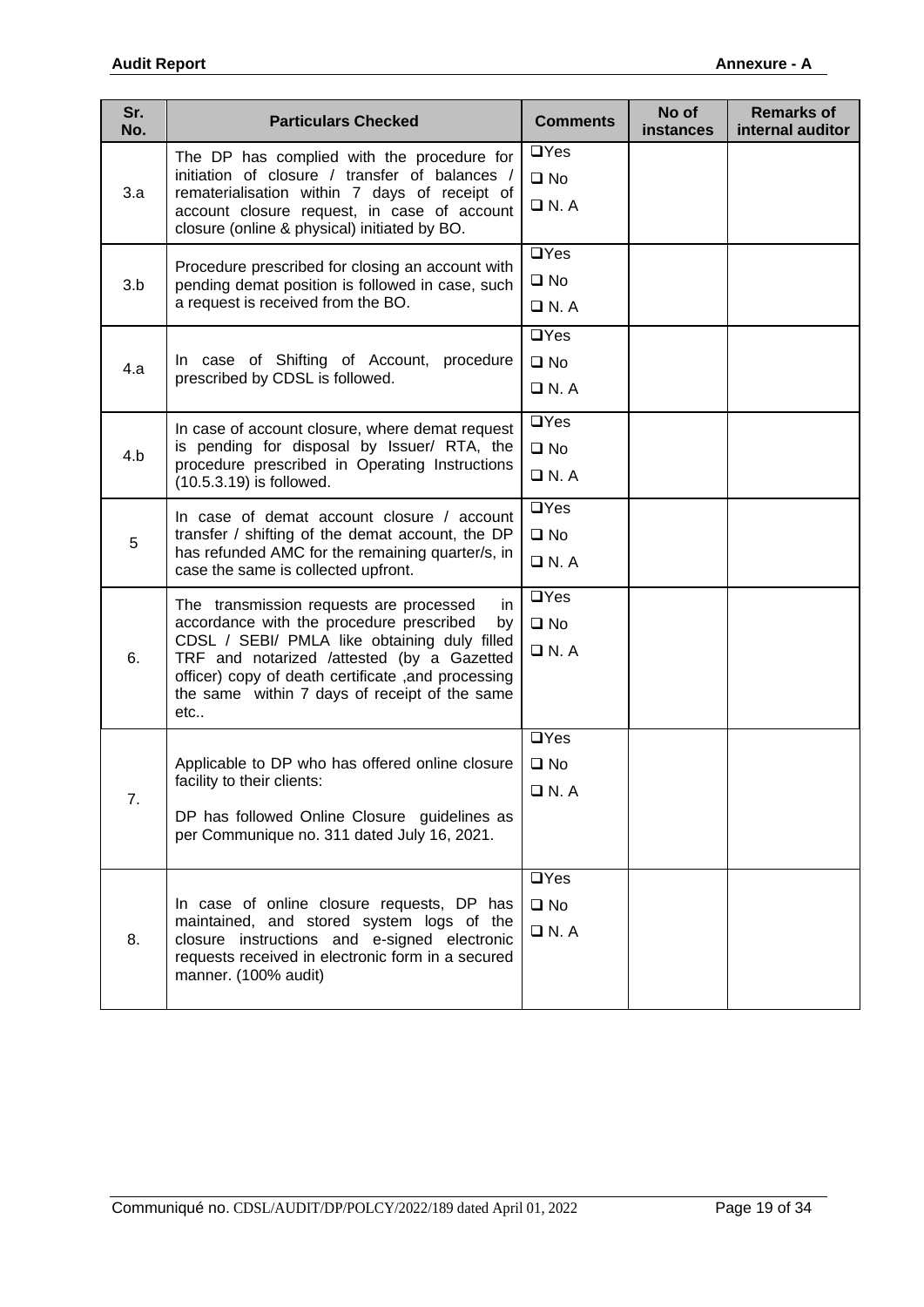| Sr. No. | Particulars Checked | Comments | No of instances | Remarks of internal auditor |
|---|---|---|---|---|
| 3.a | The DP has complied with the procedure for initiation of closure / transfer of balances / rematerialisation within 7 days of receipt of account closure request, in case of account closure (online & physical) initiated by BO. | ❑Yes ❑ No ❑ N. A | | |
| 3.b | Procedure prescribed for closing an account with pending demat position is followed in case, such a request is received from the BO. | ❑Yes ❑ No ❑ N. A | | |
| 4.a | In case of Shifting of Account, procedure prescribed by CDSL is followed. | ❑Yes ❑ No ❑ N. A | | |
| 4.b | In case of account closure, where demat request is pending for disposal by Issuer/ RTA, the procedure prescribed in Operating Instructions (10.5.3.19) is followed. | ❑Yes ❑ No ❑ N. A | | |
| 5 | In case of demat account closure / account transfer / shifting of the demat account, the DP has refunded AMC for the remaining quarter/s, in case the same is collected upfront. | ❑Yes ❑ No ❑ N. A | | |
| 6. | The transmission requests are processed in accordance with the procedure prescribed by CDSL / SEBI/ PMLA like obtaining duly filled TRF and notarized /attested (by a Gazetted officer) copy of death certificate ,and processing the same within 7 days of receipt of the same etc.. | ❑Yes ❑ No ❑ N. A | | |
| 7. | Applicable to DP who has offered online closure facility to their clients: DP has followed Online Closure guidelines as per Communique no. 311 dated July 16, 2021. | ❑Yes ❑ No ❑ N. A | | |
| 8. | In case of online closure requests, DP has maintained, and stored system logs of the closure instructions and e-signed electronic requests received in electronic form in a secured manner. (100% audit) | ❑Yes ❑ No ❑ N. A | | |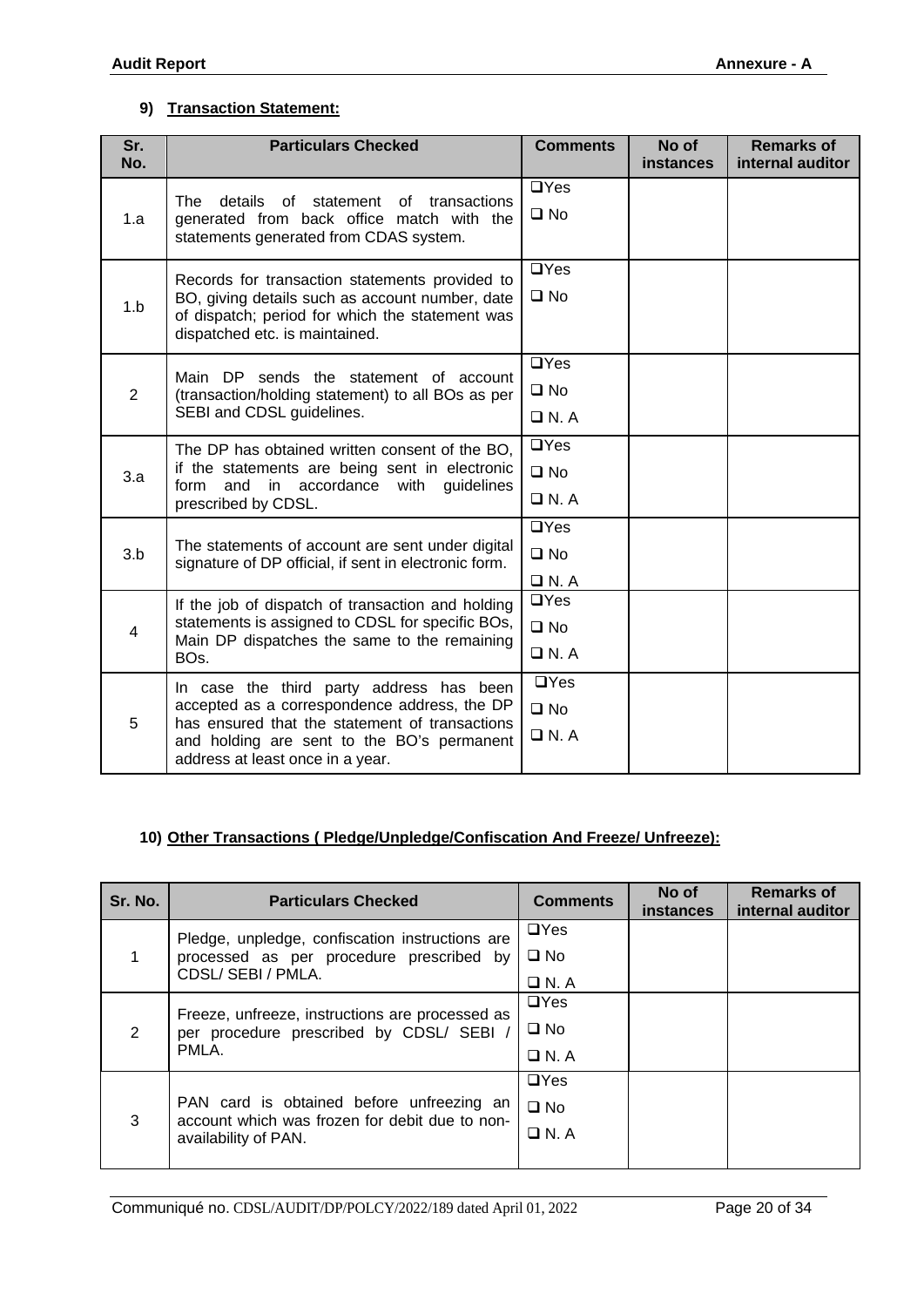## 9) Transaction Statement:

| Sr. No. | Particulars Checked | Comments | No of instances | Remarks of internal auditor |
|---|---|---|---|---|
| 1.a | The details of statement of transactions generated from back office match with the statements generated from CDAS system. | ❑ Yes<br>❑ No | | |
| 1.b | Records for transaction statements provided to BO, giving details such as account number, date of dispatch; period for which the statement was dispatched etc. is maintained. | ❑ Yes<br>❑ No | | |
| 2 | Main DP sends the statement of account (transaction/holding statement) to all BOs as per SEBI and CDSL guidelines. | ❑ Yes<br>❑ No<br>❑ N. A | | |
| 3.a | The DP has obtained written consent of the BO, if the statements are being sent in electronic form and in accordance with guidelines prescribed by CDSL. | ❑ Yes<br>❑ No<br>❑ N. A | | |
| 3.b | The statements of account are sent under digital signature of DP official, if sent in electronic form. | ❑ Yes<br>❑ No<br>❑ N. A | | |
| 4 | If the job of dispatch of transaction and holding statements is assigned to CDSL for specific BOs, Main DP dispatches the same to the remaining BOs. | ❑ Yes<br>❑ No<br>❑ N. A | | |
| 5 | In case the third party address has been accepted as a correspondence address, the DP has ensured that the statement of transactions and holding are sent to the BO's permanent address at least once in a year. | ❑ Yes<br>❑ No<br>❑ N. A | | |

## 10) Other Transactions ( Pledge/Unpledge/Confiscation And Freeze/ Unfreeze):

| Sr. No. | Particulars Checked | Comments | No of instances | Remarks of internal auditor |
|---|---|---|---|---|
| 1 | Pledge, unpledge, confiscation instructions are processed as per procedure prescribed by CDSL/ SEBI / PMLA. | ❑ Yes<br>❑ No<br>❑ N. A | | |
| 2 | Freeze, unfreeze, instructions are processed as per procedure prescribed by CDSL/ SEBI / PMLA. | ❑ Yes<br>❑ No<br>❑ N. A | | |
| 3 | PAN card is obtained before unfreezing an account which was frozen for debit due to non-availability of PAN. | ❑ Yes<br>❑ No<br>❑ N. A | | |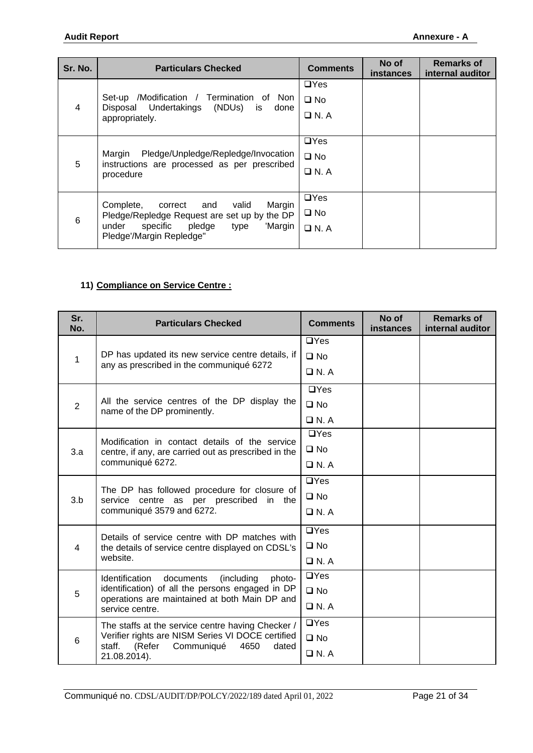| Sr. No. | Particulars Checked | Comments | No of instances | Remarks of internal auditor |
|---|---|---|---|---|
| 4 | Set-up /Modification / Termination of Non Disposal Undertakings (NDUs) is done appropriately. | ❑Yes ❑ No ❑ N. A | | |
| 5 | Margin Pledge/Unpledge/Repledge/Invocation instructions are processed as per prescribed procedure | ❑Yes ❑ No ❑ N. A | | |
| 6 | Complete, correct and valid Margin Pledge/Repledge Request are set up by the DP under specific pledge type 'Margin Pledge'/Margin Repledge" | ❑Yes ❑ No ❑ N. A | | |

## 11) Compliance on Service Centre :

| Sr. No. | Particulars Checked | Comments | No of instances | Remarks of internal auditor |
|---|---|---|---|---|
| 1 | DP has updated its new service centre details, if any as prescribed in the communiqué 6272 | ❑Yes ❑ No ❑ N. A | | |
| 2 | All the service centres of the DP display the name of the DP prominently. | ❑Yes ❑ No ❑ N. A | | |
| 3.a | Modification in contact details of the service centre, if any, are carried out as prescribed in the communiqué 6272. | ❑Yes ❑ No ❑ N. A | | |
| 3.b | The DP has followed procedure for closure of service centre as per prescribed in the communiqué 3579 and 6272. | ❑Yes ❑ No ❑ N. A | | |
| 4 | Details of service centre with DP matches with the details of service centre displayed on CDSL's website. | ❑Yes ❑ No ❑ N. A | | |
| 5 | Identification documents (including photo-identification) of all the persons engaged in DP operations are maintained at both Main DP and service centre. | ❑Yes ❑ No ❑ N. A | | |
| 6 | The staffs at the service centre having Checker / Verifier rights are NISM Series VI DOCE certified staff. (Refer Communiqué 4650 dated 21.08.2014). | ❑Yes ❑ No ❑ N. A | | |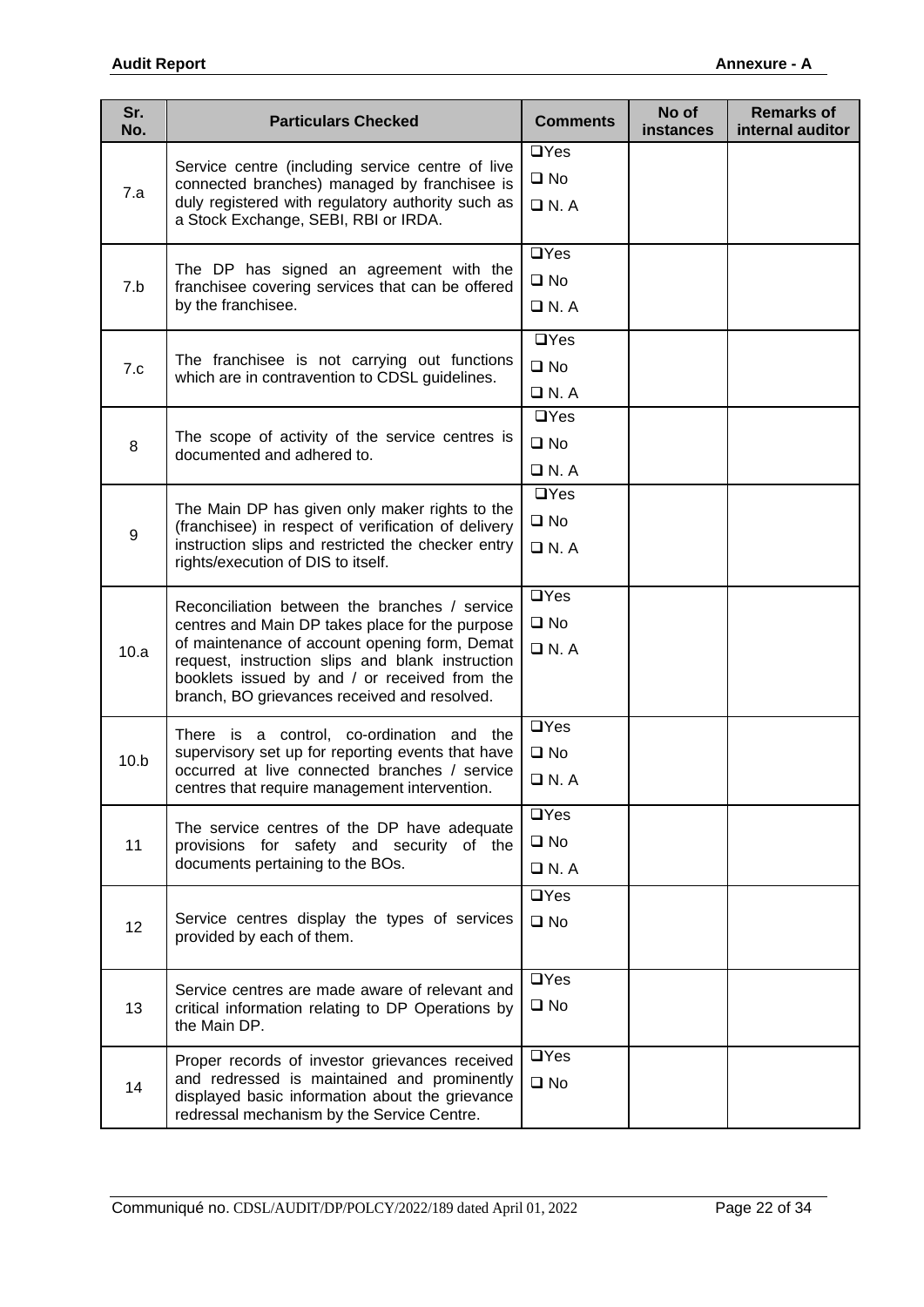| Sr. No. | Particulars Checked | Comments | No of instances | Remarks of internal auditor |
|---|---|---|---|---|
| 7.a | Service centre (including service centre of live connected branches) managed by franchisee is duly registered with regulatory authority such as a Stock Exchange, SEBI, RBI or IRDA. | ❑Yes<br>❑ No<br>❑ N. A | | |
| 7.b | The DP has signed an agreement with the franchisee covering services that can be offered by the franchisee. | ❑Yes<br>❑ No<br>❑ N. A | | |
| 7.c | The franchisee is not carrying out functions which are in contravention to CDSL guidelines. | ❑Yes<br>❑ No<br>❑ N. A | | |
| 8 | The scope of activity of the service centres is documented and adhered to. | ❑Yes<br>❑ No<br>❑ N. A | | |
| 9 | The Main DP has given only maker rights to the (franchisee) in respect of verification of delivery instruction slips and restricted the checker entry rights/execution of DIS to itself. | ❑Yes<br>❑ No<br>❑ N. A | | |
| 10.a | Reconciliation between the branches / service centres and Main DP takes place for the purpose of maintenance of account opening form, Demat request, instruction slips and blank instruction booklets issued by and / or received from the branch, BO grievances received and resolved. | ❑Yes<br>❑ No<br>❑ N. A | | |
| 10.b | There is a control, co-ordination and the supervisory set up for reporting events that have occurred at live connected branches / service centres that require management intervention. | ❑Yes<br>❑ No<br>❑ N. A | | |
| 11 | The service centres of the DP have adequate provisions for safety and security of the documents pertaining to the BOs. | ❑Yes<br>❑ No<br>❑ N. A | | |
| 12 | Service centres display the types of services provided by each of them. | ❑Yes<br>❑ No | | |
| 13 | Service centres are made aware of relevant and critical information relating to DP Operations by the Main DP. | ❑Yes<br>❑ No | | |
| 14 | Proper records of investor grievances received and redressed is maintained and prominently displayed basic information about the grievance redressal mechanism by the Service Centre. | ❑Yes<br>❑ No | | |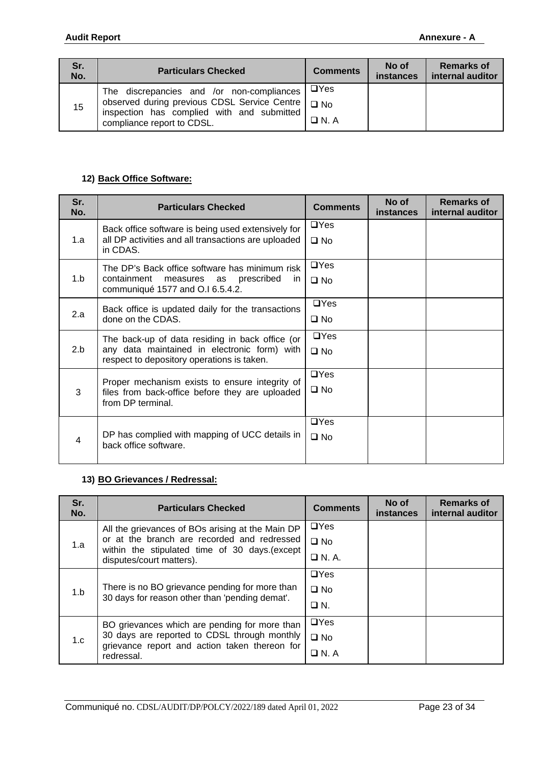| Sr. No. | Particulars Checked | Comments | No of instances | Remarks of internal auditor |
|---|---|---|---|---|
| 15 | The discrepancies and /or non-compliances observed during previous CDSL Service Centre inspection has complied with and submitted compliance report to CDSL. | ❑Yes<br>❑ No<br>❑ N. A | | |

#### 12) Back Office Software:

| Sr. No. | Particulars Checked | Comments | No of instances | Remarks of internal auditor |
|---|---|---|---|---|
| 1.a | Back office software is being used extensively for all DP activities and all transactions are uploaded in CDAS. | ❑Yes<br>❑ No | | |
| 1.b | The DP's Back office software has minimum risk containment measures as prescribed in communiqué 1577 and O.I 6.5.4.2. | ❑Yes<br>❑ No | | |
| 2.a | Back office is updated daily for the transactions done on the CDAS. | ❑Yes<br>❑ No | | |
| 2.b | The back-up of data residing in back office (or any data maintained in electronic form) with respect to depository operations is taken. | ❑Yes<br>❑ No | | |
| 3 | Proper mechanism exists to ensure integrity of files from back-office before they are uploaded from DP terminal. | ❑Yes<br>❑ No | | |
| 4 | DP has complied with mapping of UCC details in back office software. | ❑Yes<br>❑ No | | |

#### 13) BO Grievances / Redressal:

| Sr. No. | Particulars Checked | Comments | No of instances | Remarks of internal auditor |
|---|---|---|---|---|
| 1.a | All the grievances of BOs arising at the Main DP or at the branch are recorded and redressed within the stipulated time of 30 days.(except disputes/court matters). | ❑Yes<br>❑ No<br>❑ N. A. | | |
| 1.b | There is no BO grievance pending for more than 30 days for reason other than 'pending demat'. | ❑Yes<br>❑ No<br>❑ N. | | |
| 1.c | BO grievances which are pending for more than 30 days are reported to CDSL through monthly grievance report and action taken thereon for redressal. | ❑Yes<br>❑ No<br>❑ N. A | | |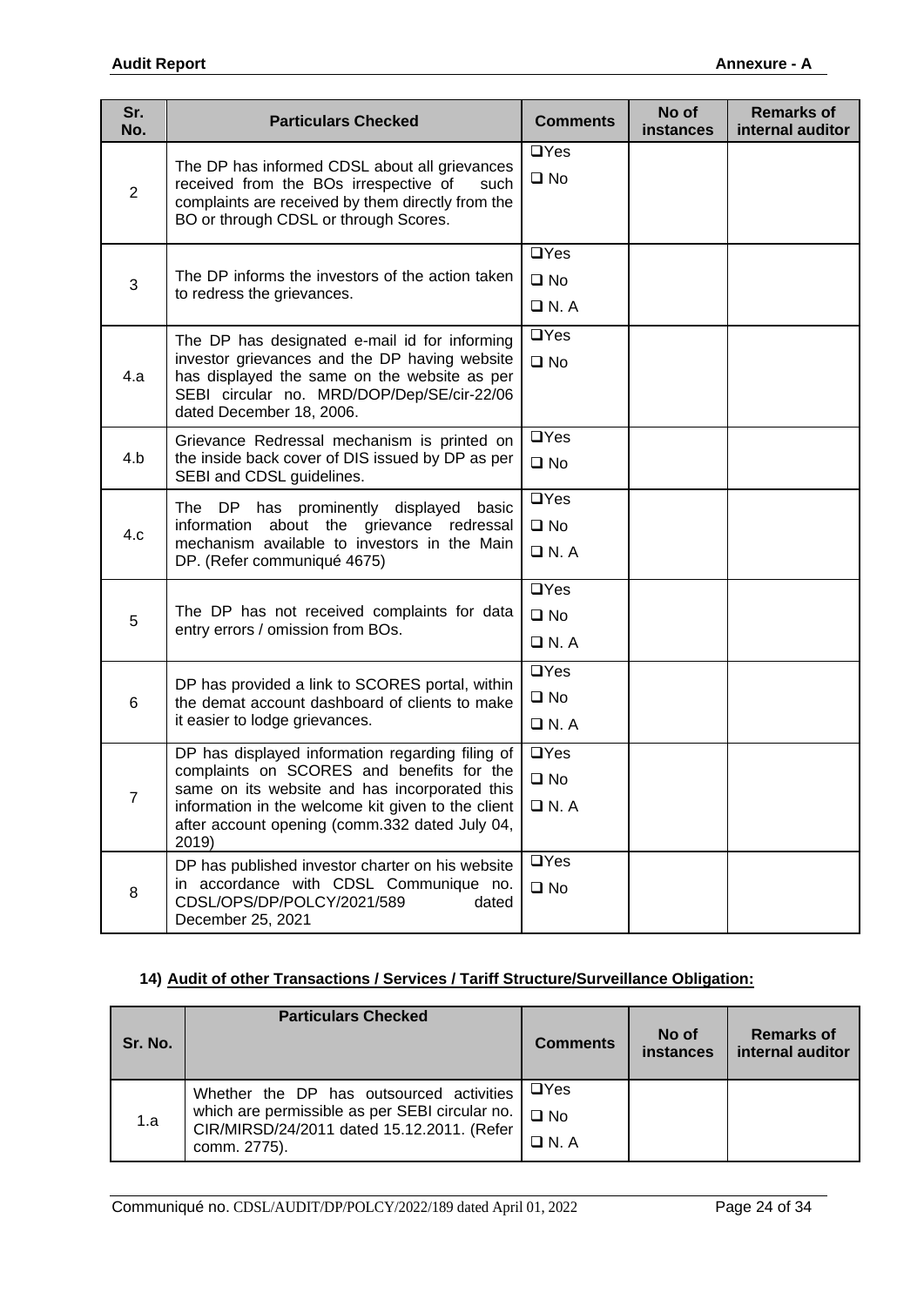| Sr. No. | Particulars Checked | Comments | No of instances | Remarks of internal auditor |
|---|---|---|---|---|
| 2 | The DP has informed CDSL about all grievances received from the BOs irrespective of such complaints are received by them directly from the BO or through CDSL or through Scores. | ❑Yes ❑ No | | |
| 3 | The DP informs the investors of the action taken to redress the grievances. | ❑Yes ❑ No ❑ N. A | | |
| 4.a | The DP has designated e-mail id for informing investor grievances and the DP having website has displayed the same on the website as per SEBI circular no. MRD/DOP/Dep/SE/cir-22/06 dated December 18, 2006. | ❑Yes ❑ No | | |
| 4.b | Grievance Redressal mechanism is printed on the inside back cover of DIS issued by DP as per SEBI and CDSL guidelines. | ❑Yes ❑ No | | |
| 4.c | The DP has prominently displayed basic information about the grievance redressal mechanism available to investors in the Main DP. (Refer communiqué 4675) | ❑Yes ❑ No ❑ N. A | | |
| 5 | The DP has not received complaints for data entry errors / omission from BOs. | ❑Yes ❑ No ❑ N. A | | |
| 6 | DP has provided a link to SCORES portal, within the demat account dashboard of clients to make it easier to lodge grievances. | ❑Yes ❑ No ❑ N. A | | |
| 7 | DP has displayed information regarding filing of complaints on SCORES and benefits for the same on its website and has incorporated this information in the welcome kit given to the client after account opening (comm.332 dated July 04, 2019) | ❑Yes ❑ No ❑ N. A | | |
| 8 | DP has published investor charter on his website in accordance with CDSL Communique no. CDSL/OPS/DP/POLCY/2021/589 dated December 25, 2021 | ❑Yes ❑ No | | |

## 14) Audit of other Transactions / Services / Tariff Structure/Surveillance Obligation:

| Sr. No. | Particulars Checked | Comments | No of instances | Remarks of internal auditor |
|---|---|---|---|---|
| 1.a | Whether the DP has outsourced activities which are permissible as per SEBI circular no. CIR/MIRSD/24/2011 dated 15.12.2011. (Refer comm. 2775). | ❑Yes ❑ No ❑ N. A | | |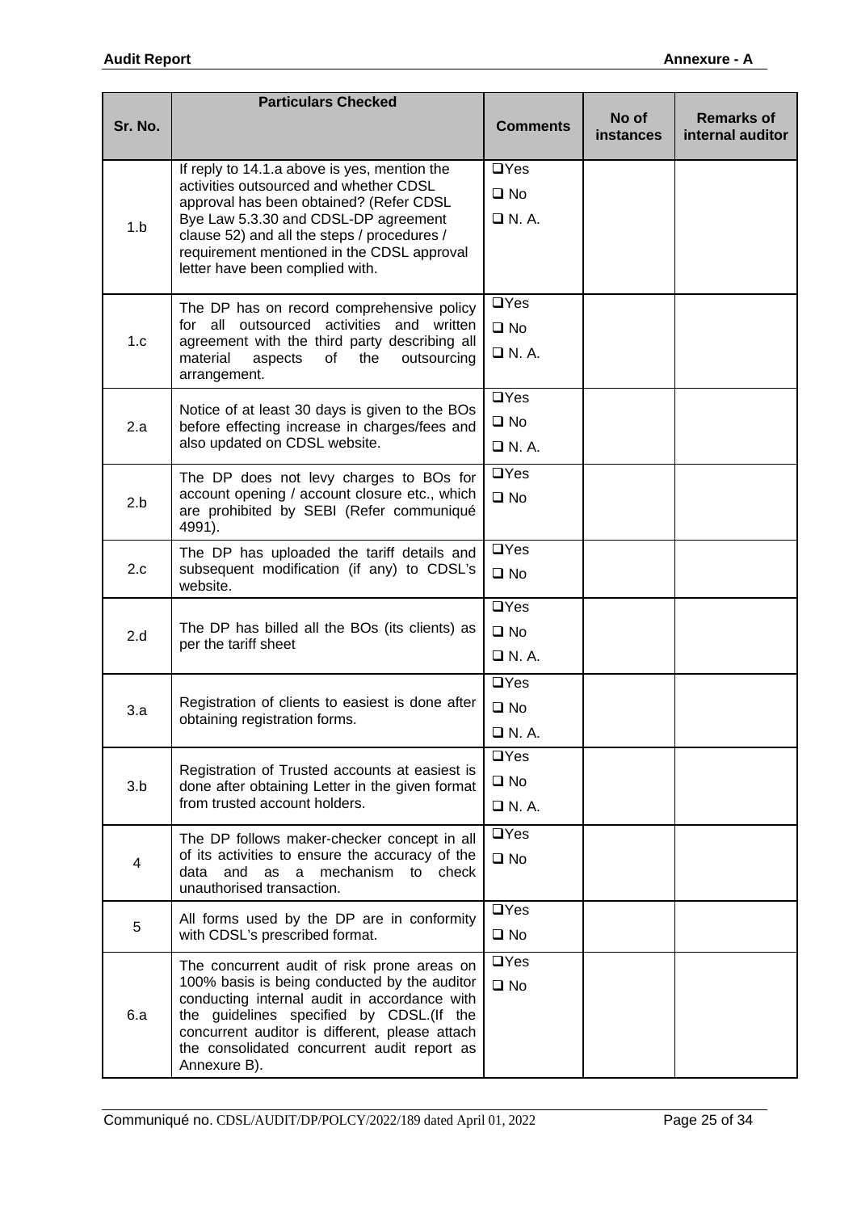| Sr. No. | Particulars Checked | Comments | No of instances | Remarks of internal auditor |
|---|---|---|---|---|
| 1.b | If reply to 14.1.a above is yes, mention the activities outsourced and whether CDSL approval has been obtained? (Refer CDSL Bye Law 5.3.30 and CDSL-DP agreement clause 52) and all the steps / procedures / requirement mentioned in the CDSL approval letter have been complied with. | ❑Yes ❑ No ❑ N. A. | | |
| 1.c | The DP has on record comprehensive policy for all outsourced activities and written agreement with the third party describing all material aspects of the outsourcing arrangement. | ❑Yes ❑ No ❑ N. A. | | |
| 2.a | Notice of at least 30 days is given to the BOs before effecting increase in charges/fees and also updated on CDSL website. | ❑Yes ❑ No ❑ N. A. | | |
| 2.b | The DP does not levy charges to BOs for account opening / account closure etc., which are prohibited by SEBI (Refer communiqué 4991). | ❑Yes ❑ No | | |
| 2.c | The DP has uploaded the tariff details and subsequent modification (if any) to CDSL's website. | ❑Yes ❑ No | | |
| 2.d | The DP has billed all the BOs (its clients) as per the tariff sheet | ❑Yes ❑ No ❑ N. A. | | |
| 3.a | Registration of clients to easiest is done after obtaining registration forms. | ❑Yes ❑ No ❑ N. A. | | |
| 3.b | Registration of Trusted accounts at easiest is done after obtaining Letter in the given format from trusted account holders. | ❑Yes ❑ No ❑ N. A. | | |
| 4 | The DP follows maker-checker concept in all of its activities to ensure the accuracy of the data and as a mechanism to check unauthorised transaction. | ❑Yes ❑ No | | |
| 5 | All forms used by the DP are in conformity with CDSL's prescribed format. | ❑Yes ❑ No | | |
| 6.a | The concurrent audit of risk prone areas on 100% basis is being conducted by the auditor conducting internal audit in accordance with the guidelines specified by CDSL.(If the concurrent auditor is different, please attach the consolidated concurrent audit report as Annexure B). | ❑Yes ❑ No | | |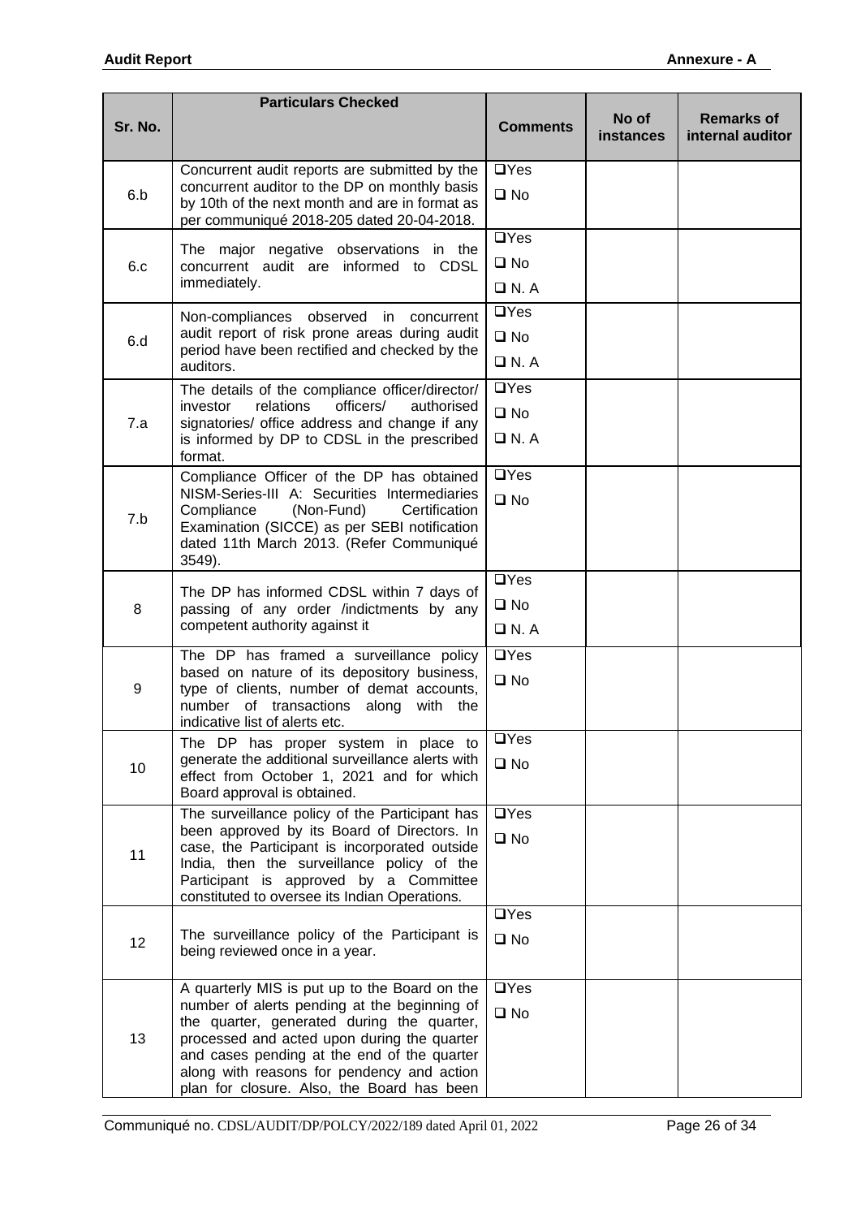| Sr. No. | Particulars Checked | Comments | No of instances | Remarks of internal auditor |
|---|---|---|---|---|
| 6.b | Concurrent audit reports are submitted by the concurrent auditor to the DP on monthly basis by 10th of the next month and are in format as per communiqué 2018-205 dated 20-04-2018. | ❑Yes ❑ No | | |
| 6.c | The major negative observations in the concurrent audit are informed to CDSL immediately. | ❑Yes ❑ No ❑ N. A | | |
| 6.d | Non-compliances observed in concurrent audit report of risk prone areas during audit period have been rectified and checked by the auditors. | ❑Yes ❑ No ❑ N. A | | |
| 7.a | The details of the compliance officer/director/ investor relations officers/ authorised signatories/ office address and change if any is informed by DP to CDSL in the prescribed format. | ❑Yes ❑ No ❑ N. A | | |
| 7.b | Compliance Officer of the DP has obtained NISM-Series-III A: Securities Intermediaries Compliance (Non-Fund) Certification Examination (SICCE) as per SEBI notification dated 11th March 2013. (Refer Communiqué 3549). | ❑Yes ❑ No | | |
| 8 | The DP has informed CDSL within 7 days of passing of any order /indictments by any competent authority against it | ❑Yes ❑ No ❑ N. A | | |
| 9 | The DP has framed a surveillance policy based on nature of its depository business, type of clients, number of demat accounts, number of transactions along with the indicative list of alerts etc. | ❑Yes ❑ No | | |
| 10 | The DP has proper system in place to generate the additional surveillance alerts with effect from October 1, 2021 and for which Board approval is obtained. | ❑Yes ❑ No | | |
| 11 | The surveillance policy of the Participant has been approved by its Board of Directors. In case, the Participant is incorporated outside India, then the surveillance policy of the Participant is approved by a Committee constituted to oversee its Indian Operations. | ❑Yes ❑ No | | |
| 12 | The surveillance policy of the Participant is being reviewed once in a year. | ❑Yes ❑ No | | |
| 13 | A quarterly MIS is put up to the Board on the number of alerts pending at the beginning of the quarter, generated during the quarter, processed and acted upon during the quarter and cases pending at the end of the quarter along with reasons for pendency and action plan for closure. Also, the Board has been | ❑Yes ❑ No | | |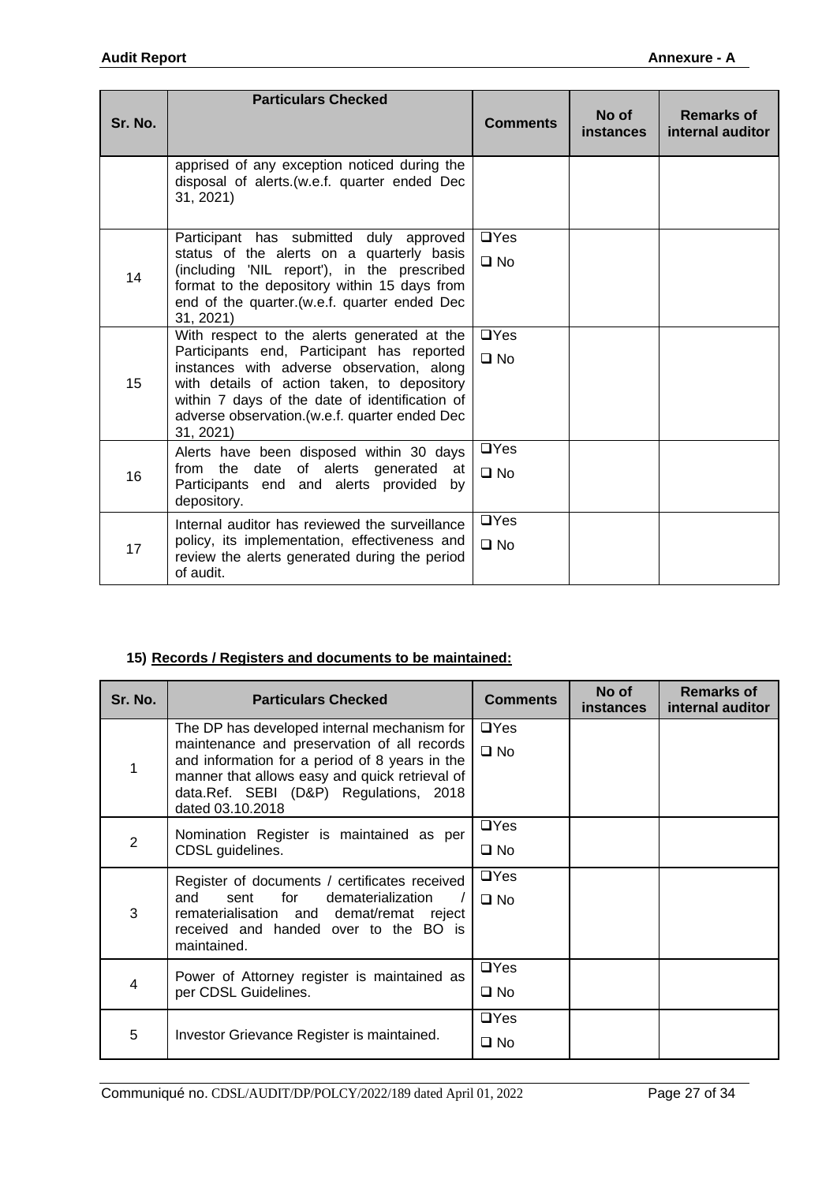| Sr. No. | Particulars Checked | Comments | No of instances | Remarks of internal auditor |
|---|---|---|---|---|
| | apprised of any exception noticed during the disposal of alerts.(w.e.f. quarter ended Dec 31, 2021) | | | |
| 14 | Participant has submitted duly approved status of the alerts on a quarterly basis (including 'NIL report'), in the prescribed format to the depository within 15 days from end of the quarter.(w.e.f. quarter ended Dec 31, 2021) | ❑Yes ❑ No | | |
| 15 | With respect to the alerts generated at the Participants end, Participant has reported instances with adverse observation, along with details of action taken, to depository within 7 days of the date of identification of adverse observation.(w.e.f. quarter ended Dec 31, 2021) | ❑Yes ❑ No | | |
| 16 | Alerts have been disposed within 30 days from the date of alerts generated at Participants end and alerts provided by depository. | ❑Yes ❑ No | | |
| 17 | Internal auditor has reviewed the surveillance policy, its implementation, effectiveness and review the alerts generated during the period of audit. | ❑Yes ❑ No | | |

**15) Records / Registers and documents to be maintained:**

| Sr. No. | Particulars Checked | Comments | No of instances | Remarks of internal auditor |
|---|---|---|---|---|
| 1 | The DP has developed internal mechanism for maintenance and preservation of all records and information for a period of 8 years in the manner that allows easy and quick retrieval of data.Ref. SEBI (D&P) Regulations, 2018 dated 03.10.2018 | ❑Yes ❑ No | | |
| 2 | Nomination Register is maintained as per CDSL guidelines. | ❑Yes ❑ No | | |
| 3 | Register of documents / certificates received and sent for dematerialization / rematerialisation and demat/remat reject received and handed over to the BO is maintained. | ❑Yes ❑ No | | |
| 4 | Power of Attorney register is maintained as per CDSL Guidelines. | ❑Yes ❑ No | | |
| 5 | Investor Grievance Register is maintained. | ❑Yes ❑ No | | |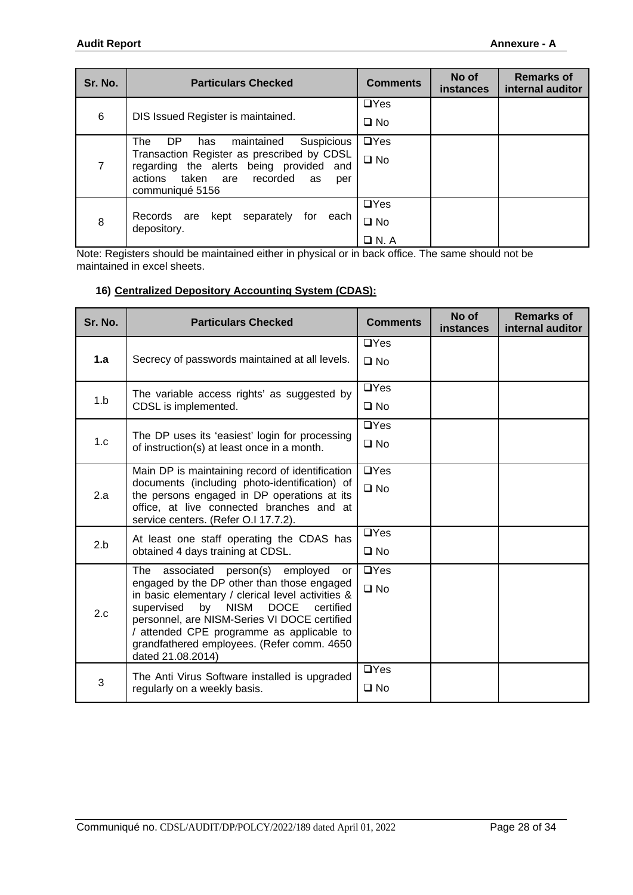| Sr. No. | Particulars Checked | Comments | No of instances | Remarks of internal auditor |
|---|---|---|---|---|
| 6 | DIS Issued Register is maintained. | ❑Yes<br>❑ No | | |
| 7 | The DP has maintained Suspicious Transaction Register as prescribed by CDSL regarding the alerts being provided and actions taken are recorded as per communiqué 5156 | ❑Yes<br>❑ No | | |
| 8 | Records are kept separately for each depository. | ❑Yes<br>❑ No<br>❑ N. A | | |

Note: Registers should be maintained either in physical or in back office. The same should not be maintained in excel sheets.

**16) Centralized Depository Accounting System (CDAS):**

| Sr. No. | Particulars Checked | Comments | No of instances | Remarks of internal auditor |
|---|---|---|---|---|
| **1.a** | Secrecy of passwords maintained at all levels. | ❑Yes<br>❑ No | | |
| 1.b | The variable access rights' as suggested by CDSL is implemented. | ❑Yes<br>❑ No | | |
| 1.c | The DP uses its 'easiest' login for processing of instruction(s) at least once in a month. | ❑Yes<br>❑ No | | |
| 2.a | Main DP is maintaining record of identification documents (including photo-identification) of the persons engaged in DP operations at its office, at live connected branches and at service centers. (Refer O.I 17.7.2). | ❑Yes<br>❑ No | | |
| 2.b | At least one staff operating the CDAS has obtained 4 days training at CDSL. | ❑Yes<br>❑ No | | |
| 2.c | The associated person(s) employed or engaged by the DP other than those engaged in basic elementary / clerical level activities & supervised by NISM DOCE certified personnel, are NISM-Series VI DOCE certified / attended CPE programme as applicable to grandfathered employees. (Refer comm. 4650 dated 21.08.2014) | ❑Yes<br>❑ No | | |
| 3 | The Anti Virus Software installed is upgraded regularly on a weekly basis. | ❑Yes<br>❑ No | | |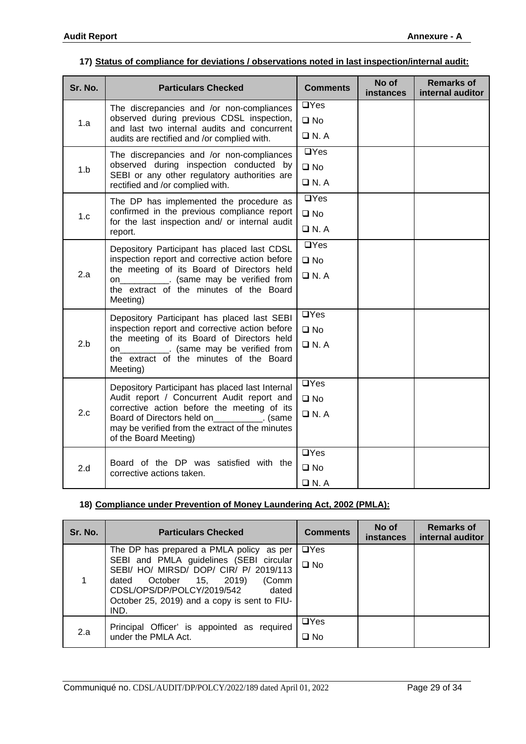### 17) Status of compliance for deviations / observations noted in last inspection/internal audit:

| Sr. No. | Particulars Checked | Comments | No of instances | Remarks of internal auditor |
|---|---|---|---|---|
| 1.a | The discrepancies and /or non-compliances observed during previous CDSL inspection, and last two internal audits and concurrent audits are rectified and /or complied with. | ❑Yes ❑ No ❑ N. A | | |
| 1.b | The discrepancies and /or non-compliances observed during inspection conducted by SEBI or any other regulatory authorities are rectified and /or complied with. | ❑Yes ❑ No ❑ N. A | | |
| 1.c | The DP has implemented the procedure as confirmed in the previous compliance report for the last inspection and/ or internal audit report. | ❑Yes ❑ No ❑ N. A | | |
| 2.a | Depository Participant has placed last CDSL inspection report and corrective action before the meeting of its Board of Directors held on__________. (same may be verified from the extract of the minutes of the Board Meeting) | ❑Yes ❑ No ❑ N. A | | |
| 2.b | Depository Participant has placed last SEBI inspection report and corrective action before the meeting of its Board of Directors held on__________. (same may be verified from the extract of the minutes of the Board Meeting) | ❑Yes ❑ No ❑ N. A | | |
| 2.c | Depository Participant has placed last Internal Audit report / Concurrent Audit report and corrective action before the meeting of its Board of Directors held on__________. (same may be verified from the extract of the minutes of the Board Meeting) | ❑Yes ❑ No ❑ N. A | | |
| 2.d | Board of the DP was satisfied with the corrective actions taken. | ❑Yes ❑ No ❑ N. A | | |

### 18) Compliance under Prevention of Money Laundering Act, 2002 (PMLA):

| Sr. No. | Particulars Checked | Comments | No of instances | Remarks of internal auditor |
|---|---|---|---|---|
| 1 | The DP has prepared a PMLA policy as per SEBI and PMLA guidelines (SEBI circular SEBI/ HO/ MIRSD/ DOP/ CIR/ P/ 2019/113 dated October 15, 2019) (Comm CDSL/OPS/DP/POLCY/2019/542 dated October 25, 2019) and a copy is sent to FIU-IND. | ❑Yes ❑ No | | |
| 2.a | Principal Officer' is appointed as required under the PMLA Act. | ❑Yes ❑ No | | |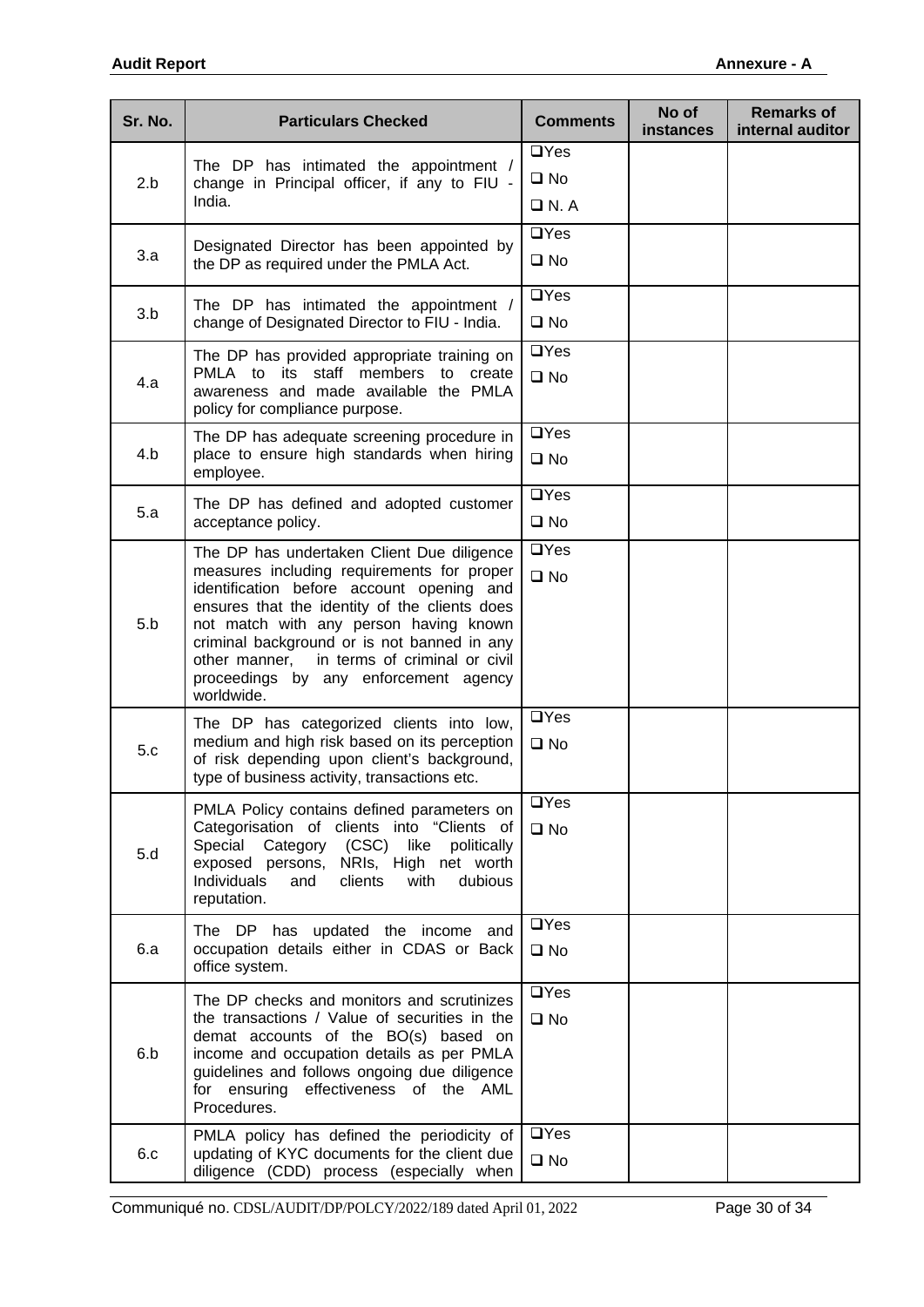| Sr. No. | Particulars Checked | Comments | No of instances | Remarks of internal auditor |
|---|---|---|---|---|
| 2.b | The DP has intimated the appointment / change in Principal officer, if any to FIU - India. | ❑Yes<br>❑ No<br>❑ N. A | | |
| 3.a | Designated Director has been appointed by the DP as required under the PMLA Act. | ❑Yes<br>❑ No | | |
| 3.b | The DP has intimated the appointment / change of Designated Director to FIU - India. | ❑Yes<br>❑ No | | |
| 4.a | The DP has provided appropriate training on PMLA to its staff members to create awareness and made available the PMLA policy for compliance purpose. | ❑Yes<br>❑ No | | |
| 4.b | The DP has adequate screening procedure in place to ensure high standards when hiring employee. | ❑Yes<br>❑ No | | |
| 5.a | The DP has defined and adopted customer acceptance policy. | ❑Yes<br>❑ No | | |
| 5.b | The DP has undertaken Client Due diligence measures including requirements for proper identification before account opening and ensures that the identity of the clients does not match with any person having known criminal background or is not banned in any other manner, in terms of criminal or civil proceedings by any enforcement agency worldwide. | ❑Yes<br>❑ No | | |
| 5.c | The DP has categorized clients into low, medium and high risk based on its perception of risk depending upon client's background, type of business activity, transactions etc. | ❑Yes<br>❑ No | | |
| 5.d | PMLA Policy contains defined parameters on Categorisation of clients into "Clients of Special Category (CSC) like politically exposed persons, NRIs, High net worth Individuals and clients with dubious reputation. | ❑Yes<br>❑ No | | |
| 6.a | The DP has updated the income and occupation details either in CDAS or Back office system. | ❑Yes<br>❑ No | | |
| 6.b | The DP checks and monitors and scrutinizes the transactions / Value of securities in the demat accounts of the BO(s) based on income and occupation details as per PMLA guidelines and follows ongoing due diligence for ensuring effectiveness of the AML Procedures. | ❑Yes<br>❑ No | | |
| 6.c | PMLA policy has defined the periodicity of updating of KYC documents for the client due diligence (CDD) process (especially when | ❑Yes<br>❑ No | | |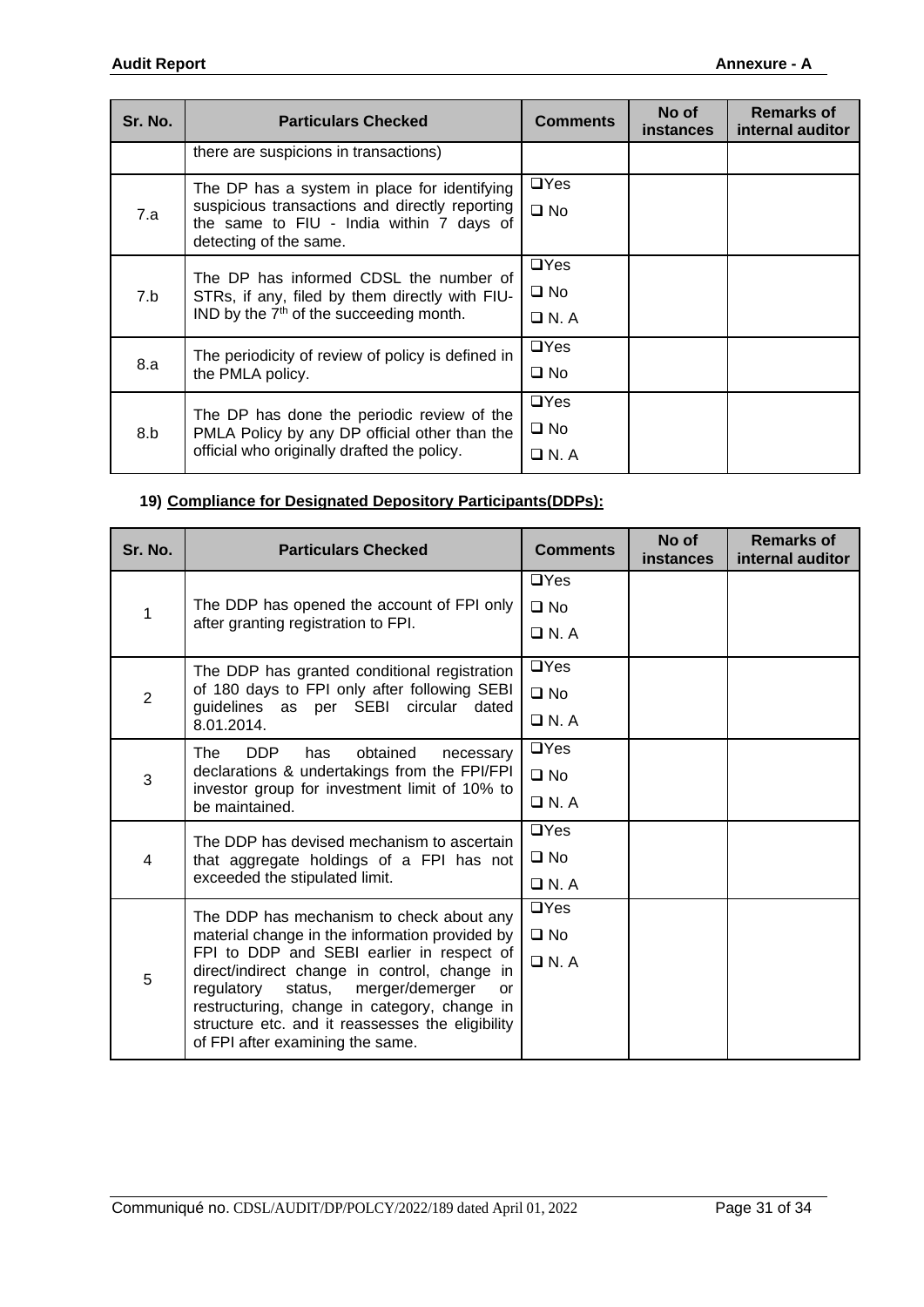| Sr. No. | Particulars Checked | Comments | No of instances | Remarks of internal auditor |
|---|---|---|---|---|
| | there are suspicions in transactions) | | | |
| 7.a | The DP has a system in place for identifying suspicious transactions and directly reporting the same to FIU - India within 7 days of detecting of the same. | ❑Yes<br>❑ No | | |
| 7.b | The DP has informed CDSL the number of STRs, if any, filed by them directly with FIU-IND by the 7th of the succeeding month. | ❑Yes<br>❑ No<br>❑ N. A | | |
| 8.a | The periodicity of review of policy is defined in the PMLA policy. | ❑Yes<br>❑ No | | |
| 8.b | The DP has done the periodic review of the PMLA Policy by any DP official other than the official who originally drafted the policy. | ❑Yes<br>❑ No<br>❑ N. A | | |

**19) Compliance for Designated Depository Participants(DDPs):**

| Sr. No. | Particulars Checked | Comments | No of instances | Remarks of internal auditor |
|---|---|---|---|---|
| 1 | The DDP has opened the account of FPI only after granting registration to FPI. | ❑Yes<br>❑ No<br>❑ N. A | | |
| 2 | The DDP has granted conditional registration of 180 days to FPI only after following SEBI guidelines as per SEBI circular dated 8.01.2014. | ❑Yes<br>❑ No<br>❑ N. A | | |
| 3 | The DDP has obtained necessary declarations & undertakings from the FPI/FPI investor group for investment limit of 10% to be maintained. | ❑Yes<br>❑ No<br>❑ N. A | | |
| 4 | The DDP has devised mechanism to ascertain that aggregate holdings of a FPI has not exceeded the stipulated limit. | ❑Yes<br>❑ No<br>❑ N. A | | |
| 5 | The DDP has mechanism to check about any material change in the information provided by FPI to DDP and SEBI earlier in respect of direct/indirect change in control, change in regulatory status, merger/demerger or restructuring, change in category, change in structure etc. and it reassesses the eligibility of FPI after examining the same. | ❑Yes<br>❑ No<br>❑ N. A | | |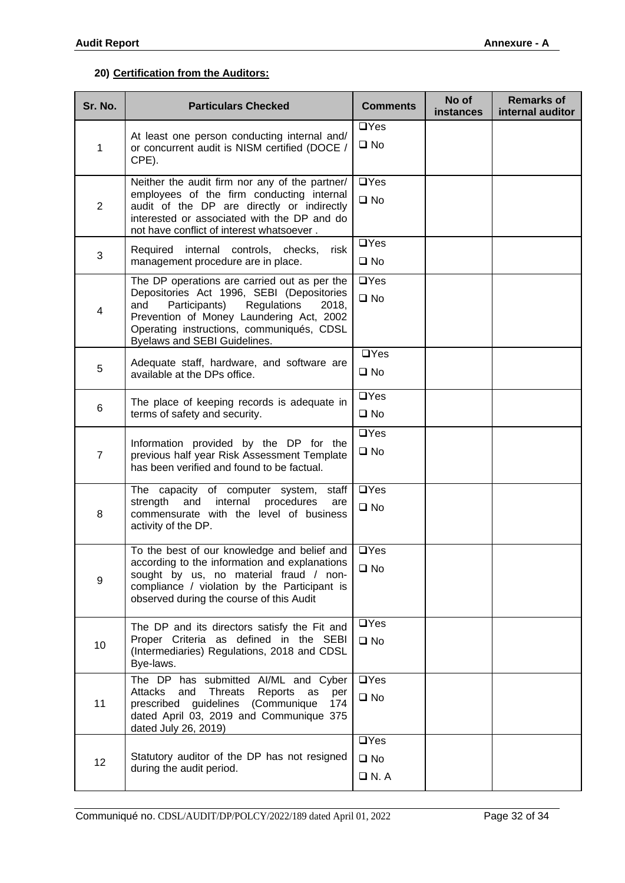### 20) **Certification from the Auditors:**

| Sr. No. | Particulars Checked | Comments | No of instances | Remarks of internal auditor |
|---|---|---|---|---|
| 1 | At least one person conducting internal and/ or concurrent audit is NISM certified (DOCE / CPE). | ❑Yes<br>❑ No | | |
| 2 | Neither the audit firm nor any of the partner/ employees of the firm conducting internal audit of the DP are directly or indirectly interested or associated with the DP and do not have conflict of interest whatsoever . | ❑Yes<br>❑ No | | |
| 3 | Required internal controls, checks, risk management procedure are in place. | ❑Yes<br>❑ No | | |
| 4 | The DP operations are carried out as per the Depositories Act 1996, SEBI (Depositories and Participants) Regulations 2018, Prevention of Money Laundering Act, 2002 Operating instructions, communiqués, CDSL Byelaws and SEBI Guidelines. | ❑Yes<br>❑ No | | |
| 5 | Adequate staff, hardware, and software are available at the DPs office. | ❑Yes<br>❑ No | | |
| 6 | The place of keeping records is adequate in terms of safety and security. | ❑Yes<br>❑ No | | |
| 7 | Information provided by the DP for the previous half year Risk Assessment Template has been verified and found to be factual. | ❑Yes<br>❑ No | | |
| 8 | The capacity of computer system, staff strength and internal procedures are commensurate with the level of business activity of the DP. | ❑Yes<br>❑ No | | |
| 9 | To the best of our knowledge and belief and according to the information and explanations sought by us, no material fraud / non-compliance / violation by the Participant is observed during the course of this Audit | ❑Yes<br>❑ No | | |
| 10 | The DP and its directors satisfy the Fit and Proper Criteria as defined in the SEBI (Intermediaries) Regulations, 2018 and CDSL Bye-laws. | ❑Yes<br>❑ No | | |
| 11 | The DP has submitted AI/ML and Cyber Attacks and Threats Reports as per prescribed guidelines (Communique 174 dated April 03, 2019 and Communique 375 dated July 26, 2019) | ❑Yes<br>❑ No | | |
| 12 | Statutory auditor of the DP has not resigned during the audit period. | ❑Yes<br>❑ No<br>❑ N. A | | |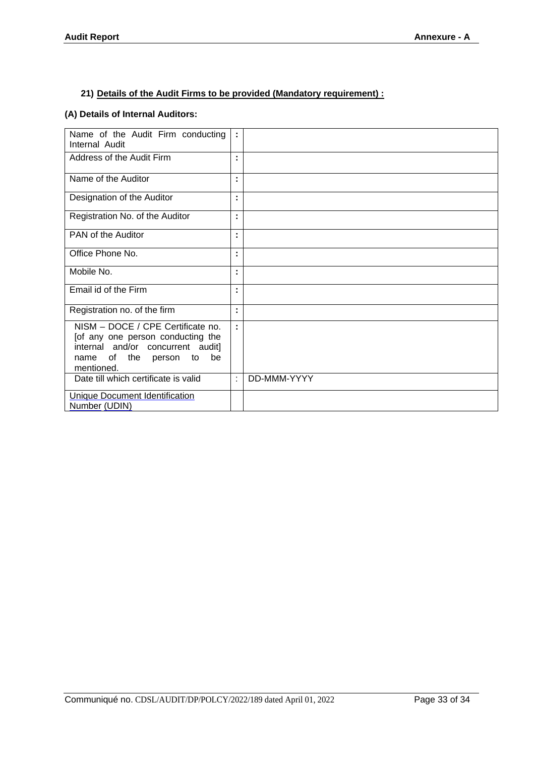**21) Details of the Audit Firms to be provided (Mandatory requirement) :**

**(A) Details of Internal Auditors:**

| | | |
|---|---|---|
| Name of the Audit Firm conducting Internal Audit | : | |
| Address of the Audit Firm | : | |
| Name of the Auditor | : | |
| Designation of the Auditor | : | |
| Registration No. of the Auditor | : | |
| PAN of the Auditor | : | |
| Office Phone No. | : | |
| Mobile No. | : | |
| Email id of the Firm | : | |
| Registration no. of the firm | : | |
| NISM – DOCE / CPE Certificate no. [of any one person conducting the internal and/or concurrent audit] name of the person to be mentioned. | : | |
| Date till which certificate is valid | : | DD-MMM-YYYY |
| Unique Document Identification Number (UDIN) | | |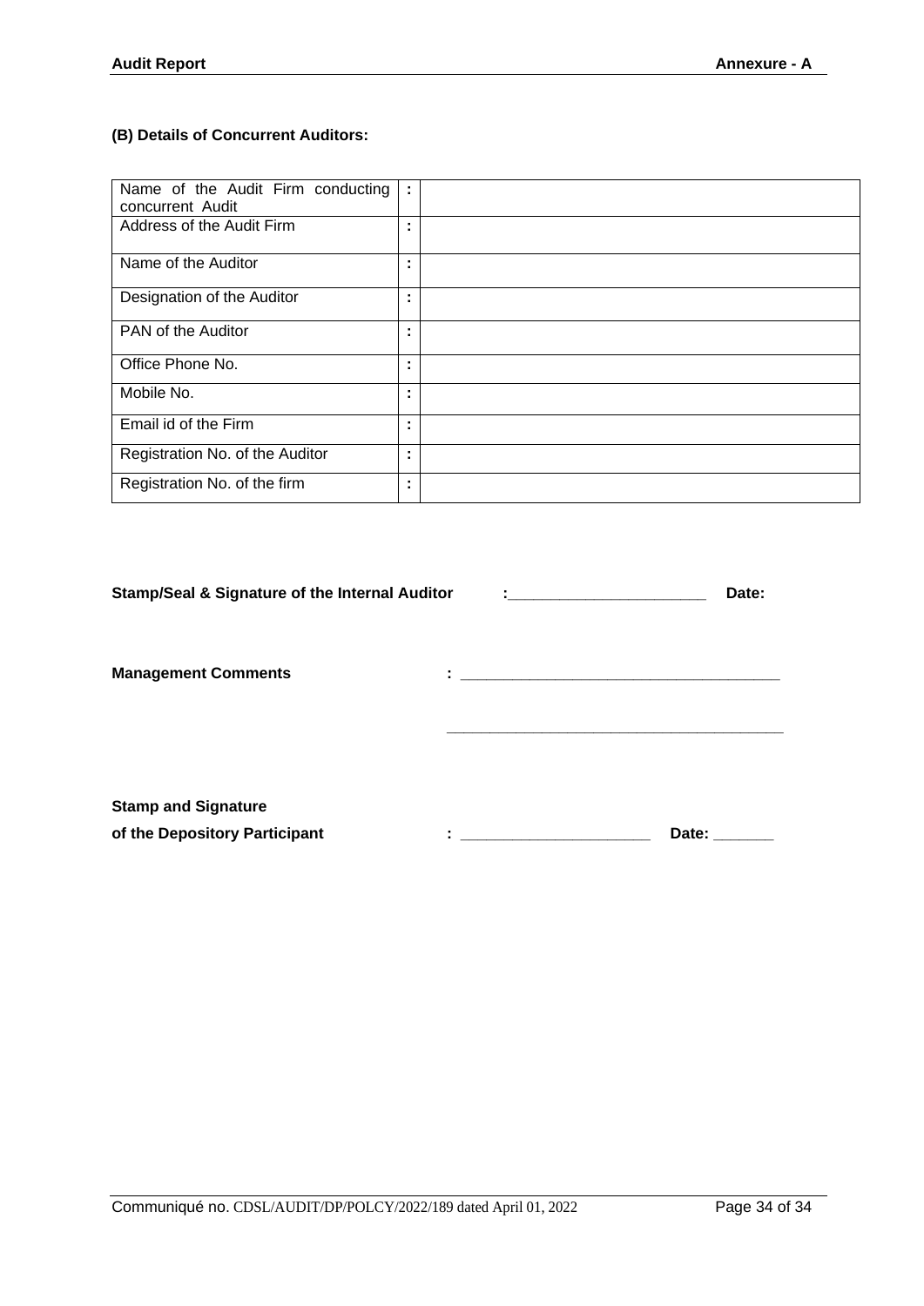### (B) Details of Concurrent Auditors:

| | | |
|---|---|---|
| Name of the Audit Firm conducting concurrent Audit | : | |
| Address of the Audit Firm | : | |
| Name of the Auditor | : | |
| Designation of the Auditor | : | |
| PAN of the Auditor | : | |
| Office Phone No. | : | |
| Mobile No. | : | |
| Email id of the Firm | : | |
| Registration No. of the Auditor | : | |
| Registration No. of the firm | : | |

**Stamp/Seal & Signature of the Internal Auditor** :________________________ **Date:**

**Management Comments** : ______________________________________

______________________________________

**Stamp and Signature**
**of the Depository Participant** : ______________________ **Date:** _______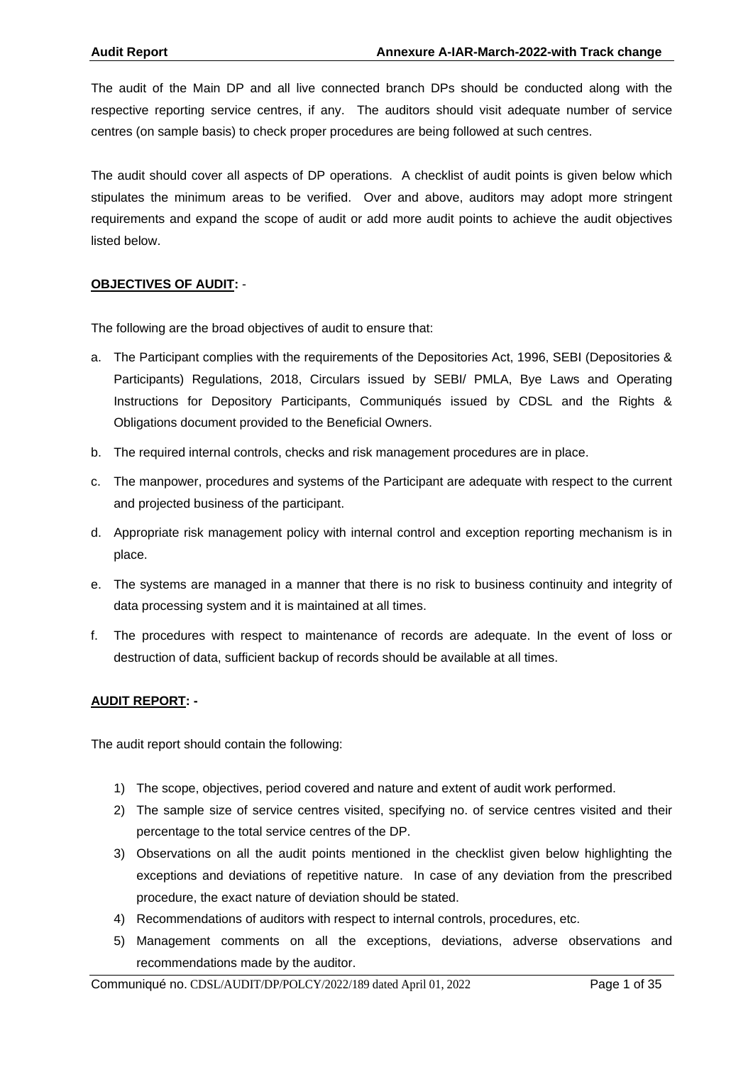The audit of the Main DP and all live connected branch DPs should be conducted along with the respective reporting service centres, if any. The auditors should visit adequate number of service centres (on sample basis) to check proper procedures are being followed at such centres.

The audit should cover all aspects of DP operations. A checklist of audit points is given below which stipulates the minimum areas to be verified. Over and above, auditors may adopt more stringent requirements and expand the scope of audit or add more audit points to achieve the audit objectives listed below.

**OBJECTIVES OF AUDIT:** -

The following are the broad objectives of audit to ensure that:

a. The Participant complies with the requirements of the Depositories Act, 1996, SEBI (Depositories & Participants) Regulations, 2018, Circulars issued by SEBI/ PMLA, Bye Laws and Operating Instructions for Depository Participants, Communiqués issued by CDSL and the Rights & Obligations document provided to the Beneficial Owners.
b. The required internal controls, checks and risk management procedures are in place.
c. The manpower, procedures and systems of the Participant are adequate with respect to the current and projected business of the participant.
d. Appropriate risk management policy with internal control and exception reporting mechanism is in place.
e. The systems are managed in a manner that there is no risk to business continuity and integrity of data processing system and it is maintained at all times.
f. The procedures with respect to maintenance of records are adequate. In the event of loss or destruction of data, sufficient backup of records should be available at all times.

**AUDIT REPORT: -**

The audit report should contain the following:

1) The scope, objectives, period covered and nature and extent of audit work performed.
2) The sample size of service centres visited, specifying no. of service centres visited and their percentage to the total service centres of the DP.
3) Observations on all the audit points mentioned in the checklist given below highlighting the exceptions and deviations of repetitive nature. In case of any deviation from the prescribed procedure, the exact nature of deviation should be stated.
4) Recommendations of auditors with respect to internal controls, procedures, etc.
5) Management comments on all the exceptions, deviations, adverse observations and recommendations made by the auditor.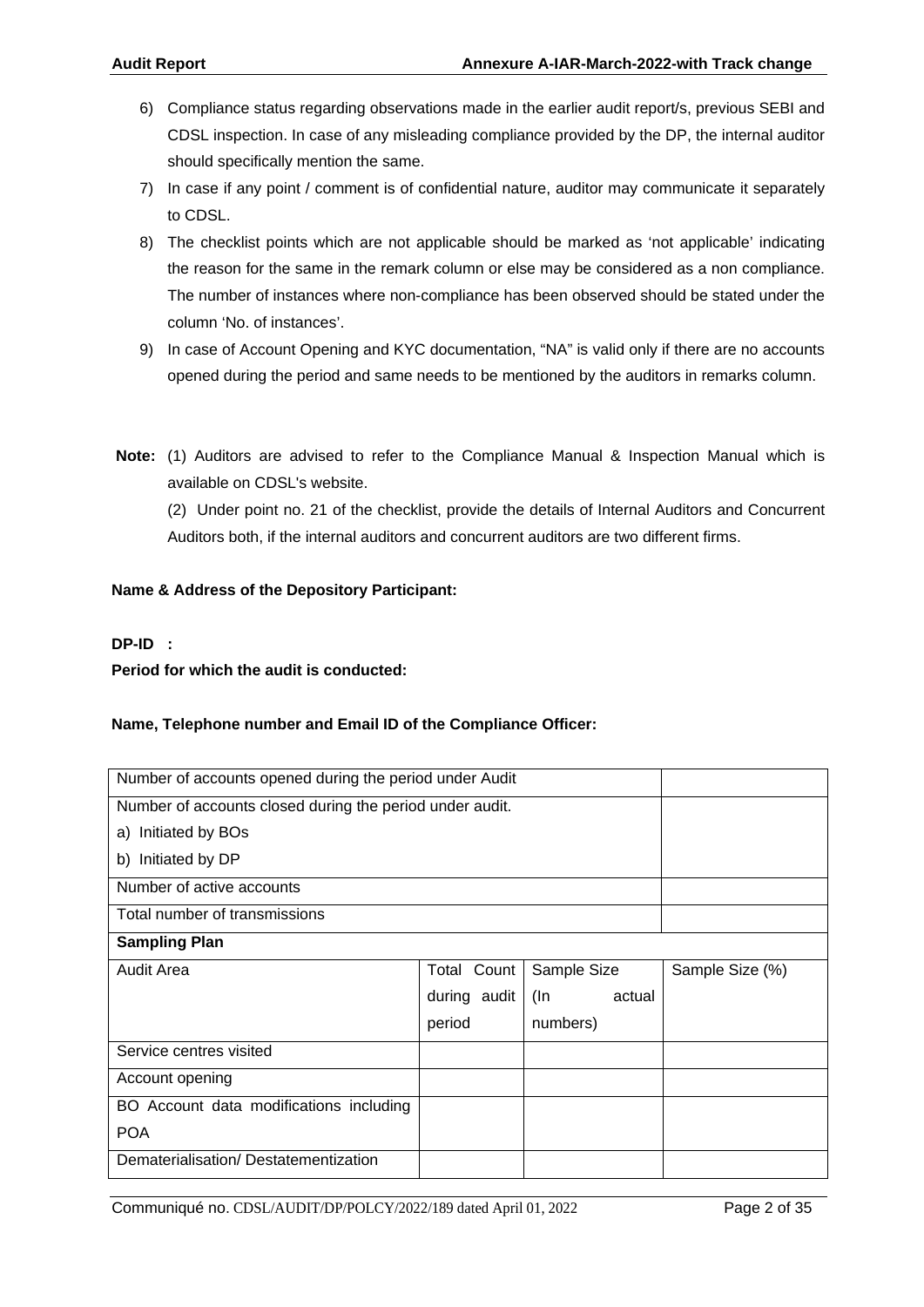6) Compliance status regarding observations made in the earlier audit report/s, previous SEBI and CDSL inspection. In case of any misleading compliance provided by the DP, the internal auditor should specifically mention the same.
7) In case if any point / comment is of confidential nature, auditor may communicate it separately to CDSL.
8) The checklist points which are not applicable should be marked as 'not applicable' indicating the reason for the same in the remark column or else may be considered as a non compliance. The number of instances where non-compliance has been observed should be stated under the column 'No. of instances'.
9) In case of Account Opening and KYC documentation, "NA" is valid only if there are no accounts opened during the period and same needs to be mentioned by the auditors in remarks column.

**Note:** (1) Auditors are advised to refer to the Compliance Manual & Inspection Manual which is available on CDSL's website.

(2) Under point no. 21 of the checklist, provide the details of Internal Auditors and Concurrent Auditors both, if the internal auditors and concurrent auditors are two different firms.

**Name & Address of the Depository Participant:**

**DP-ID :**

**Period for which the audit is conducted:**

**Name, Telephone number and Email ID of the Compliance Officer:**

| Number of accounts opened during the period under Audit | | | |
|---|---|---|---|
| Number of accounts closed during the period under audit.<br>a) Initiated by BOs<br>b) Initiated by DP | | | |
| Number of active accounts | | | |
| Total number of transmissions | | | |
| **Sampling Plan** | | | |
| Audit Area | Total Count during audit period | Sample Size (In actual numbers) | Sample Size (%) |
| Service centres visited | | | |
| Account opening | | | |
| BO Account data modifications including POA | | | |
| Dematerialisation/ Destatementization | | | |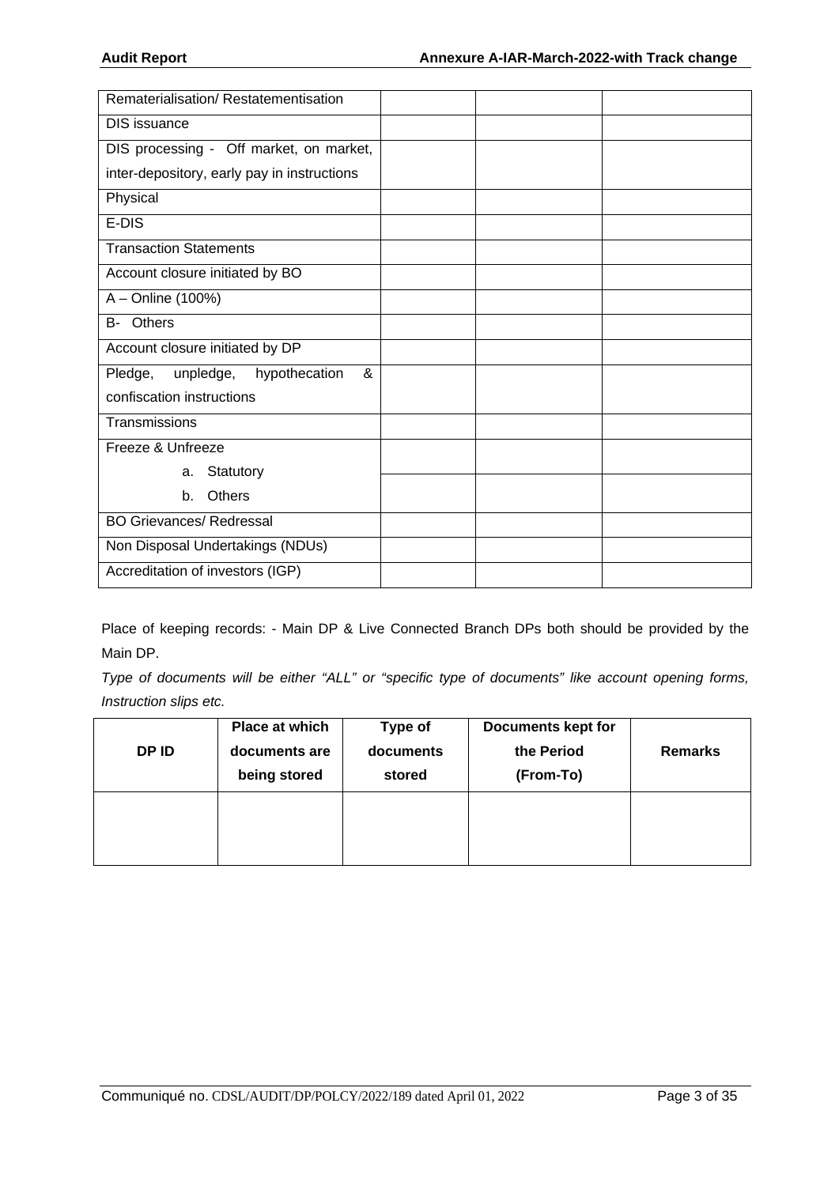| | | | |
|---|---|---|---|
| Rematerialisation/ Restatementisation | | | |
| DIS issuance | | | |
| DIS processing - Off market, on market, inter-depository, early pay in instructions | | | |
| Physical | | | |
| E-DIS | | | |
| Transaction Statements | | | |
| Account closure initiated by BO | | | |
| A – Online (100%) | | | |
| B- Others | | | |
| Account closure initiated by DP | | | |
| Pledge, unpledge, hypothecation & confiscation instructions | | | |
| Transmissions | | | |
| Freeze & Unfreeze<br>a. Statutory | | | |
| b. Others | | | |
| BO Grievances/ Redressal | | | |
| Non Disposal Undertakings (NDUs) | | | |
| Accreditation of investors (IGP) | | | |

Place of keeping records: - Main DP & Live Connected Branch DPs both should be provided by the Main DP.

*Type of documents will be either "ALL" or "specific type of documents" like account opening forms, Instruction slips etc.*

| DP ID | Place at which documents are being stored | Type of documents stored | Documents kept for the Period (From-To) | Remarks |
|---|---|---|---|---|
| | | | | |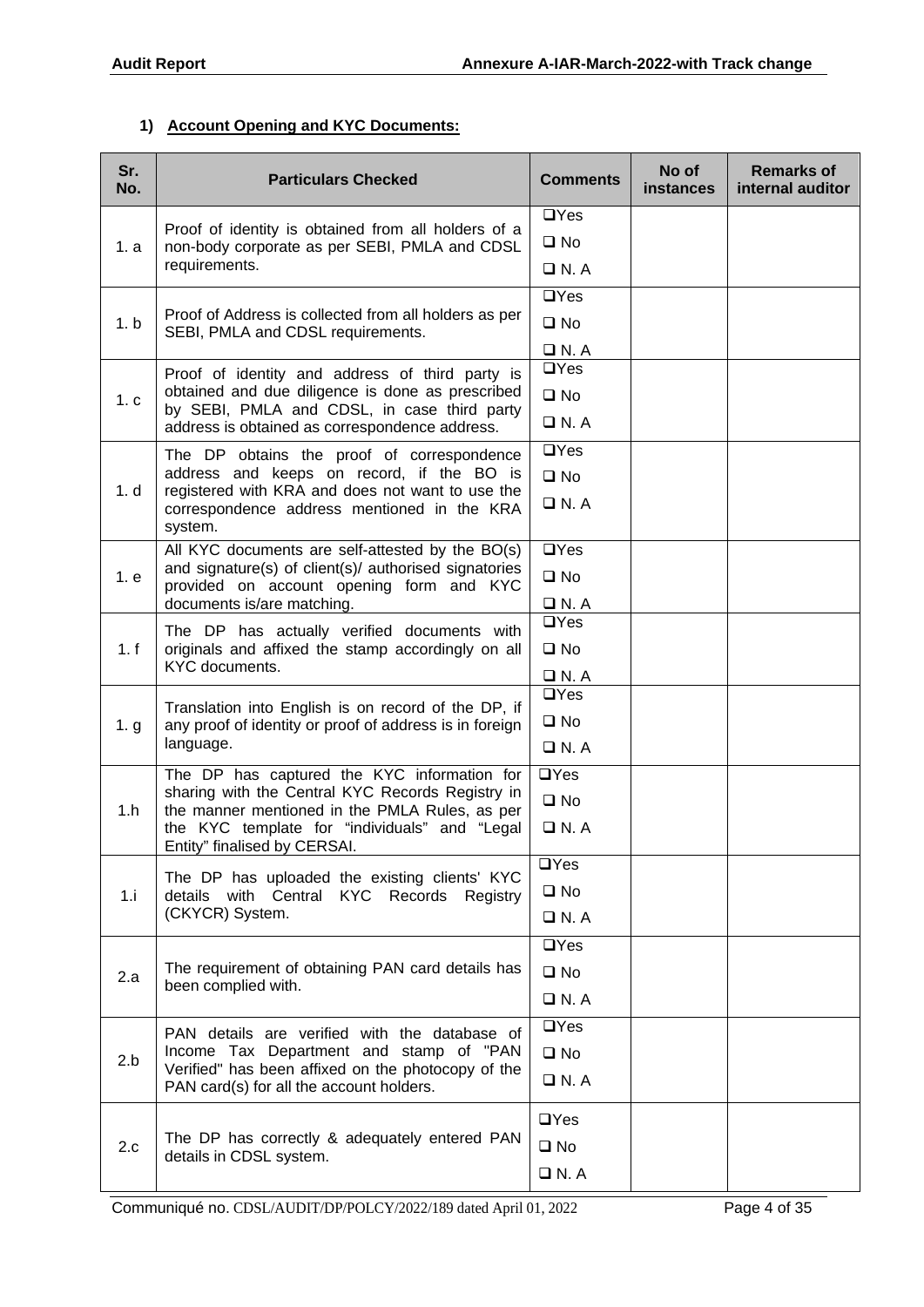### 1) Account Opening and KYC Documents:

| Sr. No. | Particulars Checked | Comments | No of instances | Remarks of internal auditor |
|---|---|---|---|---|
| 1. a | Proof of identity is obtained from all holders of a non-body corporate as per SEBI, PMLA and CDSL requirements. | ❑Yes ❑ No ❑ N. A | | |
| 1. b | Proof of Address is collected from all holders as per SEBI, PMLA and CDSL requirements. | ❑Yes ❑ No ❑ N. A | | |
| 1. c | Proof of identity and address of third party is obtained and due diligence is done as prescribed by SEBI, PMLA and CDSL, in case third party address is obtained as correspondence address. | ❑Yes ❑ No ❑ N. A | | |
| 1. d | The DP obtains the proof of correspondence address and keeps on record, if the BO is registered with KRA and does not want to use the correspondence address mentioned in the KRA system. | ❑Yes ❑ No ❑ N. A | | |
| 1. e | All KYC documents are self-attested by the BO(s) and signature(s) of client(s)/ authorised signatories provided on account opening form and KYC documents is/are matching. | ❑Yes ❑ No ❑ N. A | | |
| 1. f | The DP has actually verified documents with originals and affixed the stamp accordingly on all KYC documents. | ❑Yes ❑ No ❑ N. A | | |
| 1. g | Translation into English is on record of the DP, if any proof of identity or proof of address is in foreign language. | ❑Yes ❑ No ❑ N. A | | |
| 1.h | The DP has captured the KYC information for sharing with the Central KYC Records Registry in the manner mentioned in the PMLA Rules, as per the KYC template for "individuals" and "Legal Entity" finalised by CERSAI. | ❑Yes ❑ No ❑ N. A | | |
| 1.i | The DP has uploaded the existing clients' KYC details with Central KYC Records Registry (CKYCR) System. | ❑Yes ❑ No ❑ N. A | | |
| 2.a | The requirement of obtaining PAN card details has been complied with. | ❑Yes ❑ No ❑ N. A | | |
| 2.b | PAN details are verified with the database of Income Tax Department and stamp of "PAN Verified" has been affixed on the photocopy of the PAN card(s) for all the account holders. | ❑Yes ❑ No ❑ N. A | | |
| 2.c | The DP has correctly & adequately entered PAN details in CDSL system. | ❑Yes ❑ No ❑ N. A | | |

Communiqué no. CDSL/AUDIT/DP/POLCY/2022/189 dated April 01, 2022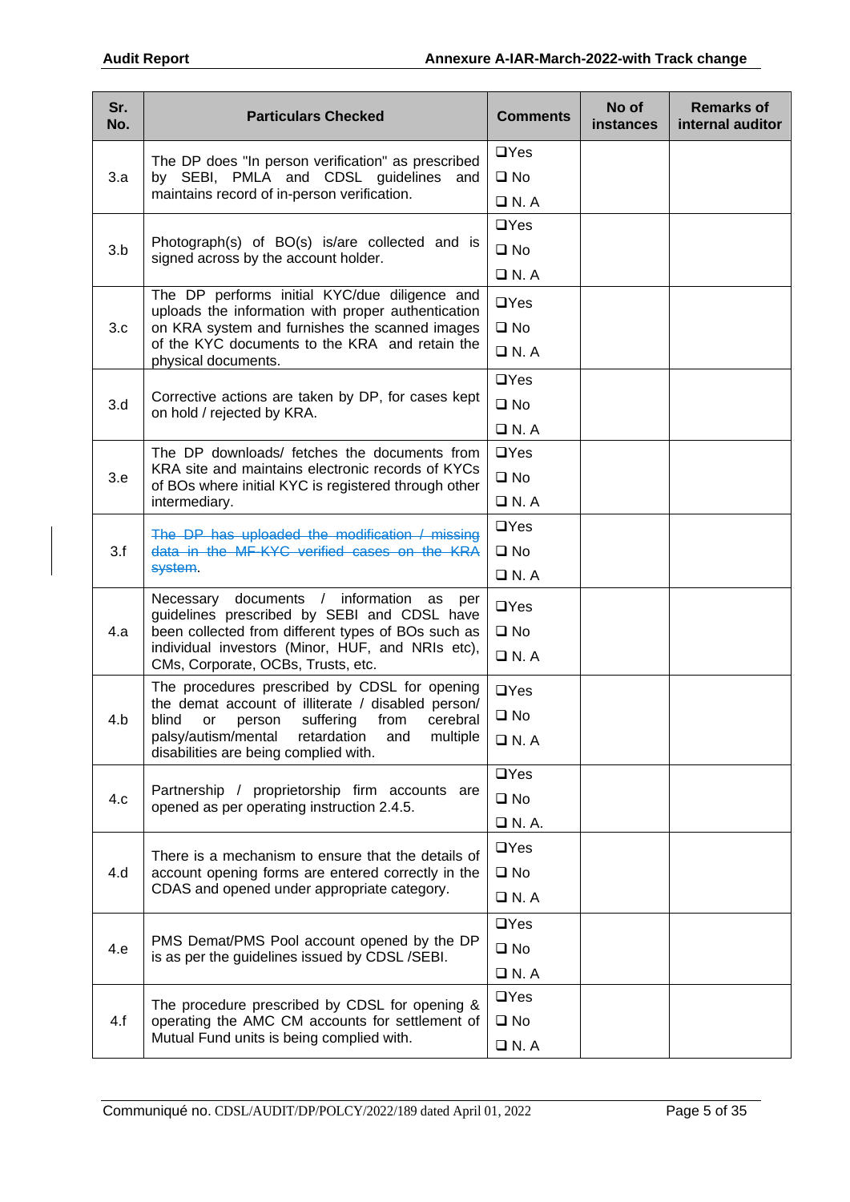| Sr. No. | Particulars Checked | Comments | No of instances | Remarks of internal auditor |
|---|---|---|---|---|
| 3.a | The DP does "In person verification" as prescribed by SEBI, PMLA and CDSL guidelines and maintains record of in-person verification. | ❑Yes ❑ No ❑ N. A | | |
| 3.b | Photograph(s) of BO(s) is/are collected and is signed across by the account holder. | ❑Yes ❑ No ❑ N. A | | |
| 3.c | The DP performs initial KYC/due diligence and uploads the information with proper authentication on KRA system and furnishes the scanned images of the KYC documents to the KRA and retain the physical documents. | ❑Yes ❑ No ❑ N. A | | |
| 3.d | Corrective actions are taken by DP, for cases kept on hold / rejected by KRA. | ❑Yes ❑ No ❑ N. A | | |
| 3.e | The DP downloads/ fetches the documents from KRA site and maintains electronic records of KYCs of BOs where initial KYC is registered through other intermediary. | ❑Yes ❑ No ❑ N. A | | |
| 3.f | ~~The DP has uploaded the modification / missing data in the MF-KYC verified cases on the KRA system~~. | ❑Yes ❑ No ❑ N. A | | |
| 4.a | Necessary documents / information as per guidelines prescribed by SEBI and CDSL have been collected from different types of BOs such as individual investors (Minor, HUF, and NRIs etc), CMs, Corporate, OCBs, Trusts, etc. | ❑Yes ❑ No ❑ N. A | | |
| 4.b | The procedures prescribed by CDSL for opening the demat account of illiterate / disabled person/ blind or person suffering from cerebral palsy/autism/mental retardation and multiple disabilities are being complied with. | ❑Yes ❑ No ❑ N. A | | |
| 4.c | Partnership / proprietorship firm accounts are opened as per operating instruction 2.4.5. | ❑Yes ❑ No ❑ N. A. | | |
| 4.d | There is a mechanism to ensure that the details of account opening forms are entered correctly in the CDAS and opened under appropriate category. | ❑Yes ❑ No ❑ N. A | | |
| 4.e | PMS Demat/PMS Pool account opened by the DP is as per the guidelines issued by CDSL /SEBI. | ❑Yes ❑ No ❑ N. A | | |
| 4.f | The procedure prescribed by CDSL for opening & operating the AMC CM accounts for settlement of Mutual Fund units is being complied with. | ❑Yes ❑ No ❑ N. A | | |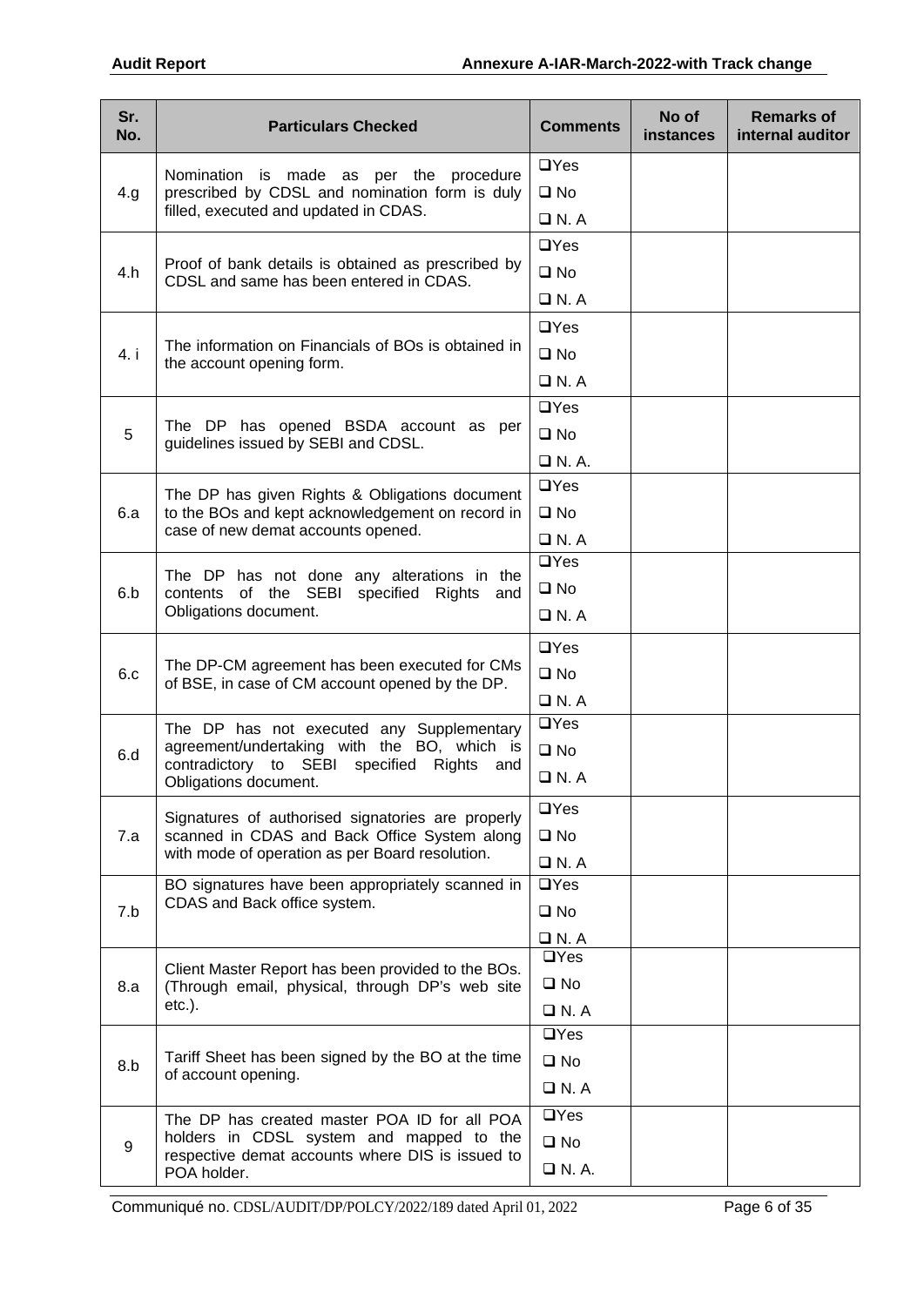| Sr. No. | Particulars Checked | Comments | No of instances | Remarks of internal auditor |
|---|---|---|---|---|
| 4.g | Nomination is made as per the procedure prescribed by CDSL and nomination form is duly filled, executed and updated in CDAS. | ❑Yes<br>❑ No<br>❑ N. A | | |
| 4.h | Proof of bank details is obtained as prescribed by CDSL and same has been entered in CDAS. | ❑Yes<br>❑ No<br>❑ N. A | | |
| 4. i | The information on Financials of BOs is obtained in the account opening form. | ❑Yes<br>❑ No<br>❑ N. A | | |
| 5 | The DP has opened BSDA account as per guidelines issued by SEBI and CDSL. | ❑Yes<br>❑ No<br>❑ N. A. | | |
| 6.a | The DP has given Rights & Obligations document to the BOs and kept acknowledgement on record in case of new demat accounts opened. | ❑Yes<br>❑ No<br>❑ N. A | | |
| 6.b | The DP has not done any alterations in the contents of the SEBI specified Rights and Obligations document. | ❑Yes<br>❑ No<br>❑ N. A | | |
| 6.c | The DP-CM agreement has been executed for CMs of BSE, in case of CM account opened by the DP. | ❑Yes<br>❑ No<br>❑ N. A | | |
| 6.d | The DP has not executed any Supplementary agreement/undertaking with the BO, which is contradictory to SEBI specified Rights and Obligations document. | ❑Yes<br>❑ No<br>❑ N. A | | |
| 7.a | Signatures of authorised signatories are properly scanned in CDAS and Back Office System along with mode of operation as per Board resolution. | ❑Yes<br>❑ No<br>❑ N. A | | |
| 7.b | BO signatures have been appropriately scanned in CDAS and Back office system. | ❑Yes<br>❑ No<br>❑ N. A | | |
| 8.a | Client Master Report has been provided to the BOs. (Through email, physical, through DP's web site etc.). | ❑Yes<br>❑ No<br>❑ N. A | | |
| 8.b | Tariff Sheet has been signed by the BO at the time of account opening. | ❑Yes<br>❑ No<br>❑ N. A | | |
| 9 | The DP has created master POA ID for all POA holders in CDSL system and mapped to the respective demat accounts where DIS is issued to POA holder. | ❑Yes<br>❑ No<br>❑ N. A. | | |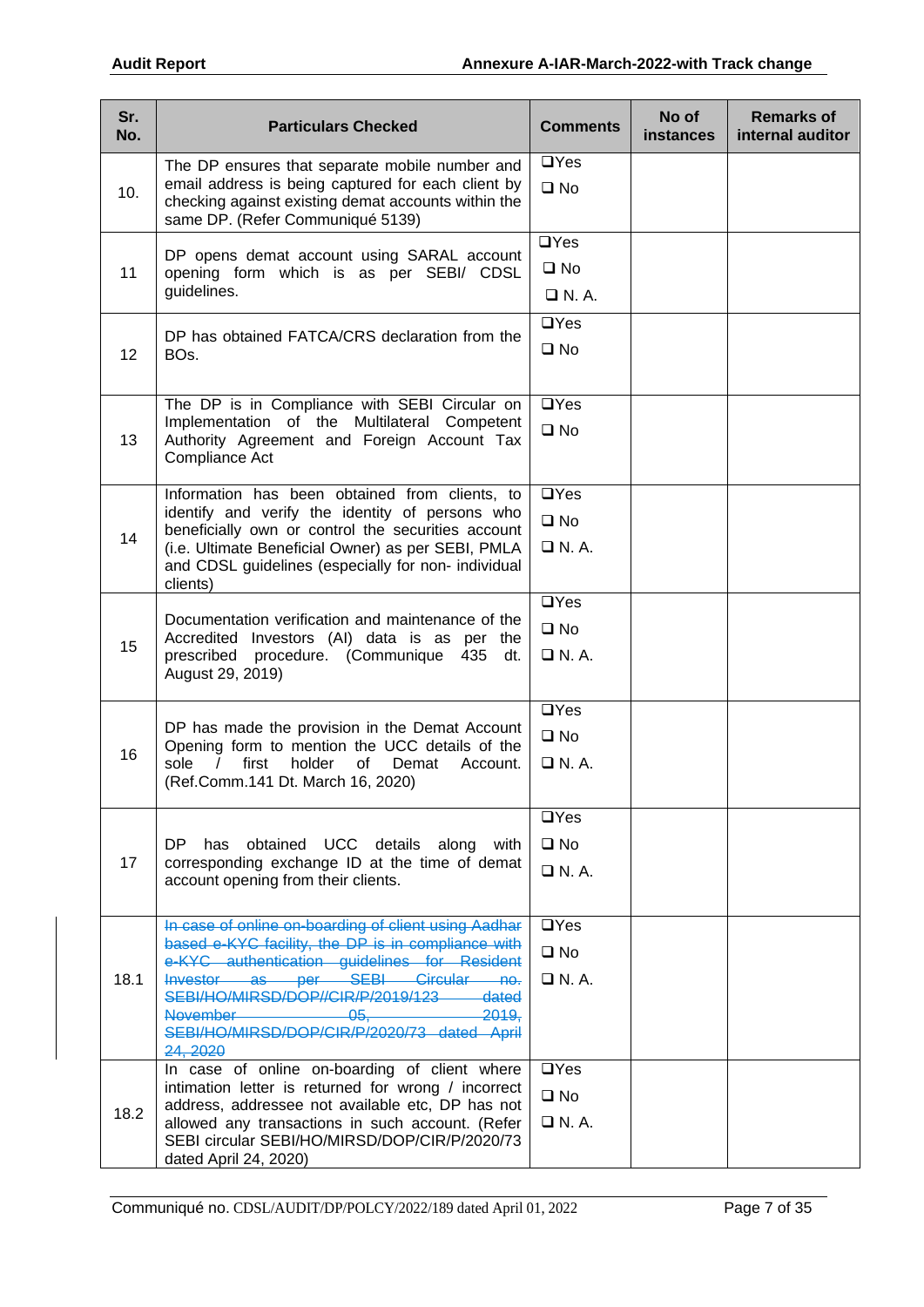| Sr. No. | Particulars Checked | Comments | No of instances | Remarks of internal auditor |
|---|---|---|---|---|
| 10. | The DP ensures that separate mobile number and email address is being captured for each client by checking against existing demat accounts within the same DP. (Refer Communiqué 5139) | ❑Yes<br>❑ No | | |
| 11 | DP opens demat account using SARAL account opening form which is as per SEBI/ CDSL guidelines. | ❑Yes<br>❑ No<br>❑ N. A. | | |
| 12 | DP has obtained FATCA/CRS declaration from the BOs. | ❑Yes<br>❑ No | | |
| 13 | The DP is in Compliance with SEBI Circular on Implementation of the Multilateral Competent Authority Agreement and Foreign Account Tax Compliance Act | ❑Yes<br>❑ No | | |
| 14 | Information has been obtained from clients, to identify and verify the identity of persons who beneficially own or control the securities account (i.e. Ultimate Beneficial Owner) as per SEBI, PMLA and CDSL guidelines (especially for non- individual clients) | ❑Yes<br>❑ No<br>❑ N. A. | | |
| 15 | Documentation verification and maintenance of the Accredited Investors (AI) data is as per the prescribed procedure. (Communique 435 dt. August 29, 2019) | ❑Yes<br>❑ No<br>❑ N. A. | | |
| 16 | DP has made the provision in the Demat Account Opening form to mention the UCC details of the sole / first holder of Demat Account. (Ref.Comm.141 Dt. March 16, 2020) | ❑Yes<br>❑ No<br>❑ N. A. | | |
| 17 | DP has obtained UCC details along with corresponding exchange ID at the time of demat account opening from their clients. | ❑Yes<br>❑ No<br>❑ N. A. | | |
| 18.1 | ~~In case of online on-boarding of client using Aadhar based e-KYC facility, the DP is in compliance with e-KYC authentication guidelines for Resident Investor as per SEBI Circular no. SEBI/HO/MIRSD/DOP//CIR/P/2019/123 dated November 05, 2019, SEBI/HO/MIRSD/DOP/CIR/P/2020/73 dated April 24, 2020~~ | ❑Yes<br>❑ No<br>❑ N. A. | | |
| 18.2 | In case of online on-boarding of client where intimation letter is returned for wrong / incorrect address, addressee not available etc, DP has not allowed any transactions in such account. (Refer SEBI circular SEBI/HO/MIRSD/DOP/CIR/P/2020/73 dated April 24, 2020) | ❑Yes<br>❑ No<br>❑ N. A. | | |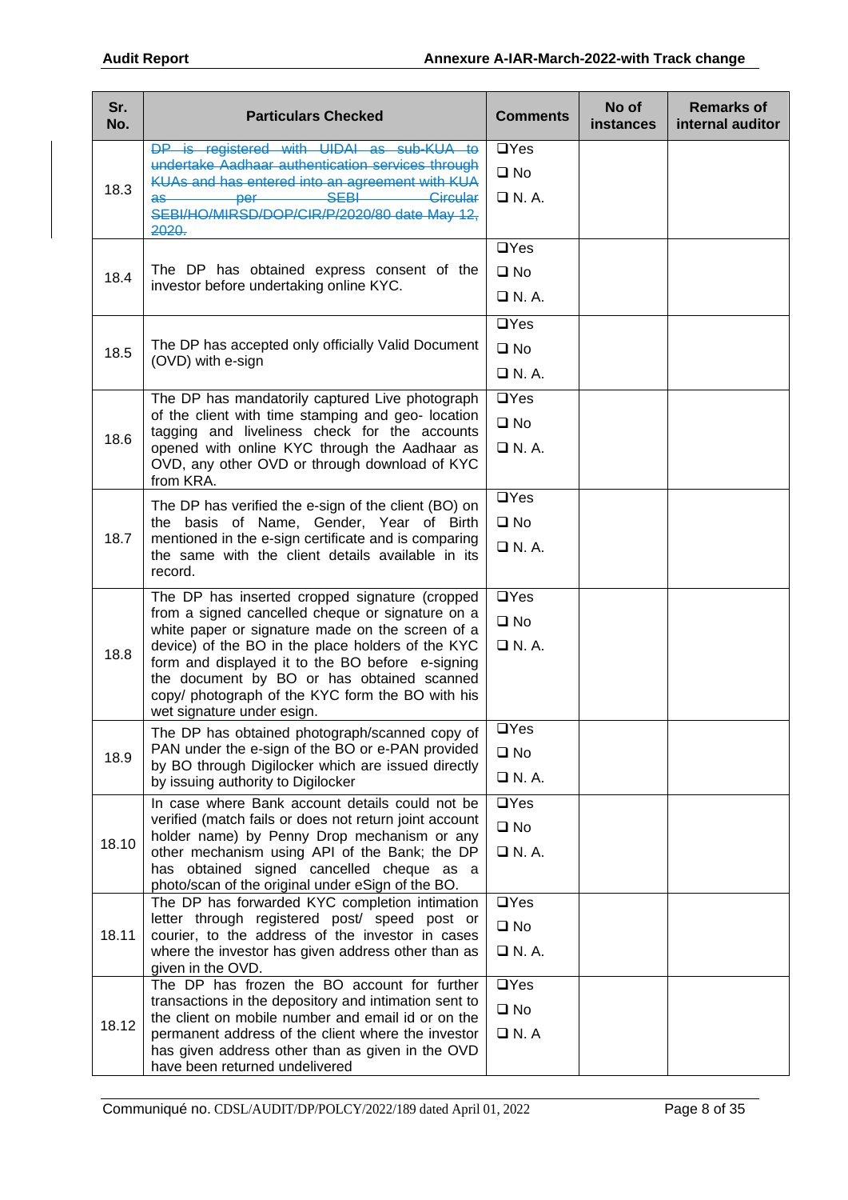| Sr. No. | Particulars Checked | Comments | No of instances | Remarks of internal auditor |
|---|---|---|---|---|
| 18.3 | ~~DP is registered with UIDAI as sub-KUA to undertake Aadhaar authentication services through KUAs and has entered into an agreement with KUA as per SEBI Circular SEBI/HO/MIRSD/DOP/CIR/P/2020/80 date May 12, 2020.~~ | ❑Yes ❑ No ❑ N. A. | | |
| 18.4 | The DP has obtained express consent of the investor before undertaking online KYC. | ❑Yes ❑ No ❑ N. A. | | |
| 18.5 | The DP has accepted only officially Valid Document (OVD) with e-sign | ❑Yes ❑ No ❑ N. A. | | |
| 18.6 | The DP has mandatorily captured Live photograph of the client with time stamping and geo- location tagging and liveliness check for the accounts opened with online KYC through the Aadhaar as OVD, any other OVD or through download of KYC from KRA. | ❑Yes ❑ No ❑ N. A. | | |
| 18.7 | The DP has verified the e-sign of the client (BO) on the basis of Name, Gender, Year of Birth mentioned in the e-sign certificate and is comparing the same with the client details available in its record. | ❑Yes ❑ No ❑ N. A. | | |
| 18.8 | The DP has inserted cropped signature (cropped from a signed cancelled cheque or signature on a white paper or signature made on the screen of a device) of the BO in the place holders of the KYC form and displayed it to the BO before e-signing the document by BO or has obtained scanned copy/ photograph of the KYC form the BO with his wet signature under esign. | ❑Yes ❑ No ❑ N. A. | | |
| 18.9 | The DP has obtained photograph/scanned copy of PAN under the e-sign of the BO or e-PAN provided by BO through Digilocker which are issued directly by issuing authority to Digilocker | ❑Yes ❑ No ❑ N. A. | | |
| 18.10 | In case where Bank account details could not be verified (match fails or does not return joint account holder name) by Penny Drop mechanism or any other mechanism using API of the Bank; the DP has obtained signed cancelled cheque as a photo/scan of the original under eSign of the BO. | ❑Yes ❑ No ❑ N. A. | | |
| 18.11 | The DP has forwarded KYC completion intimation letter through registered post/ speed post or courier, to the address of the investor in cases where the investor has given address other than as given in the OVD. | ❑Yes ❑ No ❑ N. A. | | |
| 18.12 | The DP has frozen the BO account for further transactions in the depository and intimation sent to the client on mobile number and email id or on the permanent address of the client where the investor has given address other than as given in the OVD have been returned undelivered | ❑Yes ❑ No ❑ N. A | | |

Communiqué no. CDSL/AUDIT/DP/POLCY/2022/189 dated April 01, 2022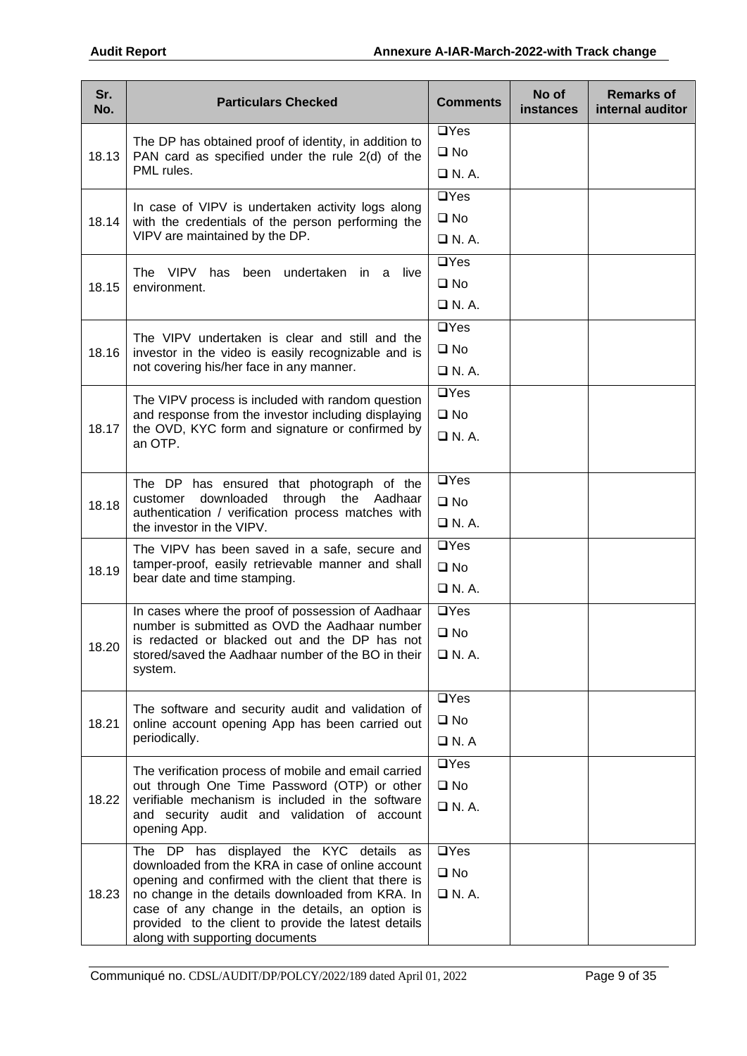| Sr. No. | Particulars Checked | Comments | No of instances | Remarks of internal auditor |
|---|---|---|---|---|
| 18.13 | The DP has obtained proof of identity, in addition to PAN card as specified under the rule 2(d) of the PML rules. | ❑Yes ❑ No ❑ N. A. | | |
| 18.14 | In case of VIPV is undertaken activity logs along with the credentials of the person performing the VIPV are maintained by the DP. | ❑Yes ❑ No ❑ N. A. | | |
| 18.15 | The VIPV has been undertaken in a live environment. | ❑Yes ❑ No ❑ N. A. | | |
| 18.16 | The VIPV undertaken is clear and still and the investor in the video is easily recognizable and is not covering his/her face in any manner. | ❑Yes ❑ No ❑ N. A. | | |
| 18.17 | The VIPV process is included with random question and response from the investor including displaying the OVD, KYC form and signature or confirmed by an OTP. | ❑Yes ❑ No ❑ N. A. | | |
| 18.18 | The DP has ensured that photograph of the customer downloaded through the Aadhaar authentication / verification process matches with the investor in the VIPV. | ❑Yes ❑ No ❑ N. A. | | |
| 18.19 | The VIPV has been saved in a safe, secure and tamper-proof, easily retrievable manner and shall bear date and time stamping. | ❑Yes ❑ No ❑ N. A. | | |
| 18.20 | In cases where the proof of possession of Aadhaar number is submitted as OVD the Aadhaar number is redacted or blacked out and the DP has not stored/saved the Aadhaar number of the BO in their system. | ❑Yes ❑ No ❑ N. A. | | |
| 18.21 | The software and security audit and validation of online account opening App has been carried out periodically. | ❑Yes ❑ No ❑ N. A | | |
| 18.22 | The verification process of mobile and email carried out through One Time Password (OTP) or other verifiable mechanism is included in the software and security audit and validation of account opening App. | ❑Yes ❑ No ❑ N. A. | | |
| 18.23 | The DP has displayed the KYC details as downloaded from the KRA in case of online account opening and confirmed with the client that there is no change in the details downloaded from KRA. In case of any change in the details, an option is provided to the client to provide the latest details along with supporting documents | ❑Yes ❑ No ❑ N. A. | | |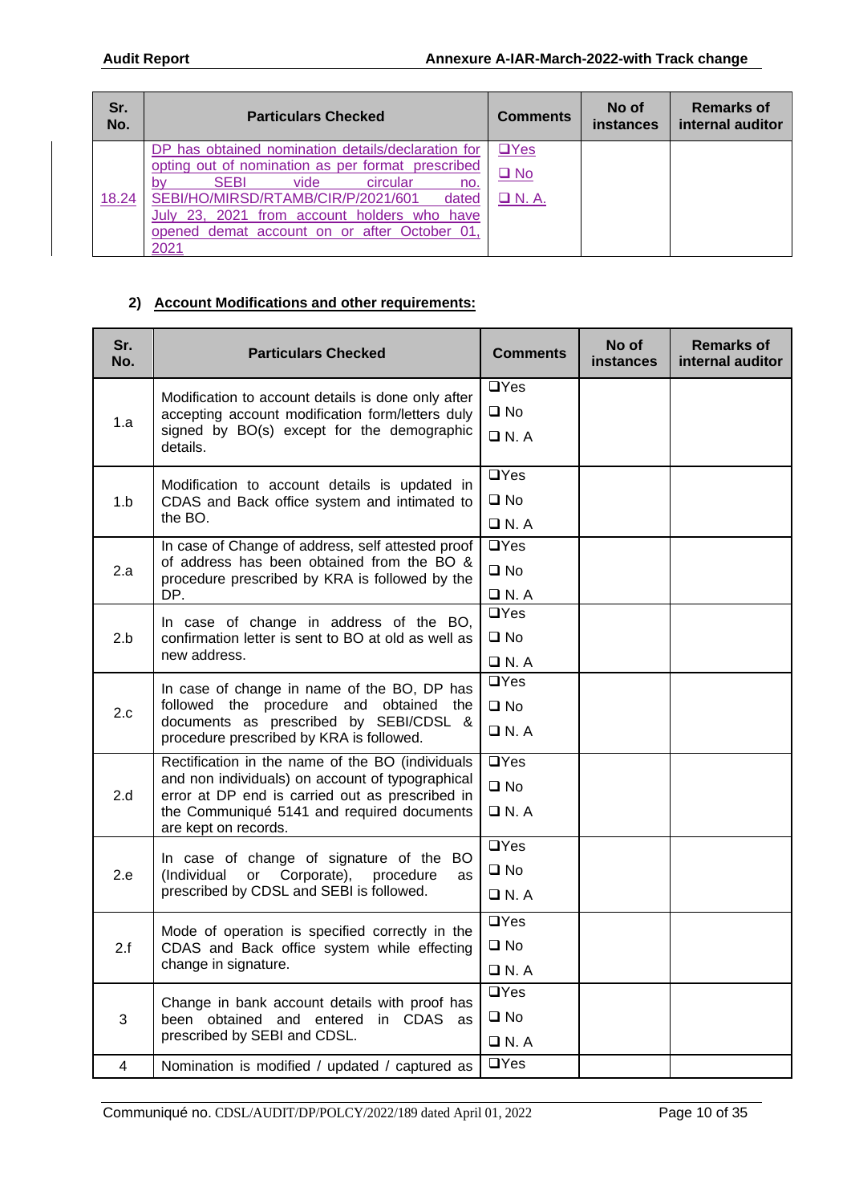| Sr. No. | Particulars Checked | Comments | No of instances | Remarks of internal auditor |
|---|---|---|---|---|
| 18.24 | DP has obtained nomination details/declaration for opting out of nomination as per format prescribed by SEBI vide circular no. SEBI/HO/MIRSD/RTAMB/CIR/P/2021/601 dated July 23, 2021 from account holders who have opened demat account on or after October 01, 2021 | ❑Yes ❑ No ❑ N. A. | | |

**2) Account Modifications and other requirements:**

| Sr. No. | Particulars Checked | Comments | No of instances | Remarks of internal auditor |
|---|---|---|---|---|
| 1.a | Modification to account details is done only after accepting account modification form/letters duly signed by BO(s) except for the demographic details. | ❑Yes ❑ No ❑ N. A | | |
| 1.b | Modification to account details is updated in CDAS and Back office system and intimated to the BO. | ❑Yes ❑ No ❑ N. A | | |
| 2.a | In case of Change of address, self attested proof of address has been obtained from the BO & procedure prescribed by KRA is followed by the DP. | ❑Yes ❑ No ❑ N. A | | |
| 2.b | In case of change in address of the BO, confirmation letter is sent to BO at old as well as new address. | ❑Yes ❑ No ❑ N. A | | |
| 2.c | In case of change in name of the BO, DP has followed the procedure and obtained the documents as prescribed by SEBI/CDSL & procedure prescribed by KRA is followed. | ❑Yes ❑ No ❑ N. A | | |
| 2.d | Rectification in the name of the BO (individuals and non individuals) on account of typographical error at DP end is carried out as prescribed in the Communiqué 5141 and required documents are kept on records. | ❑Yes ❑ No ❑ N. A | | |
| 2.e | In case of change of signature of the BO (Individual or Corporate), procedure as prescribed by CDSL and SEBI is followed. | ❑Yes ❑ No ❑ N. A | | |
| 2.f | Mode of operation is specified correctly in the CDAS and Back office system while effecting change in signature. | ❑Yes ❑ No ❑ N. A | | |
| 3 | Change in bank account details with proof has been obtained and entered in CDAS as prescribed by SEBI and CDSL. | ❑Yes ❑ No ❑ N. A | | |
| 4 | Nomination is modified / updated / captured as | ❑Yes | | |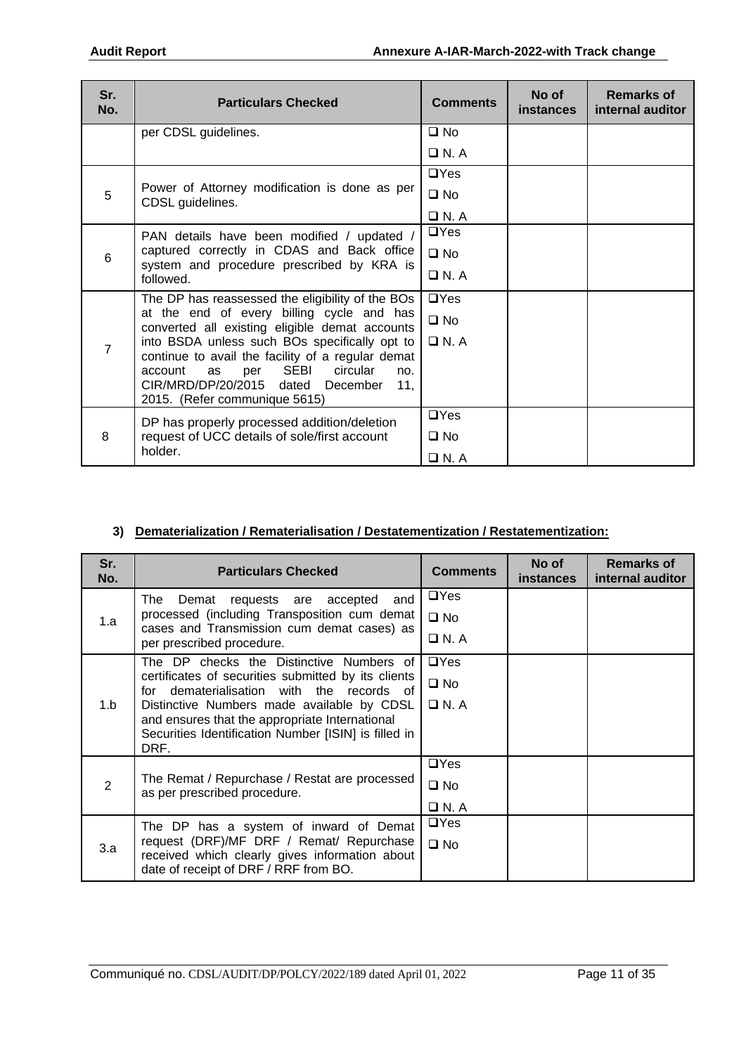| Sr. No. | Particulars Checked | Comments | No of instances | Remarks of internal auditor |
|---|---|---|---|---|
| | per CDSL guidelines. | ❑ No<br>❑ N. A | | |
| 5 | Power of Attorney modification is done as per CDSL guidelines. | ❑Yes<br>❑ No<br>❑ N. A | | |
| 6 | PAN details have been modified / updated / captured correctly in CDAS and Back office system and procedure prescribed by KRA is followed. | ❑Yes<br>❑ No<br>❑ N. A | | |
| 7 | The DP has reassessed the eligibility of the BOs at the end of every billing cycle and has converted all existing eligible demat accounts into BSDA unless such BOs specifically opt to continue to avail the facility of a regular demat account as per SEBI circular no. CIR/MRD/DP/20/2015 dated December 11, 2015. (Refer communique 5615) | ❑Yes<br>❑ No<br>❑ N. A | | |
| 8 | DP has properly processed addition/deletion request of UCC details of sole/first account holder. | ❑Yes<br>❑ No<br>❑ N. A | | |

### 3) Dematerialization / Rematerialisation / Destatementization / Restatementization:

| Sr. No. | Particulars Checked | Comments | No of instances | Remarks of internal auditor |
|---|---|---|---|---|
| 1.a | The Demat requests are accepted and processed (including Transposition cum demat cases and Transmission cum demat cases) as per prescribed procedure. | ❑Yes<br>❑ No<br>❑ N. A | | |
| 1.b | The DP checks the Distinctive Numbers of certificates of securities submitted by its clients for dematerialisation with the records of Distinctive Numbers made available by CDSL and ensures that the appropriate International Securities Identification Number [ISIN] is filled in DRF. | ❑Yes<br>❑ No<br>❑ N. A | | |
| 2 | The Remat / Repurchase / Restat are processed as per prescribed procedure. | ❑Yes<br>❑ No<br>❑ N. A | | |
| 3.a | The DP has a system of inward of Demat request (DRF)/MF DRF / Remat/ Repurchase received which clearly gives information about date of receipt of DRF / RRF from BO. | ❑Yes<br>❑ No | | |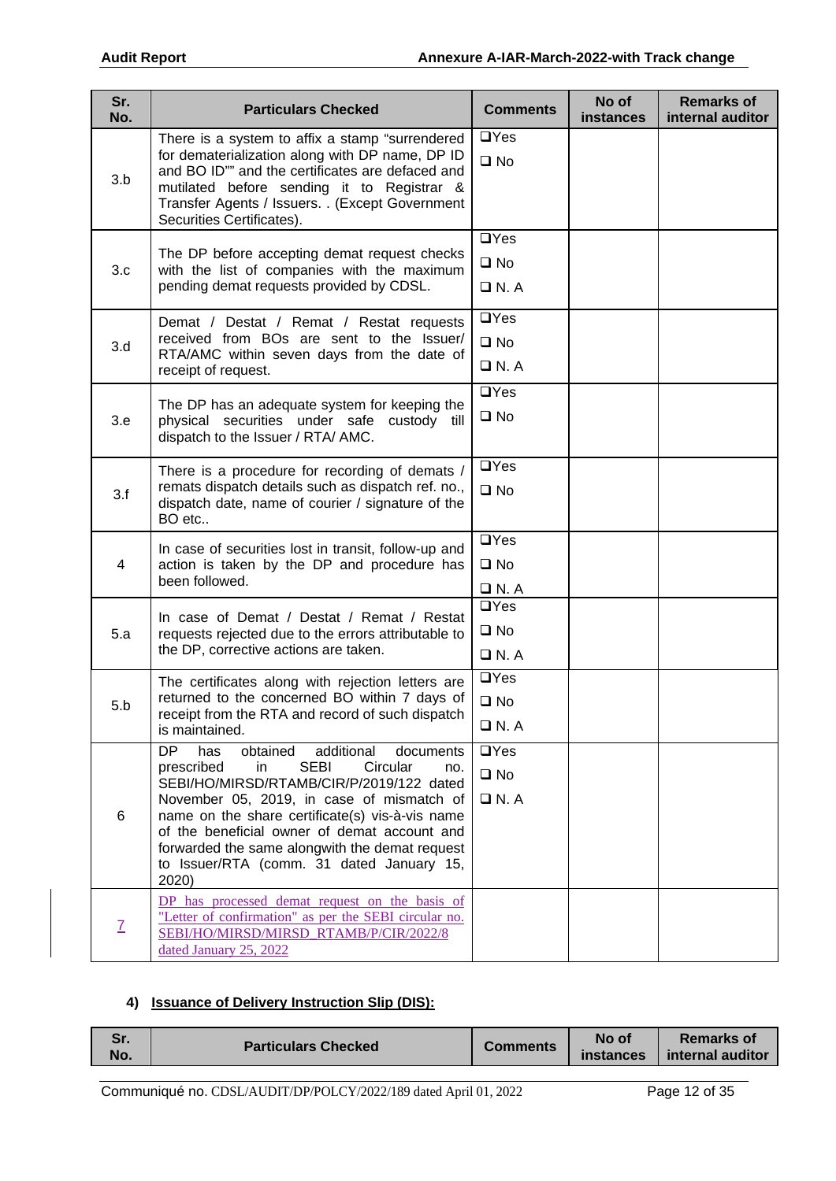| Sr. No. | Particulars Checked | Comments | No of instances | Remarks of internal auditor |
|---|---|---|---|---|
| 3.b | There is a system to affix a stamp "surrendered for dematerialization along with DP name, DP ID and BO ID"" and the certificates are defaced and mutilated before sending it to Registrar & Transfer Agents / Issuers. . (Except Government Securities Certificates). | ❑Yes ❑ No | | |
| 3.c | The DP before accepting demat request checks with the list of companies with the maximum pending demat requests provided by CDSL. | ❑Yes ❑ No ❑ N. A | | |
| 3.d | Demat / Destat / Remat / Restat requests received from BOs are sent to the Issuer/ RTA/AMC within seven days from the date of receipt of request. | ❑Yes ❑ No ❑ N. A | | |
| 3.e | The DP has an adequate system for keeping the physical securities under safe custody till dispatch to the Issuer / RTA/ AMC. | ❑Yes ❑ No | | |
| 3.f | There is a procedure for recording of demats / remats dispatch details such as dispatch ref. no., dispatch date, name of courier / signature of the BO etc.. | ❑Yes ❑ No | | |
| 4 | In case of securities lost in transit, follow-up and action is taken by the DP and procedure has been followed. | ❑Yes ❑ No ❑ N. A | | |
| 5.a | In case of Demat / Destat / Remat / Restat requests rejected due to the errors attributable to the DP, corrective actions are taken. | ❑Yes ❑ No ❑ N. A | | |
| 5.b | The certificates along with rejection letters are returned to the concerned BO within 7 days of receipt from the RTA and record of such dispatch is maintained. | ❑Yes ❑ No ❑ N. A | | |
| 6 | DP has obtained additional documents prescribed in SEBI Circular no. SEBI/HO/MIRSD/RTAMB/CIR/P/2019/122 dated November 05, 2019, in case of mismatch of name on the share certificate(s) vis-à-vis name of the beneficial owner of demat account and forwarded the same alongwith the demat request to Issuer/RTA (comm. 31 dated January 15, 2020) | ❑Yes ❑ No ❑ N. A | | |
| 7 | DP has processed demat request on the basis of "Letter of confirmation" as per the SEBI circular no. SEBI/HO/MIRSD/MIRSD_RTAMB/P/CIR/2022/8 dated January 25, 2022 | | | |

#### 4) Issuance of Delivery Instruction Slip (DIS):

| Sr. No. | Particulars Checked | Comments | No of instances | Remarks of internal auditor |
|---|---|---|---|---|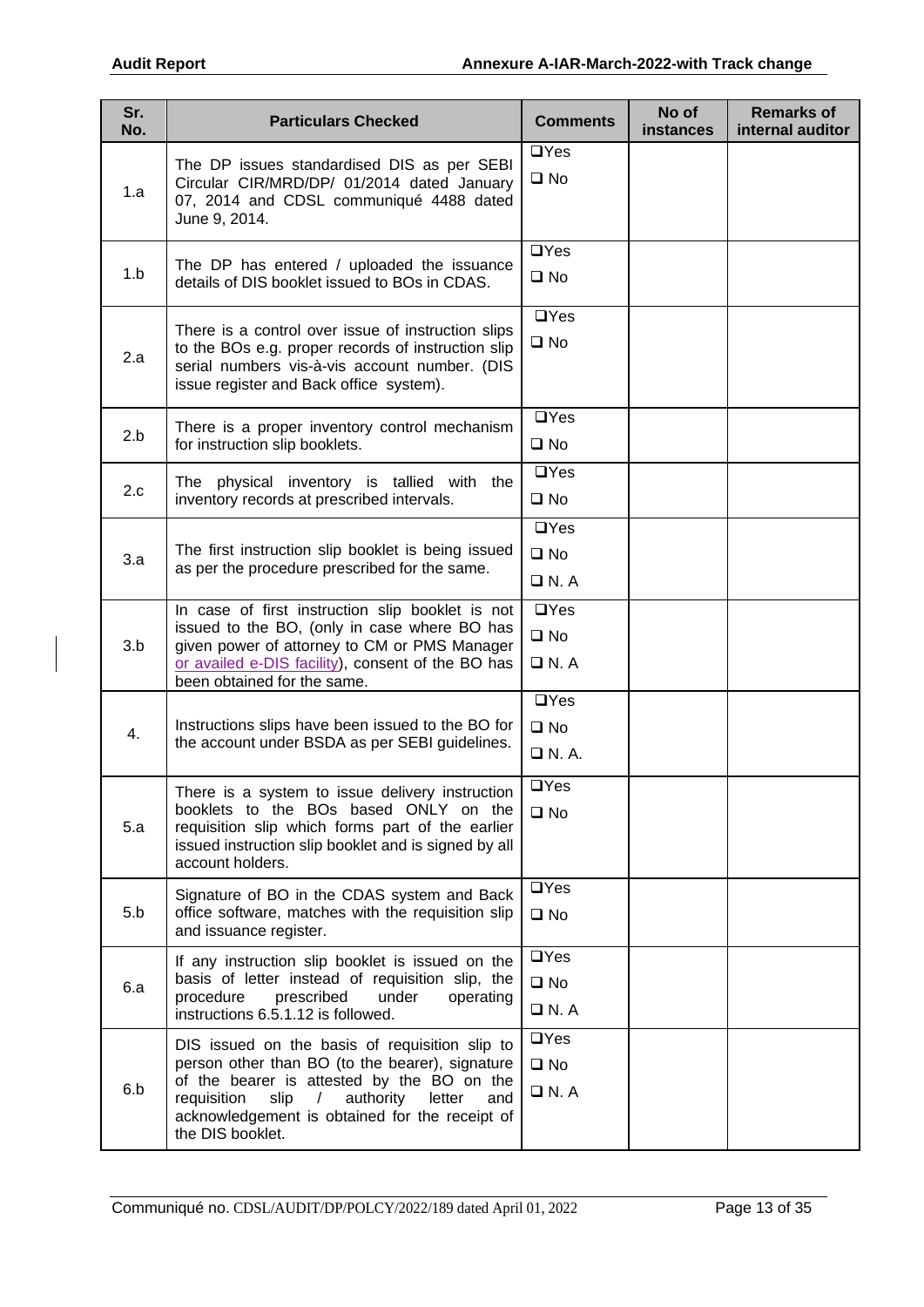| Sr. No. | Particulars Checked | Comments | No of instances | Remarks of internal auditor |
|---|---|---|---|---|
| 1.a | The DP issues standardised DIS as per SEBI Circular CIR/MRD/DP/ 01/2014 dated January 07, 2014 and CDSL communiqué 4488 dated June 9, 2014. | ❑Yes ❑ No | | |
| 1.b | The DP has entered / uploaded the issuance details of DIS booklet issued to BOs in CDAS. | ❑Yes ❑ No | | |
| 2.a | There is a control over issue of instruction slips to the BOs e.g. proper records of instruction slip serial numbers vis-à-vis account number. (DIS issue register and Back office system). | ❑Yes ❑ No | | |
| 2.b | There is a proper inventory control mechanism for instruction slip booklets. | ❑Yes ❑ No | | |
| 2.c | The physical inventory is tallied with the inventory records at prescribed intervals. | ❑Yes ❑ No | | |
| 3.a | The first instruction slip booklet is being issued as per the procedure prescribed for the same. | ❑Yes ❑ No ❑ N. A | | |
| 3.b | In case of first instruction slip booklet is not issued to the BO, (only in case where BO has given power of attorney to CM or PMS Manager or availed e-DIS facility), consent of the BO has been obtained for the same. | ❑Yes ❑ No ❑ N. A | | |
| 4. | Instructions slips have been issued to the BO for the account under BSDA as per SEBI guidelines. | ❑Yes ❑ No ❑ N. A. | | |
| 5.a | There is a system to issue delivery instruction booklets to the BOs based ONLY on the requisition slip which forms part of the earlier issued instruction slip booklet and is signed by all account holders. | ❑Yes ❑ No | | |
| 5.b | Signature of BO in the CDAS system and Back office software, matches with the requisition slip and issuance register. | ❑Yes ❑ No | | |
| 6.a | If any instruction slip booklet is issued on the basis of letter instead of requisition slip, the procedure prescribed under operating instructions 6.5.1.12 is followed. | ❑Yes ❑ No ❑ N. A | | |
| 6.b | DIS issued on the basis of requisition slip to person other than BO (to the bearer), signature of the bearer is attested by the BO on the requisition slip / authority letter and acknowledgement is obtained for the receipt of the DIS booklet. | ❑Yes ❑ No ❑ N. A | | |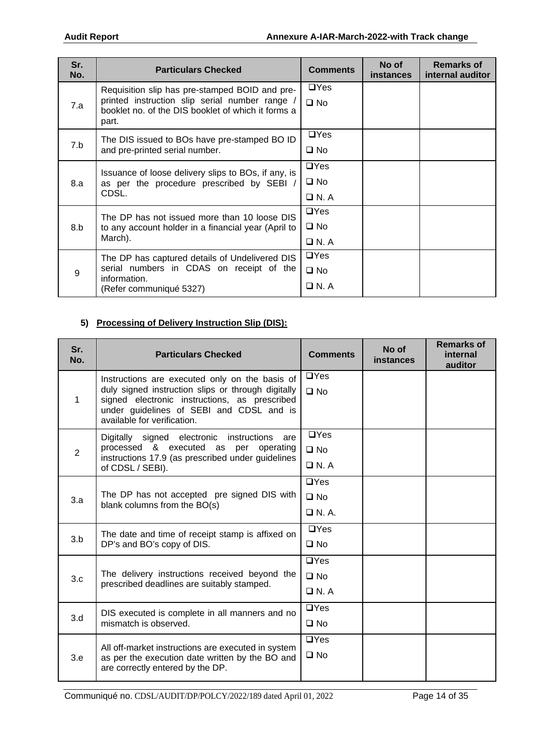| Sr. No. | Particulars Checked | Comments | No of instances | Remarks of internal auditor |
|---|---|---|---|---|
| 7.a | Requisition slip has pre-stamped BOID and pre-printed instruction slip serial number range / booklet no. of the DIS booklet of which it forms a part. | ❑Yes<br>❑ No | | |
| 7.b | The DIS issued to BOs have pre-stamped BO ID and pre-printed serial number. | ❑Yes<br>❑ No | | |
| 8.a | Issuance of loose delivery slips to BOs, if any, is as per the procedure prescribed by SEBI / CDSL. | ❑Yes<br>❑ No<br>❑ N. A | | |
| 8.b | The DP has not issued more than 10 loose DIS to any account holder in a financial year (April to March). | ❑Yes<br>❑ No<br>❑ N. A | | |
| 9 | The DP has captured details of Undelivered DIS serial numbers in CDAS on receipt of the information.<br>(Refer communiqué 5327) | ❑Yes<br>❑ No<br>❑ N. A | | |

**5) Processing of Delivery Instruction Slip (DIS):**

| Sr. No. | Particulars Checked | Comments | No of instances | Remarks of internal auditor |
|---|---|---|---|---|
| 1 | Instructions are executed only on the basis of duly signed instruction slips or through digitally signed electronic instructions, as prescribed under guidelines of SEBI and CDSL and is available for verification. | ❑Yes<br>❑ No | | |
| 2 | Digitally signed electronic instructions are processed & executed as per operating instructions 17.9 (as prescribed under guidelines of CDSL / SEBI). | ❑Yes<br>❑ No<br>❑ N. A | | |
| 3.a | The DP has not accepted pre signed DIS with blank columns from the BO(s) | ❑Yes<br>❑ No<br>❑ N. A. | | |
| 3.b | The date and time of receipt stamp is affixed on DP's and BO's copy of DIS. | ❑Yes<br>❑ No | | |
| 3.c | The delivery instructions received beyond the prescribed deadlines are suitably stamped. | ❑Yes<br>❑ No<br>❑ N. A | | |
| 3.d | DIS executed is complete in all manners and no mismatch is observed. | ❑Yes<br>❑ No | | |
| 3.e | All off-market instructions are executed in system as per the execution date written by the BO and are correctly entered by the DP. | ❑Yes<br>❑ No | | |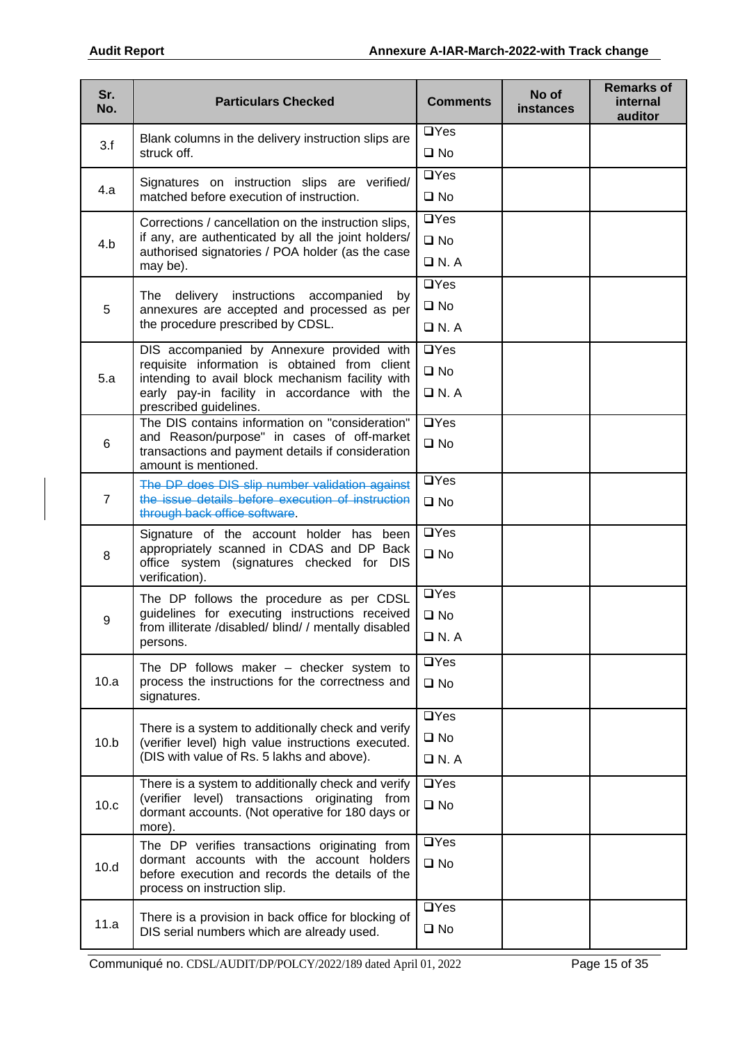| Sr. No. | Particulars Checked | Comments | No of instances | Remarks of internal auditor |
|---|---|---|---|---|
| 3.f | Blank columns in the delivery instruction slips are struck off. | ❑Yes<br>❑ No | | |
| 4.a | Signatures on instruction slips are verified/ matched before execution of instruction. | ❑Yes<br>❑ No | | |
| 4.b | Corrections / cancellation on the instruction slips, if any, are authenticated by all the joint holders/ authorised signatories / POA holder (as the case may be). | ❑Yes<br>❑ No<br>❑ N. A | | |
| 5 | The delivery instructions accompanied by annexures are accepted and processed as per the procedure prescribed by CDSL. | ❑Yes<br>❑ No<br>❑ N. A | | |
| 5.a | DIS accompanied by Annexure provided with requisite information is obtained from client intending to avail block mechanism facility with early pay-in facility in accordance with the prescribed guidelines. | ❑Yes<br>❑ No<br>❑ N. A | | |
| 6 | The DIS contains information on "consideration" and Reason/purpose" in cases of off-market transactions and payment details if consideration amount is mentioned. | ❑Yes<br>❑ No | | |
| 7 | ~~The DP does DIS slip number validation against the issue details before execution of instruction through back office software~~. | ❑Yes<br>❑ No | | |
| 8 | Signature of the account holder has been appropriately scanned in CDAS and DP Back office system (signatures checked for DIS verification). | ❑Yes<br>❑ No | | |
| 9 | The DP follows the procedure as per CDSL guidelines for executing instructions received from illiterate /disabled/ blind/ / mentally disabled persons. | ❑Yes<br>❑ No<br>❑ N. A | | |
| 10.a | The DP follows maker – checker system to process the instructions for the correctness and signatures. | ❑Yes<br>❑ No | | |
| 10.b | There is a system to additionally check and verify (verifier level) high value instructions executed. (DIS with value of Rs. 5 lakhs and above). | ❑Yes<br>❑ No<br>❑ N. A | | |
| 10.c | There is a system to additionally check and verify (verifier level) transactions originating from dormant accounts. (Not operative for 180 days or more). | ❑Yes<br>❑ No | | |
| 10.d | The DP verifies transactions originating from dormant accounts with the account holders before execution and records the details of the process on instruction slip. | ❑Yes<br>❑ No | | |
| 11.a | There is a provision in back office for blocking of DIS serial numbers which are already used. | ❑Yes<br>❑ No | | |

Communiqué no. CDSL/AUDIT/DP/POLCY/2022/189 dated April 01, 2022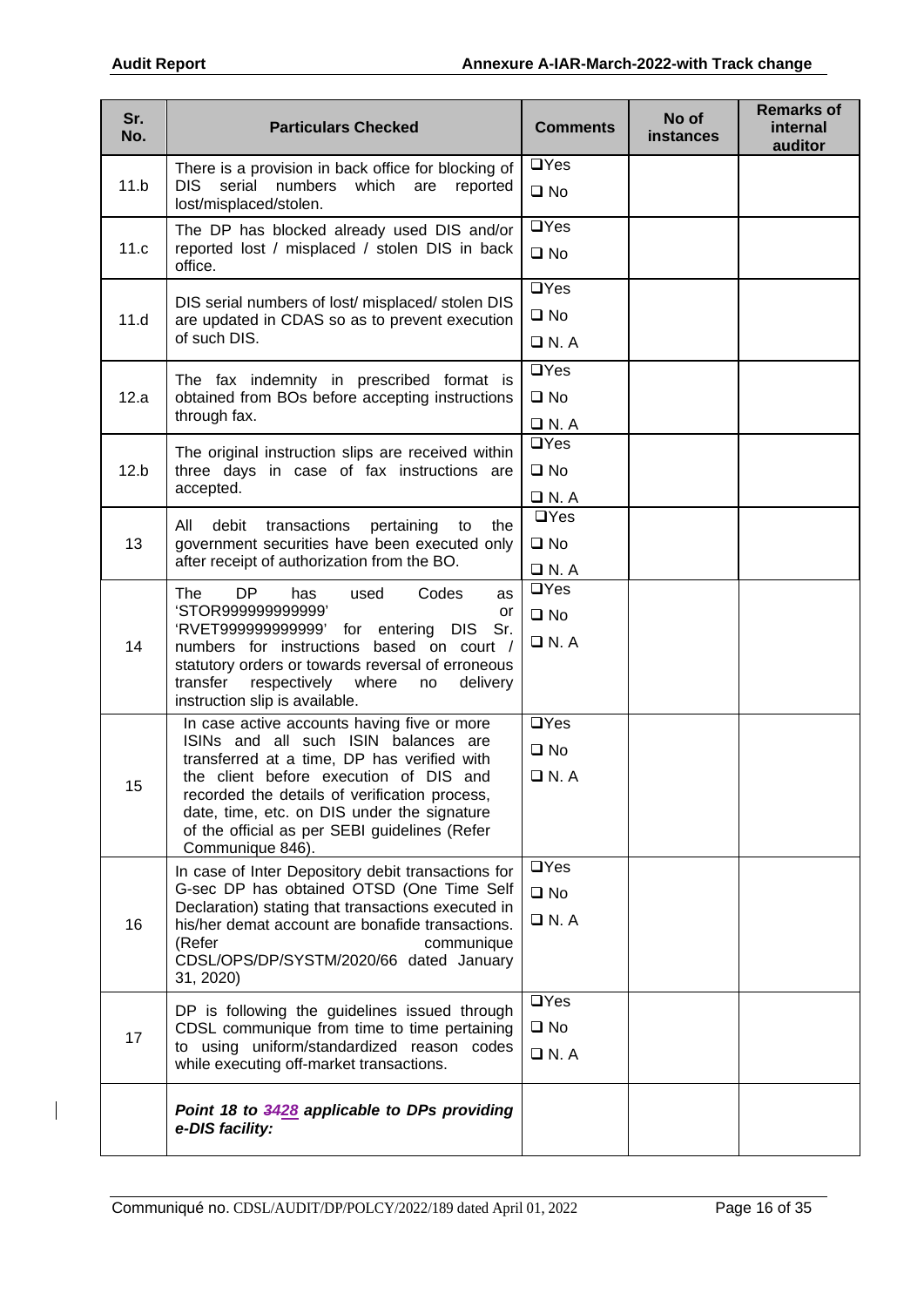| Sr. No. | Particulars Checked | Comments | No of instances | Remarks of internal auditor |
|---|---|---|---|---|
| 11.b | There is a provision in back office for blocking of DIS serial numbers which are reported lost/misplaced/stolen. | ❑Yes<br>❑ No | | |
| 11.c | The DP has blocked already used DIS and/or reported lost / misplaced / stolen DIS in back office. | ❑Yes<br>❑ No | | |
| 11.d | DIS serial numbers of lost/ misplaced/ stolen DIS are updated in CDAS so as to prevent execution of such DIS. | ❑Yes<br>❑ No<br>❑ N. A | | |
| 12.a | The fax indemnity in prescribed format is obtained from BOs before accepting instructions through fax. | ❑Yes<br>❑ No<br>❑ N. A | | |
| 12.b | The original instruction slips are received within three days in case of fax instructions are accepted. | ❑Yes<br>❑ No<br>❑ N. A | | |
| 13 | All debit transactions pertaining to the government securities have been executed only after receipt of authorization from the BO. | ❑Yes<br>❑ No<br>❑ N. A | | |
| 14 | The DP has used Codes as 'STOR999999999999' or 'RVET999999999999' for entering DIS Sr. numbers for instructions based on court / statutory orders or towards reversal of erroneous transfer respectively where no delivery instruction slip is available. | ❑Yes<br>❑ No<br>❑ N. A | | |
| 15 | In case active accounts having five or more ISINs and all such ISIN balances are transferred at a time, DP has verified with the client before execution of DIS and recorded the details of verification process, date, time, etc. on DIS under the signature of the official as per SEBI guidelines (Refer Communique 846). | ❑Yes<br>❑ No<br>❑ N. A | | |
| 16 | In case of Inter Depository debit transactions for G-sec DP has obtained OTSD (One Time Self Declaration) stating that transactions executed in his/her demat account are bonafide transactions. (Refer communique CDSL/OPS/DP/SYSTM/2020/66 dated January 31, 2020) | ❑Yes<br>❑ No<br>❑ N. A | | |
| 17 | DP is following the guidelines issued through CDSL communique from time to time pertaining to using uniform/standardized reason codes while executing off-market transactions. | ❑Yes<br>❑ No<br>❑ N. A | | |
| | ***Point 18 to ~~34~~28 applicable to DPs providing e-DIS facility:*** | | | |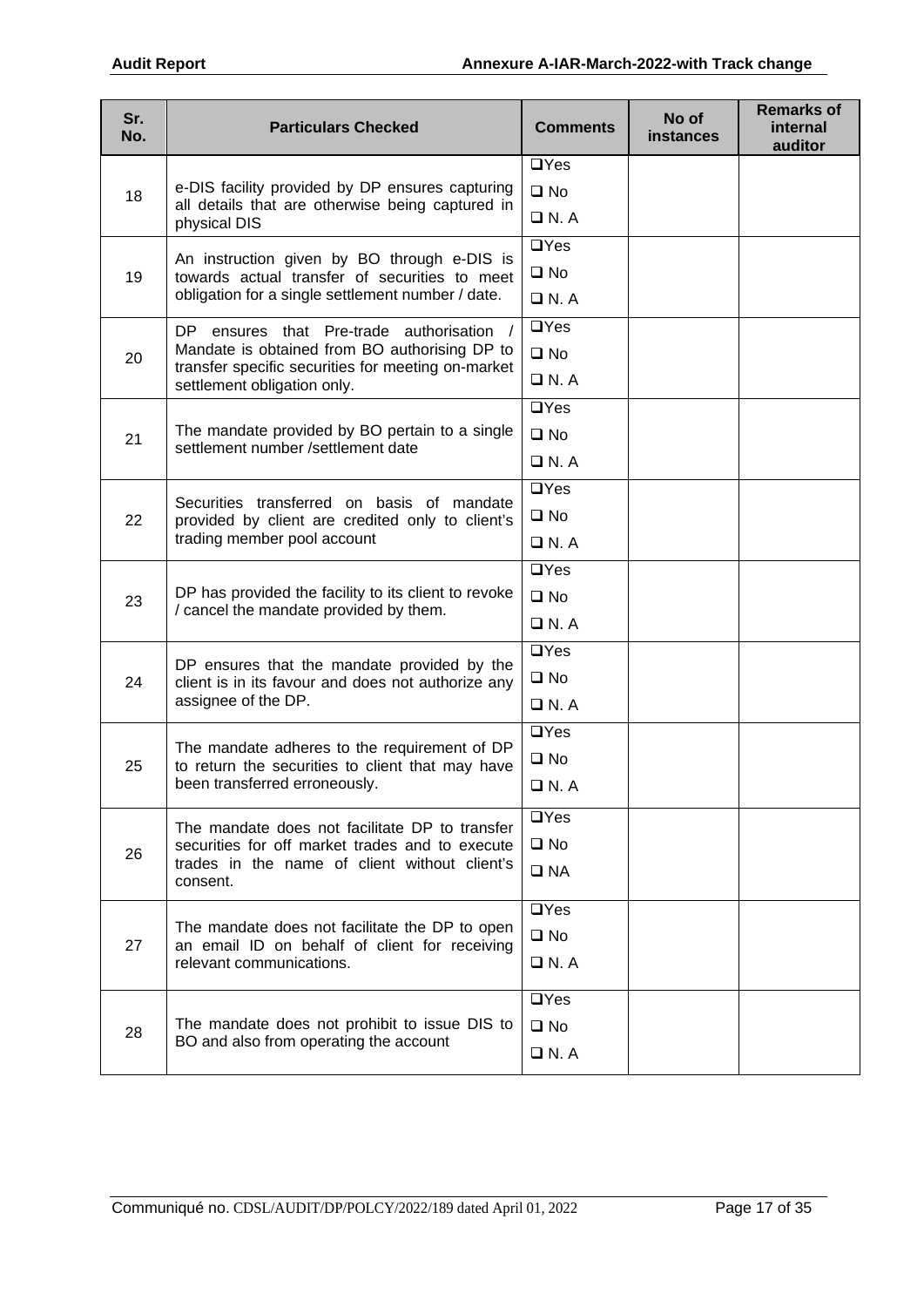| Sr. No. | Particulars Checked | Comments | No of instances | Remarks of internal auditor |
|---|---|---|---|---|
| 18 | e-DIS facility provided by DP ensures capturing all details that are otherwise being captured in physical DIS | ❑Yes ❑ No ❑ N. A | | |
| 19 | An instruction given by BO through e-DIS is towards actual transfer of securities to meet obligation for a single settlement number / date. | ❑Yes ❑ No ❑ N. A | | |
| 20 | DP ensures that Pre-trade authorisation / Mandate is obtained from BO authorising DP to transfer specific securities for meeting on-market settlement obligation only. | ❑Yes ❑ No ❑ N. A | | |
| 21 | The mandate provided by BO pertain to a single settlement number /settlement date | ❑Yes ❑ No ❑ N. A | | |
| 22 | Securities transferred on basis of mandate provided by client are credited only to client's trading member pool account | ❑Yes ❑ No ❑ N. A | | |
| 23 | DP has provided the facility to its client to revoke / cancel the mandate provided by them. | ❑Yes ❑ No ❑ N. A | | |
| 24 | DP ensures that the mandate provided by the client is in its favour and does not authorize any assignee of the DP. | ❑Yes ❑ No ❑ N. A | | |
| 25 | The mandate adheres to the requirement of DP to return the securities to client that may have been transferred erroneously. | ❑Yes ❑ No ❑ N. A | | |
| 26 | The mandate does not facilitate DP to transfer securities for off market trades and to execute trades in the name of client without client's consent. | ❑Yes ❑ No ❑ NA | | |
| 27 | The mandate does not facilitate the DP to open an email ID on behalf of client for receiving relevant communications. | ❑Yes ❑ No ❑ N. A | | |
| 28 | The mandate does not prohibit to issue DIS to BO and also from operating the account | ❑Yes ❑ No ❑ N. A | | |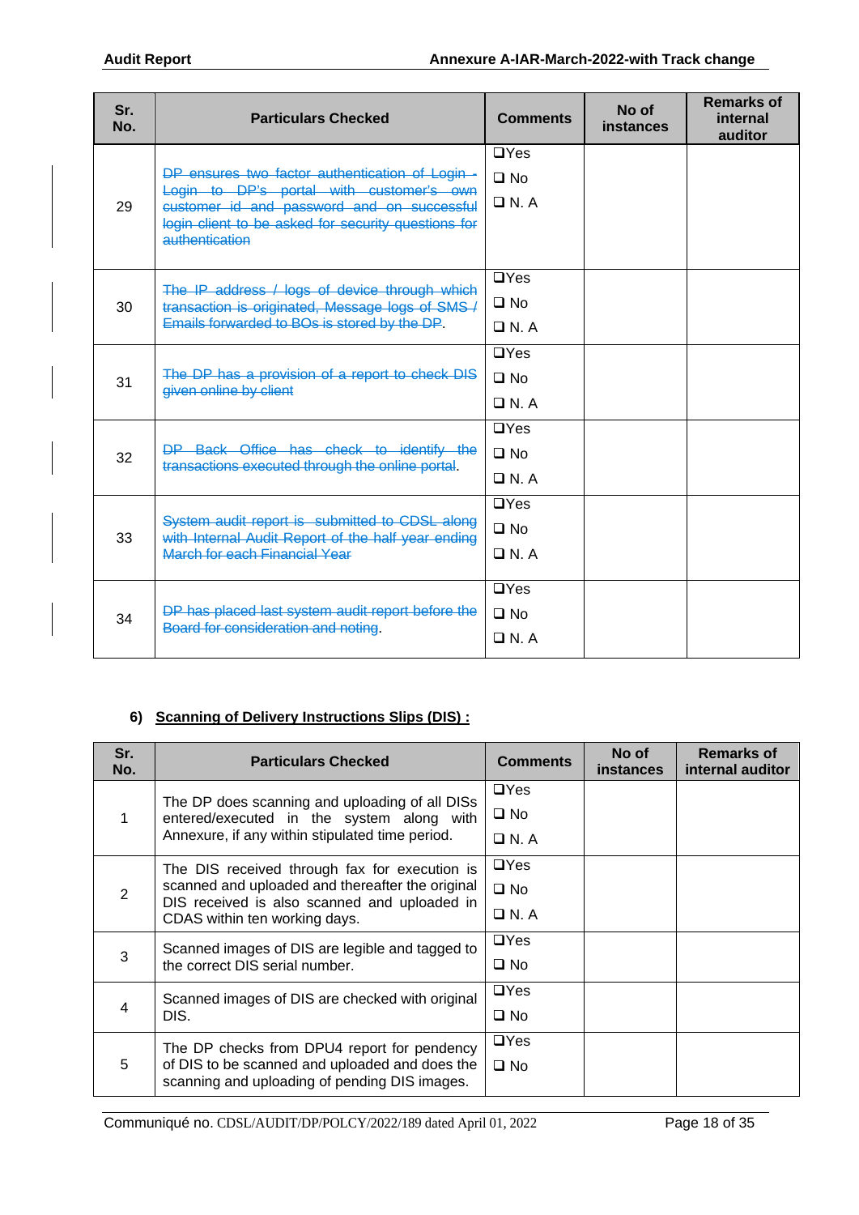| Sr. No. | Particulars Checked | Comments | No of instances | Remarks of internal auditor |
|---|---|---|---|---|
| 29 | ~~DP ensures two factor authentication of Login - Login to DP's portal with customer's own customer id and password and on successful login client to be asked for security questions for authentication~~ | ❑Yes ❑ No ❑ N. A | | |
| 30 | ~~The IP address / logs of device through which transaction is originated, Message logs of SMS / Emails forwarded to BOs is stored by the DP~~. | ❑Yes ❑ No ❑ N. A | | |
| 31 | ~~The DP has a provision of a report to check DIS given online by client~~ | ❑Yes ❑ No ❑ N. A | | |
| 32 | ~~DP Back Office has check to identify the transactions executed through the online portal~~. | ❑Yes ❑ No ❑ N. A | | |
| 33 | ~~System audit report is submitted to CDSL along with Internal Audit Report of the half year ending March for each Financial Year~~ | ❑Yes ❑ No ❑ N. A | | |
| 34 | ~~DP has placed last system audit report before the Board for consideration and noting~~. | ❑Yes ❑ No ❑ N. A | | |

**6) Scanning of Delivery Instructions Slips (DIS) :**

| Sr. No. | Particulars Checked | Comments | No of instances | Remarks of internal auditor |
|---|---|---|---|---|
| 1 | The DP does scanning and uploading of all DISs entered/executed in the system along with Annexure, if any within stipulated time period. | ❑Yes ❑ No ❑ N. A | | |
| 2 | The DIS received through fax for execution is scanned and uploaded and thereafter the original DIS received is also scanned and uploaded in CDAS within ten working days. | ❑Yes ❑ No ❑ N. A | | |
| 3 | Scanned images of DIS are legible and tagged to the correct DIS serial number. | ❑Yes ❑ No | | |
| 4 | Scanned images of DIS are checked with original DIS. | ❑Yes ❑ No | | |
| 5 | The DP checks from DPU4 report for pendency of DIS to be scanned and uploaded and does the scanning and uploading of pending DIS images. | ❑Yes ❑ No | | |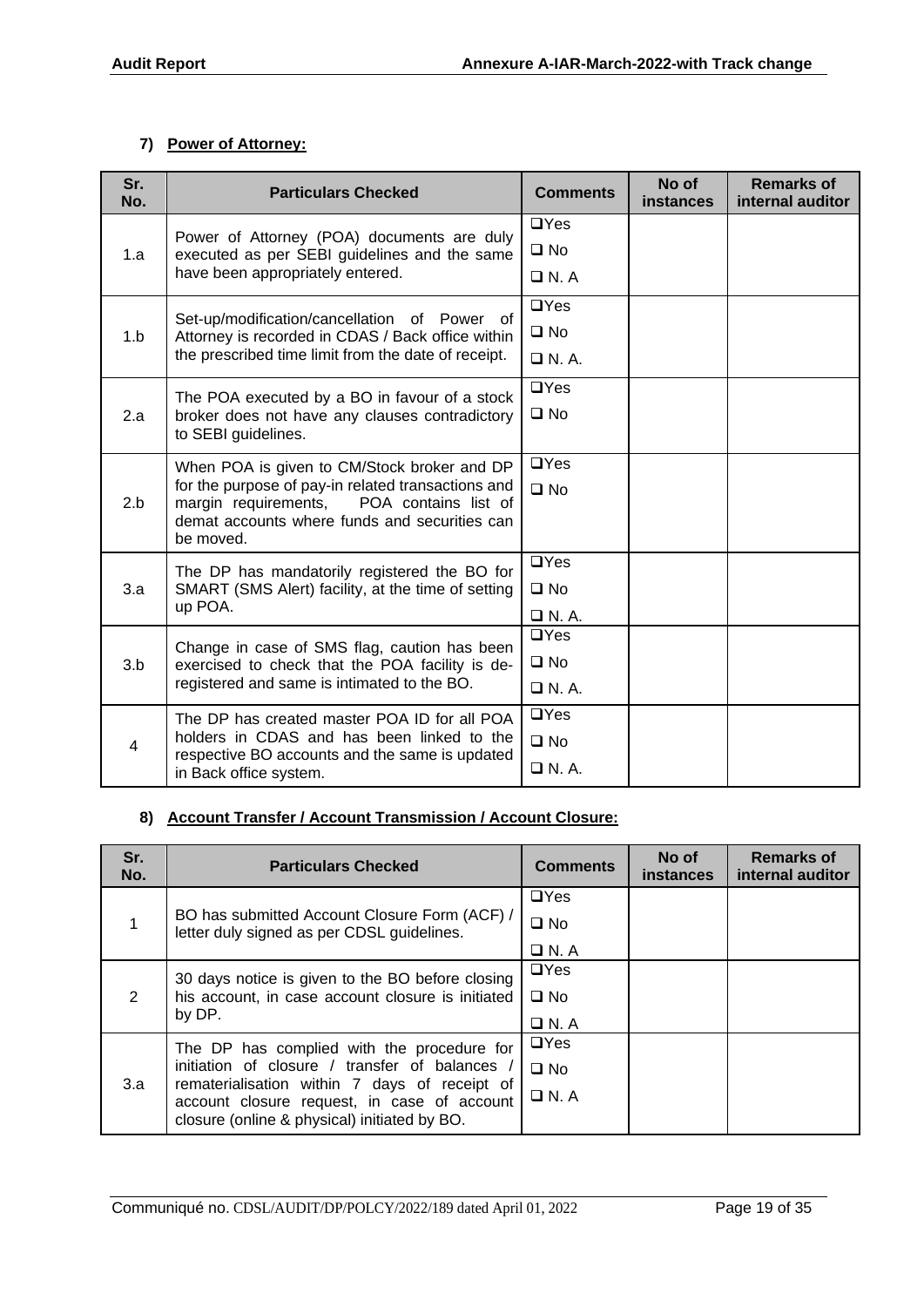### 7) Power of Attorney:

| Sr. No. | Particulars Checked | Comments | No of instances | Remarks of internal auditor |
|---|---|---|---|---|
| 1.a | Power of Attorney (POA) documents are duly executed as per SEBI guidelines and the same have been appropriately entered. | ❑Yes<br>❑ No<br>❑ N. A | | |
| 1.b | Set-up/modification/cancellation of Power of Attorney is recorded in CDAS / Back office within the prescribed time limit from the date of receipt. | ❑Yes<br>❑ No<br>❑ N. A. | | |
| 2.a | The POA executed by a BO in favour of a stock broker does not have any clauses contradictory to SEBI guidelines. | ❑Yes<br>❑ No | | |
| 2.b | When POA is given to CM/Stock broker and DP for the purpose of pay-in related transactions and margin requirements, POA contains list of demat accounts where funds and securities can be moved. | ❑Yes<br>❑ No | | |
| 3.a | The DP has mandatorily registered the BO for SMART (SMS Alert) facility, at the time of setting up POA. | ❑Yes<br>❑ No<br>❑ N. A. | | |
| 3.b | Change in case of SMS flag, caution has been exercised to check that the POA facility is de-registered and same is intimated to the BO. | ❑Yes<br>❑ No<br>❑ N. A. | | |
| 4 | The DP has created master POA ID for all POA holders in CDAS and has been linked to the respective BO accounts and the same is updated in Back office system. | ❑Yes<br>❑ No<br>❑ N. A. | | |

### 8) Account Transfer / Account Transmission / Account Closure:

| Sr. No. | Particulars Checked | Comments | No of instances | Remarks of internal auditor |
|---|---|---|---|---|
| 1 | BO has submitted Account Closure Form (ACF) / letter duly signed as per CDSL guidelines. | ❑Yes<br>❑ No<br>❑ N. A | | |
| 2 | 30 days notice is given to the BO before closing his account, in case account closure is initiated by DP. | ❑Yes<br>❑ No<br>❑ N. A | | |
| 3.a | The DP has complied with the procedure for initiation of closure / transfer of balances / rematerialisation within 7 days of receipt of account closure request, in case of account closure (online & physical) initiated by BO. | ❑Yes<br>❑ No<br>❑ N. A | | |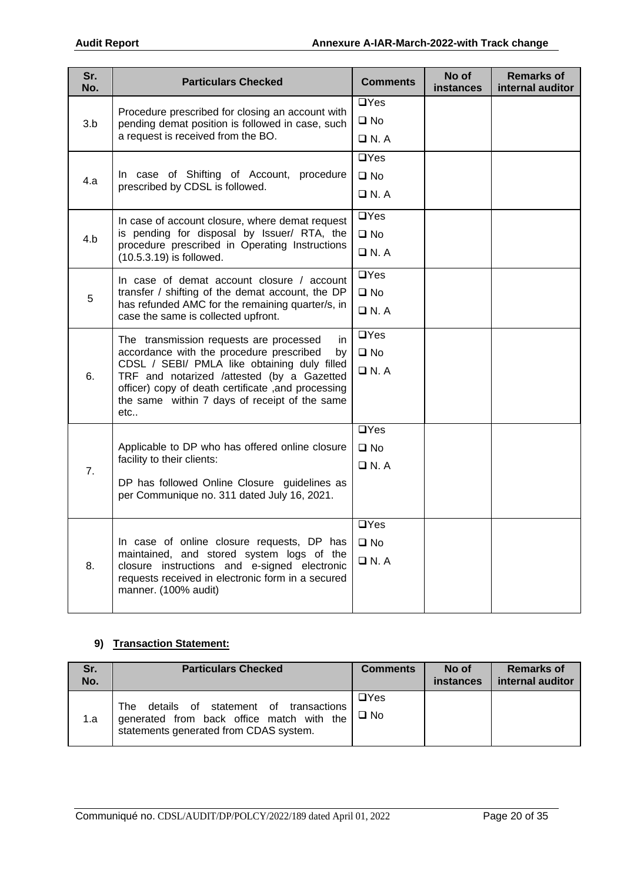| Sr. No. | Particulars Checked | Comments | No of instances | Remarks of internal auditor |
|---|---|---|---|---|
| 3.b | Procedure prescribed for closing an account with pending demat position is followed in case, such a request is received from the BO. | ❑Yes ❑ No ❑ N. A | | |
| 4.a | In case of Shifting of Account, procedure prescribed by CDSL is followed. | ❑Yes ❑ No ❑ N. A | | |
| 4.b | In case of account closure, where demat request is pending for disposal by Issuer/ RTA, the procedure prescribed in Operating Instructions (10.5.3.19) is followed. | ❑Yes ❑ No ❑ N. A | | |
| 5 | In case of demat account closure / account transfer / shifting of the demat account, the DP has refunded AMC for the remaining quarter/s, in case the same is collected upfront. | ❑Yes ❑ No ❑ N. A | | |
| 6. | The transmission requests are processed in accordance with the procedure prescribed by CDSL / SEBI/ PMLA like obtaining duly filled TRF and notarized /attested (by a Gazetted officer) copy of death certificate ,and processing the same within 7 days of receipt of the same etc.. | ❑Yes ❑ No ❑ N. A | | |
| 7. | Applicable to DP who has offered online closure facility to their clients: DP has followed Online Closure guidelines as per Communique no. 311 dated July 16, 2021. | ❑Yes ❑ No ❑ N. A | | |
| 8. | In case of online closure requests, DP has maintained, and stored system logs of the closure instructions and e-signed electronic requests received in electronic form in a secured manner. (100% audit) | ❑Yes ❑ No ❑ N. A | | |

## 9) Transaction Statement:

| Sr. No. | Particulars Checked | Comments | No of instances | Remarks of internal auditor |
|---|---|---|---|---|
| 1.a | The details of statement of transactions generated from back office match with the statements generated from CDAS system. | ❑Yes ❑ No | | |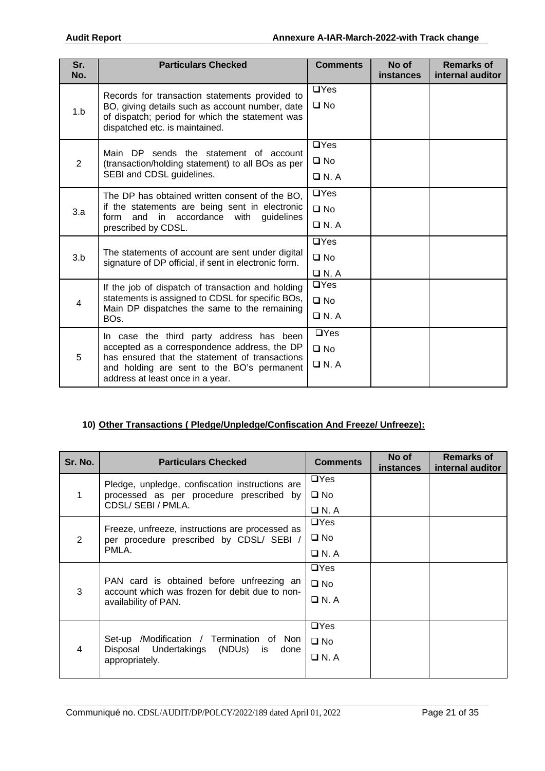| Sr. No. | Particulars Checked | Comments | No of instances | Remarks of internal auditor |
|---|---|---|---|---|
| 1.b | Records for transaction statements provided to BO, giving details such as account number, date of dispatch; period for which the statement was dispatched etc. is maintained. | ❑Yes<br>❑ No | | |
| 2 | Main DP sends the statement of account (transaction/holding statement) to all BOs as per SEBI and CDSL guidelines. | ❑Yes<br>❑ No<br>❑ N. A | | |
| 3.a | The DP has obtained written consent of the BO, if the statements are being sent in electronic form and in accordance with guidelines prescribed by CDSL. | ❑Yes<br>❑ No<br>❑ N. A | | |
| 3.b | The statements of account are sent under digital signature of DP official, if sent in electronic form. | ❑Yes<br>❑ No<br>❑ N. A | | |
| 4 | If the job of dispatch of transaction and holding statements is assigned to CDSL for specific BOs, Main DP dispatches the same to the remaining BOs. | ❑Yes<br>❑ No<br>❑ N. A | | |
| 5 | In case the third party address has been accepted as a correspondence address, the DP has ensured that the statement of transactions and holding are sent to the BO's permanent address at least once in a year. | ❑Yes<br>❑ No<br>❑ N. A | | |

**10) <u>Other Transactions ( Pledge/Unpledge/Confiscation And Freeze/ Unfreeze):</u>**

| Sr. No. | Particulars Checked | Comments | No of instances | Remarks of internal auditor |
|---|---|---|---|---|
| 1 | Pledge, unpledge, confiscation instructions are processed as per procedure prescribed by CDSL/ SEBI / PMLA. | ❑Yes<br>❑ No<br>❑ N. A | | |
| 2 | Freeze, unfreeze, instructions are processed as per procedure prescribed by CDSL/ SEBI / PMLA. | ❑Yes<br>❑ No<br>❑ N. A | | |
| 3 | PAN card is obtained before unfreezing an account which was frozen for debit due to non-availability of PAN. | ❑Yes<br>❑ No<br>❑ N. A | | |
| 4 | Set-up /Modification / Termination of Non Disposal Undertakings (NDUs) is done appropriately. | ❑Yes<br>❑ No<br>❑ N. A | | |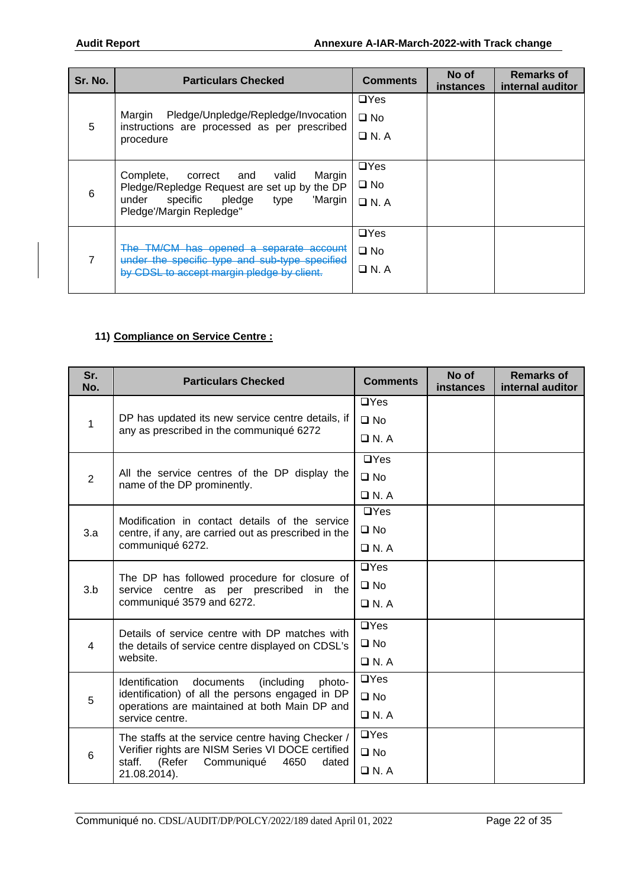| Sr. No. | Particulars Checked | Comments | No of instances | Remarks of internal auditor |
|---|---|---|---|---|
| 5 | Margin Pledge/Unpledge/Repledge/Invocation instructions are processed as per prescribed procedure | ❑Yes ❑ No ❑ N. A | | |
| 6 | Complete, correct and valid Margin Pledge/Repledge Request are set up by the DP under specific pledge type 'Margin Pledge'/Margin Repledge" | ❑Yes ❑ No ❑ N. A | | |
| 7 | ~~The TM/CM has opened a separate account under the specific type and sub-type specified by CDSL to accept margin pledge by client.~~ | ❑Yes ❑ No ❑ N. A | | |

**11) Compliance on Service Centre :**

| Sr. No. | Particulars Checked | Comments | No of instances | Remarks of internal auditor |
|---|---|---|---|---|
| 1 | DP has updated its new service centre details, if any as prescribed in the communiqué 6272 | ❑Yes ❑ No ❑ N. A | | |
| 2 | All the service centres of the DP display the name of the DP prominently. | ❑Yes ❑ No ❑ N. A | | |
| 3.a | Modification in contact details of the service centre, if any, are carried out as prescribed in the communiqué 6272. | ❑Yes ❑ No ❑ N. A | | |
| 3.b | The DP has followed procedure for closure of service centre as per prescribed in the communiqué 3579 and 6272. | ❑Yes ❑ No ❑ N. A | | |
| 4 | Details of service centre with DP matches with the details of service centre displayed on CDSL's website. | ❑Yes ❑ No ❑ N. A | | |
| 5 | Identification documents (including photo-identification) of all the persons engaged in DP operations are maintained at both Main DP and service centre. | ❑Yes ❑ No ❑ N. A | | |
| 6 | The staffs at the service centre having Checker / Verifier rights are NISM Series VI DOCE certified staff. (Refer Communiqué 4650 dated 21.08.2014). | ❑Yes ❑ No ❑ N. A | | |

Communiqué no. CDSL/AUDIT/DP/POLCY/2022/189 dated April 01, 2022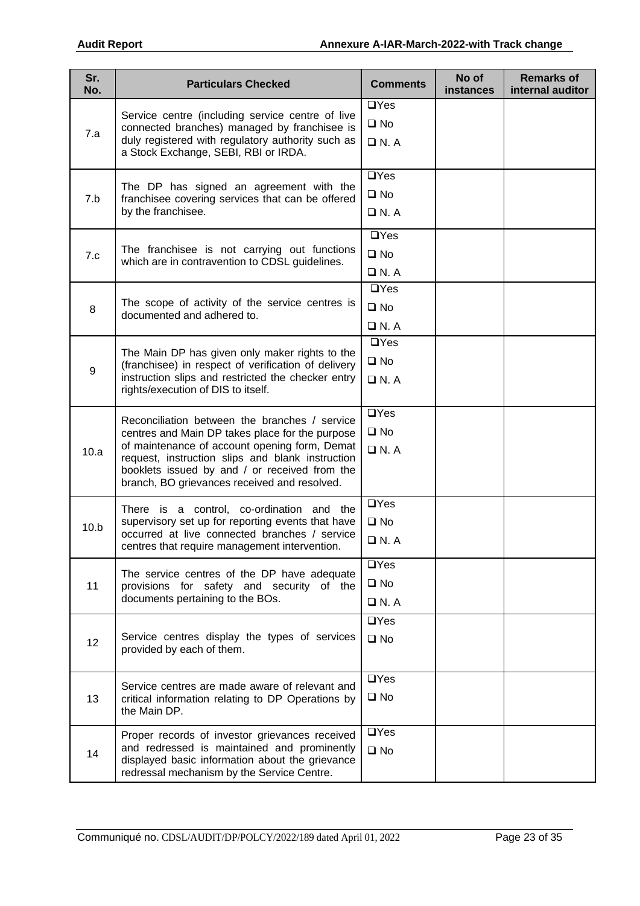| Sr. No. | Particulars Checked | Comments | No of instances | Remarks of internal auditor |
|---|---|---|---|---|
| 7.a | Service centre (including service centre of live connected branches) managed by franchisee is duly registered with regulatory authority such as a Stock Exchange, SEBI, RBI or IRDA. | ❑Yes ❑ No ❑ N. A | | |
| 7.b | The DP has signed an agreement with the franchisee covering services that can be offered by the franchisee. | ❑Yes ❑ No ❑ N. A | | |
| 7.c | The franchisee is not carrying out functions which are in contravention to CDSL guidelines. | ❑Yes ❑ No ❑ N. A | | |
| 8 | The scope of activity of the service centres is documented and adhered to. | ❑Yes ❑ No ❑ N. A | | |
| 9 | The Main DP has given only maker rights to the (franchisee) in respect of verification of delivery instruction slips and restricted the checker entry rights/execution of DIS to itself. | ❑Yes ❑ No ❑ N. A | | |
| 10.a | Reconciliation between the branches / service centres and Main DP takes place for the purpose of maintenance of account opening form, Demat request, instruction slips and blank instruction booklets issued by and / or received from the branch, BO grievances received and resolved. | ❑Yes ❑ No ❑ N. A | | |
| 10.b | There is a control, co-ordination and the supervisory set up for reporting events that have occurred at live connected branches / service centres that require management intervention. | ❑Yes ❑ No ❑ N. A | | |
| 11 | The service centres of the DP have adequate provisions for safety and security of the documents pertaining to the BOs. | ❑Yes ❑ No ❑ N. A | | |
| 12 | Service centres display the types of services provided by each of them. | ❑Yes ❑ No | | |
| 13 | Service centres are made aware of relevant and critical information relating to DP Operations by the Main DP. | ❑Yes ❑ No | | |
| 14 | Proper records of investor grievances received and redressed is maintained and prominently displayed basic information about the grievance redressal mechanism by the Service Centre. | ❑Yes ❑ No | | |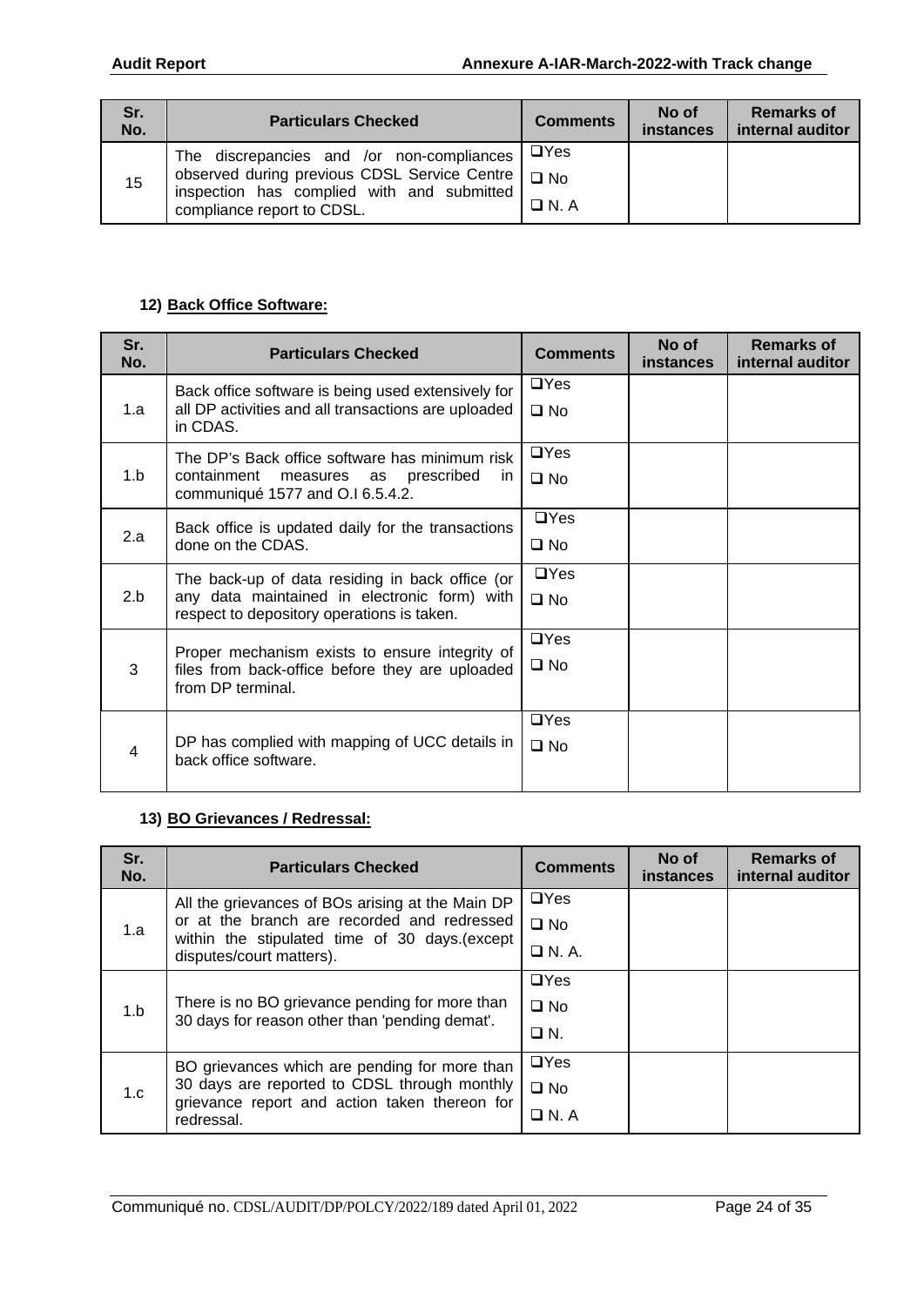| Sr. No. | Particulars Checked | Comments | No of instances | Remarks of internal auditor |
|---|---|---|---|---|
| 15 | The discrepancies and /or non-compliances observed during previous CDSL Service Centre inspection has complied with and submitted compliance report to CDSL. | ❑Yes ❑ No ❑ N. A | | |

**12) Back Office Software:**

| Sr. No. | Particulars Checked | Comments | No of instances | Remarks of internal auditor |
|---|---|---|---|---|
| 1.a | Back office software is being used extensively for all DP activities and all transactions are uploaded in CDAS. | ❑Yes ❑ No | | |
| 1.b | The DP's Back office software has minimum risk containment measures as prescribed in communiqué 1577 and O.I 6.5.4.2. | ❑Yes ❑ No | | |
| 2.a | Back office is updated daily for the transactions done on the CDAS. | ❑Yes ❑ No | | |
| 2.b | The back-up of data residing in back office (or any data maintained in electronic form) with respect to depository operations is taken. | ❑Yes ❑ No | | |
| 3 | Proper mechanism exists to ensure integrity of files from back-office before they are uploaded from DP terminal. | ❑Yes ❑ No | | |
| 4 | DP has complied with mapping of UCC details in back office software. | ❑Yes ❑ No | | |

**13) BO Grievances / Redressal:**

| Sr. No. | Particulars Checked | Comments | No of instances | Remarks of internal auditor |
|---|---|---|---|---|
| 1.a | All the grievances of BOs arising at the Main DP or at the branch are recorded and redressed within the stipulated time of 30 days.(except disputes/court matters). | ❑Yes ❑ No ❑ N. A. | | |
| 1.b | There is no BO grievance pending for more than 30 days for reason other than 'pending demat'. | ❑Yes ❑ No ❑ N. | | |
| 1.c | BO grievances which are pending for more than 30 days are reported to CDSL through monthly grievance report and action taken thereon for redressal. | ❑Yes ❑ No ❑ N. A | | |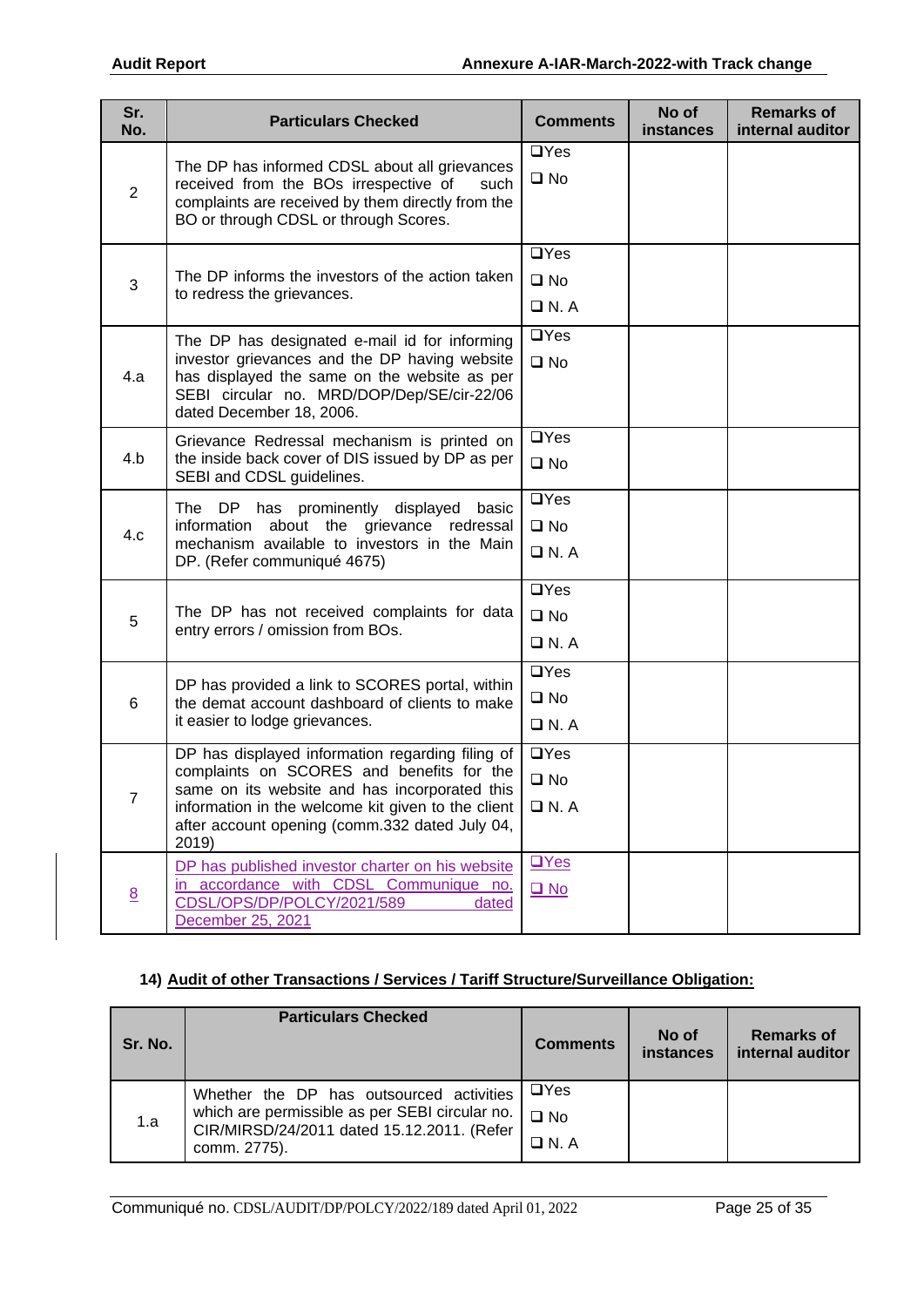| Sr. No. | Particulars Checked | Comments | No of instances | Remarks of internal auditor |
|---|---|---|---|---|
| 2 | The DP has informed CDSL about all grievances received from the BOs irrespective of such complaints are received by them directly from the BO or through CDSL or through Scores. | ❑Yes ❑ No | | |
| 3 | The DP informs the investors of the action taken to redress the grievances. | ❑Yes ❑ No ❑ N. A | | |
| 4.a | The DP has designated e-mail id for informing investor grievances and the DP having website has displayed the same on the website as per SEBI circular no. MRD/DOP/Dep/SE/cir-22/06 dated December 18, 2006. | ❑Yes ❑ No | | |
| 4.b | Grievance Redressal mechanism is printed on the inside back cover of DIS issued by DP as per SEBI and CDSL guidelines. | ❑Yes ❑ No | | |
| 4.c | The DP has prominently displayed basic information about the grievance redressal mechanism available to investors in the Main DP. (Refer communiqué 4675) | ❑Yes ❑ No ❑ N. A | | |
| 5 | The DP has not received complaints for data entry errors / omission from BOs. | ❑Yes ❑ No ❑ N. A | | |
| 6 | DP has provided a link to SCORES portal, within the demat account dashboard of clients to make it easier to lodge grievances. | ❑Yes ❑ No ❑ N. A | | |
| 7 | DP has displayed information regarding filing of complaints on SCORES and benefits for the same on its website and has incorporated this information in the welcome kit given to the client after account opening (comm.332 dated July 04, 2019) | ❑Yes ❑ No ❑ N. A | | |
| 8 | DP has published investor charter on his website in accordance with CDSL Communique no. CDSL/OPS/DP/POLCY/2021/589 dated December 25, 2021 | ❑Yes ❑ No | | |

#### 14) Audit of other Transactions / Services / Tariff Structure/Surveillance Obligation:

| Sr. No. | Particulars Checked | Comments | No of instances | Remarks of internal auditor |
|---|---|---|---|---|
| 1.a | Whether the DP has outsourced activities which are permissible as per SEBI circular no. CIR/MIRSD/24/2011 dated 15.12.2011. (Refer comm. 2775). | ❑Yes ❑ No ❑ N. A | | |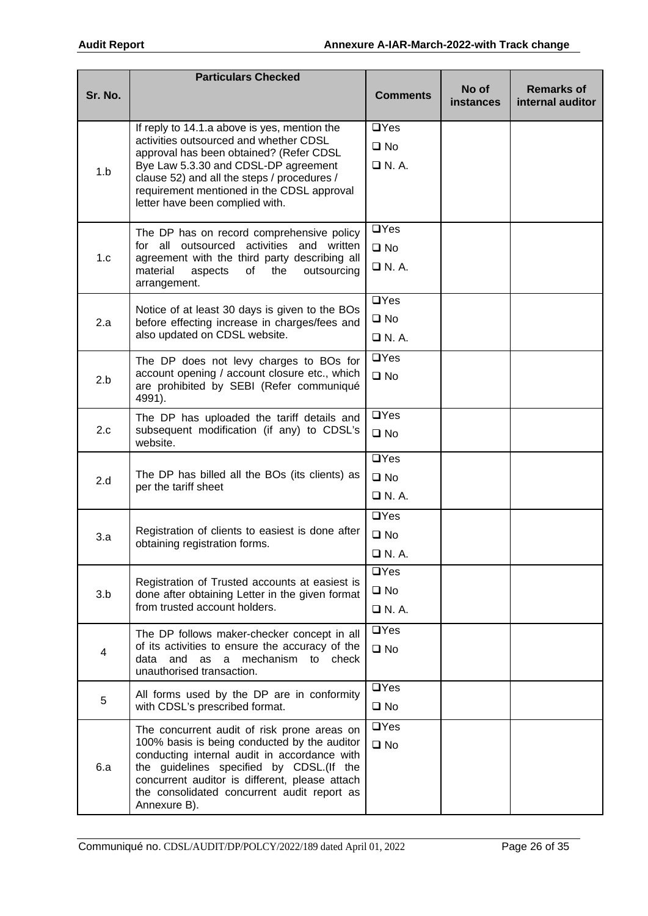| Sr. No. | Particulars Checked | Comments | No of instances | Remarks of internal auditor |
|---|---|---|---|---|
| 1.b | If reply to 14.1.a above is yes, mention the activities outsourced and whether CDSL approval has been obtained? (Refer CDSL Bye Law 5.3.30 and CDSL-DP agreement clause 52) and all the steps / procedures / requirement mentioned in the CDSL approval letter have been complied with. | ❑Yes ❑ No ❑ N. A. | | |
| 1.c | The DP has on record comprehensive policy for all outsourced activities and written agreement with the third party describing all material aspects of the outsourcing arrangement. | ❑Yes ❑ No ❑ N. A. | | |
| 2.a | Notice of at least 30 days is given to the BOs before effecting increase in charges/fees and also updated on CDSL website. | ❑Yes ❑ No ❑ N. A. | | |
| 2.b | The DP does not levy charges to BOs for account opening / account closure etc., which are prohibited by SEBI (Refer communiqué 4991). | ❑Yes ❑ No | | |
| 2.c | The DP has uploaded the tariff details and subsequent modification (if any) to CDSL's website. | ❑Yes ❑ No | | |
| 2.d | The DP has billed all the BOs (its clients) as per the tariff sheet | ❑Yes ❑ No ❑ N. A. | | |
| 3.a | Registration of clients to easiest is done after obtaining registration forms. | ❑Yes ❑ No ❑ N. A. | | |
| 3.b | Registration of Trusted accounts at easiest is done after obtaining Letter in the given format from trusted account holders. | ❑Yes ❑ No ❑ N. A. | | |
| 4 | The DP follows maker-checker concept in all of its activities to ensure the accuracy of the data and as a mechanism to check unauthorised transaction. | ❑Yes ❑ No | | |
| 5 | All forms used by the DP are in conformity with CDSL's prescribed format. | ❑Yes ❑ No | | |
| 6.a | The concurrent audit of risk prone areas on 100% basis is being conducted by the auditor conducting internal audit in accordance with the guidelines specified by CDSL.(If the concurrent auditor is different, please attach the consolidated concurrent audit report as Annexure B). | ❑Yes ❑ No | | |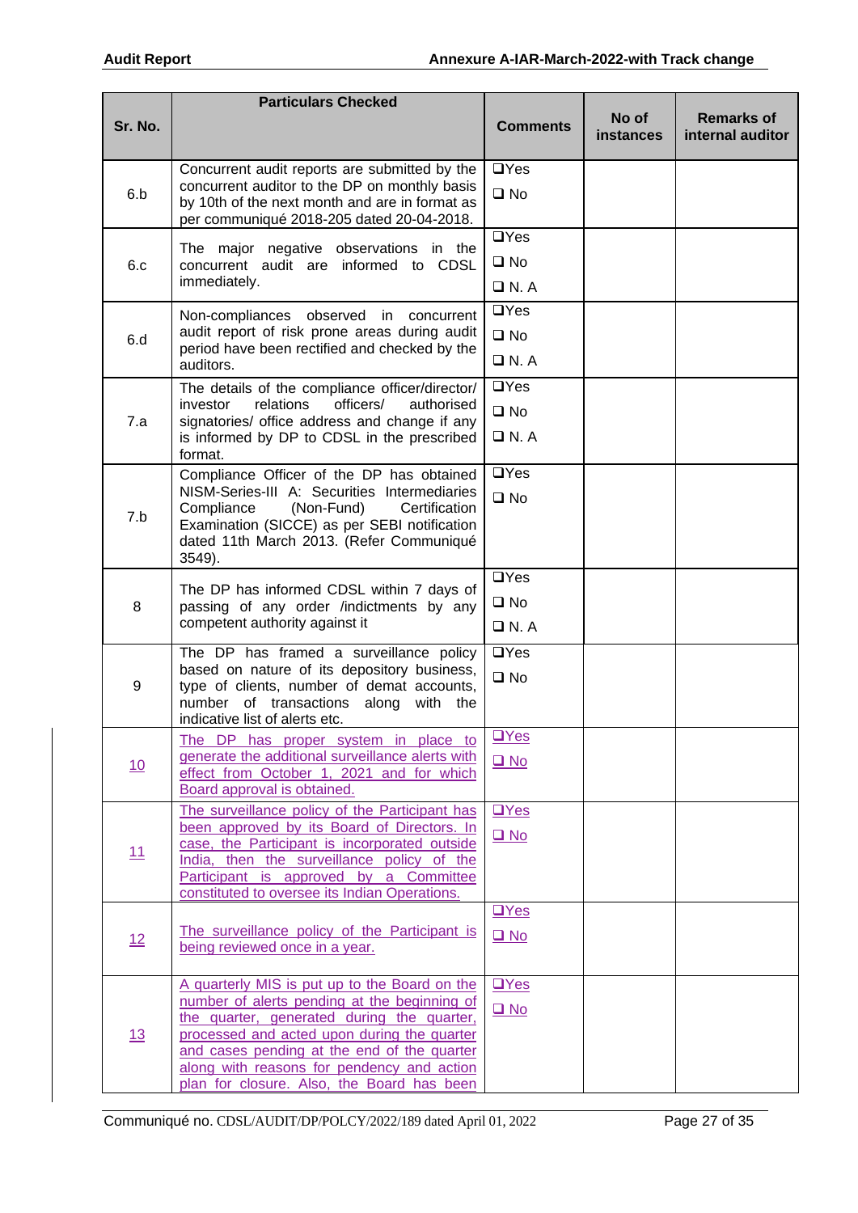| Sr. No. | Particulars Checked | Comments | No of instances | Remarks of internal auditor |
|---|---|---|---|---|
| 6.b | Concurrent audit reports are submitted by the concurrent auditor to the DP on monthly basis by 10th of the next month and are in format as per communiqué 2018-205 dated 20-04-2018. | ❑Yes<br>❑ No | | |
| 6.c | The major negative observations in the concurrent audit are informed to CDSL immediately. | ❑Yes<br>❑ No<br>❑ N. A | | |
| 6.d | Non-compliances observed in concurrent audit report of risk prone areas during audit period have been rectified and checked by the auditors. | ❑Yes<br>❑ No<br>❑ N. A | | |
| 7.a | The details of the compliance officer/director/ investor relations officers/ authorised signatories/ office address and change if any is informed by DP to CDSL in the prescribed format. | ❑Yes<br>❑ No<br>❑ N. A | | |
| 7.b | Compliance Officer of the DP has obtained NISM-Series-III A: Securities Intermediaries Compliance (Non-Fund) Certification Examination (SICCE) as per SEBI notification dated 11th March 2013. (Refer Communiqué 3549). | ❑Yes<br>❑ No | | |
| 8 | The DP has informed CDSL within 7 days of passing of any order /indictments by any competent authority against it | ❑Yes<br>❑ No<br>❑ N. A | | |
| 9 | The DP has framed a surveillance policy based on nature of its depository business, type of clients, number of demat accounts, number of transactions along with the indicative list of alerts etc. | ❑Yes<br>❑ No | | |
| 10 | The DP has proper system in place to generate the additional surveillance alerts with effect from October 1, 2021 and for which Board approval is obtained. | ❑Yes<br>❑ No | | |
| 11 | The surveillance policy of the Participant has been approved by its Board of Directors. In case, the Participant is incorporated outside India, then the surveillance policy of the Participant is approved by a Committee constituted to oversee its Indian Operations. | ❑Yes<br>❑ No | | |
| 12 | The surveillance policy of the Participant is being reviewed once in a year. | ❑Yes<br>❑ No | | |
| 13 | A quarterly MIS is put up to the Board on the number of alerts pending at the beginning of the quarter, generated during the quarter, processed and acted upon during the quarter and cases pending at the end of the quarter along with reasons for pendency and action plan for closure. Also, the Board has been | ❑Yes<br>❑ No | | |

Communiqué no. CDSL/AUDIT/DP/POLCY/2022/189 dated April 01, 2022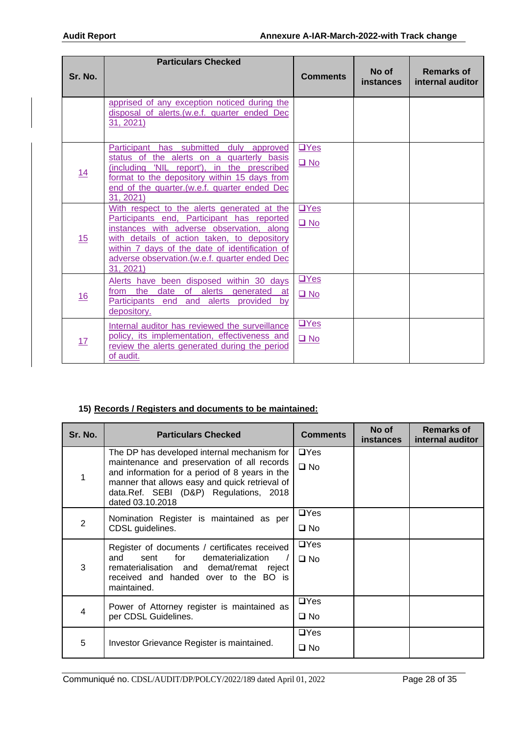| Sr. No. | Particulars Checked | Comments | No of instances | Remarks of internal auditor |
|---|---|---|---|---|
| | apprised of any exception noticed during the disposal of alerts.(w.e.f. quarter ended Dec 31, 2021) | | | |
| 14 | Participant has submitted duly approved status of the alerts on a quarterly basis (including 'NIL report'), in the prescribed format to the depository within 15 days from end of the quarter.(w.e.f. quarter ended Dec 31, 2021) | ❑Yes ❑ No | | |
| 15 | With respect to the alerts generated at the Participants end, Participant has reported instances with adverse observation, along with details of action taken, to depository within 7 days of the date of identification of adverse observation.(w.e.f. quarter ended Dec 31, 2021) | ❑Yes ❑ No | | |
| 16 | Alerts have been disposed within 30 days from the date of alerts generated at Participants end and alerts provided by depository. | ❑Yes ❑ No | | |
| 17 | Internal auditor has reviewed the surveillance policy, its implementation, effectiveness and review the alerts generated during the period of audit. | ❑Yes ❑ No | | |

**15) Records / Registers and documents to be maintained:**

| Sr. No. | Particulars Checked | Comments | No of instances | Remarks of internal auditor |
|---|---|---|---|---|
| 1 | The DP has developed internal mechanism for maintenance and preservation of all records and information for a period of 8 years in the manner that allows easy and quick retrieval of data.Ref. SEBI (D&P) Regulations, 2018 dated 03.10.2018 | ❑Yes ❑ No | | |
| 2 | Nomination Register is maintained as per CDSL guidelines. | ❑Yes ❑ No | | |
| 3 | Register of documents / certificates received and sent for dematerialization / rematerialisation and demat/remat reject received and handed over to the BO is maintained. | ❑Yes ❑ No | | |
| 4 | Power of Attorney register is maintained as per CDSL Guidelines. | ❑Yes ❑ No | | |
| 5 | Investor Grievance Register is maintained. | ❑Yes ❑ No | | |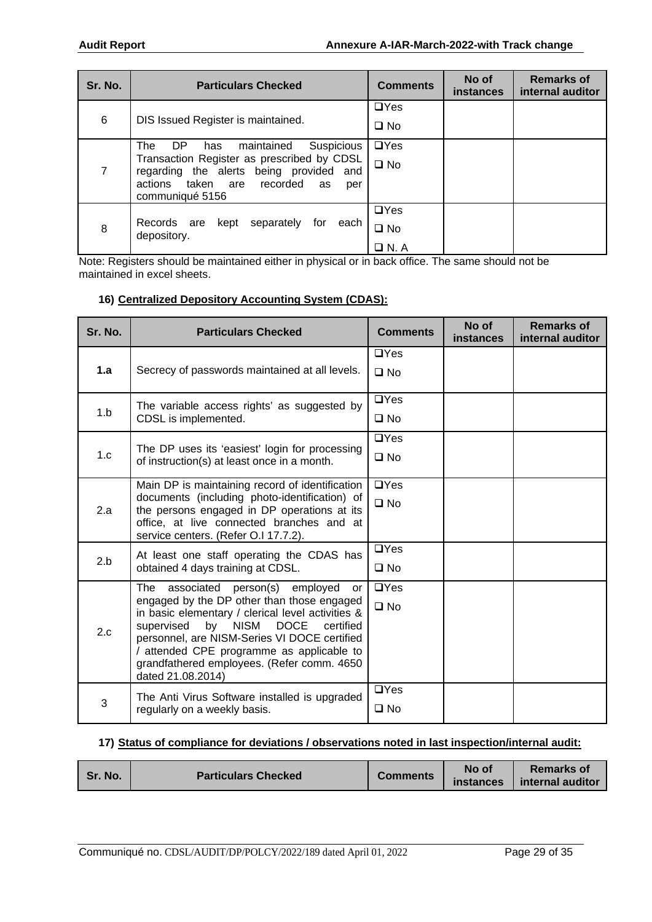| Sr. No. | Particulars Checked | Comments | No of instances | Remarks of internal auditor |
|---|---|---|---|---|
| 6 | DIS Issued Register is maintained. | ❑Yes<br>❑ No | | |
| 7 | The DP has maintained Suspicious Transaction Register as prescribed by CDSL regarding the alerts being provided and actions taken are recorded as per communiqué 5156 | ❑Yes<br>❑ No | | |
| 8 | Records are kept separately for each depository. | ❑Yes<br>❑ No<br>❑ N. A | | |

Note: Registers should be maintained either in physical or in back office. The same should not be maintained in excel sheets.

### 16) Centralized Depository Accounting System (CDAS):

| Sr. No. | Particulars Checked | Comments | No of instances | Remarks of internal auditor |
|---|---|---|---|---|
| **1.a** | Secrecy of passwords maintained at all levels. | ❑Yes<br>❑ No | | |
| 1.b | The variable access rights' as suggested by CDSL is implemented. | ❑Yes<br>❑ No | | |
| 1.c | The DP uses its 'easiest' login for processing of instruction(s) at least once in a month. | ❑Yes<br>❑ No | | |
| 2.a | Main DP is maintaining record of identification documents (including photo-identification) of the persons engaged in DP operations at its office, at live connected branches and at service centers. (Refer O.I 17.7.2). | ❑Yes<br>❑ No | | |
| 2.b | At least one staff operating the CDAS has obtained 4 days training at CDSL. | ❑Yes<br>❑ No | | |
| 2.c | The associated person(s) employed or engaged by the DP other than those engaged in basic elementary / clerical level activities & supervised by NISM DOCE certified personnel, are NISM-Series VI DOCE certified / attended CPE programme as applicable to grandfathered employees. (Refer comm. 4650 dated 21.08.2014) | ❑Yes<br>❑ No | | |
| 3 | The Anti Virus Software installed is upgraded regularly on a weekly basis. | ❑Yes<br>❑ No | | |

### 17) Status of compliance for deviations / observations noted in last inspection/internal audit:

| Sr. No. | Particulars Checked | Comments | No of instances | Remarks of internal auditor |
|---|---|---|---|---|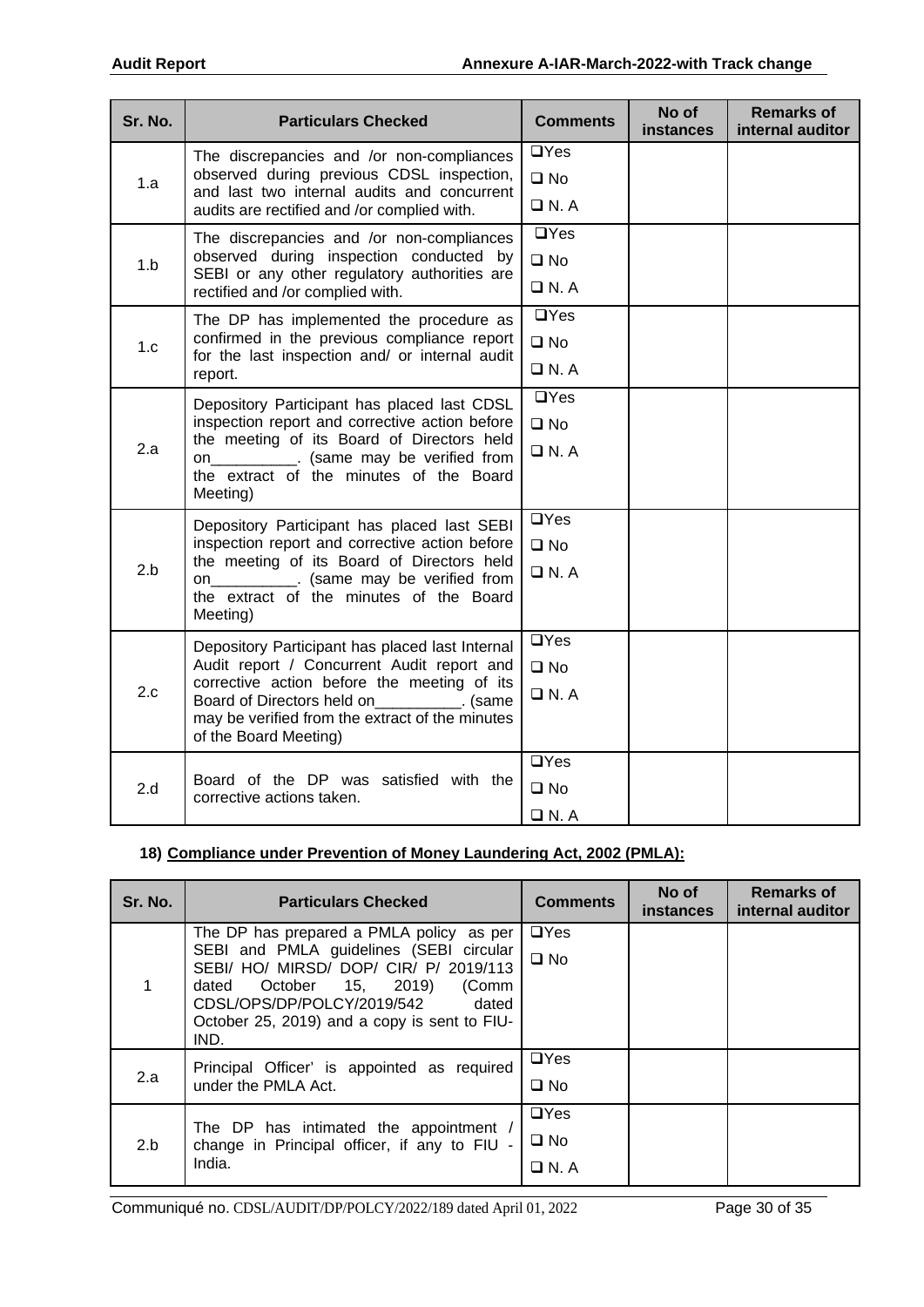| Sr. No. | Particulars Checked | Comments | No of instances | Remarks of internal auditor |
|---|---|---|---|---|
| 1.a | The discrepancies and /or non-compliances observed during previous CDSL inspection, and last two internal audits and concurrent audits are rectified and /or complied with. | ❑Yes ❑ No ❑ N. A | | |
| 1.b | The discrepancies and /or non-compliances observed during inspection conducted by SEBI or any other regulatory authorities are rectified and /or complied with. | ❑Yes ❑ No ❑ N. A | | |
| 1.c | The DP has implemented the procedure as confirmed in the previous compliance report for the last inspection and/ or internal audit report. | ❑Yes ❑ No ❑ N. A | | |
| 2.a | Depository Participant has placed last CDSL inspection report and corrective action before the meeting of its Board of Directors held on__________. (same may be verified from the extract of the minutes of the Board Meeting) | ❑Yes ❑ No ❑ N. A | | |
| 2.b | Depository Participant has placed last SEBI inspection report and corrective action before the meeting of its Board of Directors held on__________. (same may be verified from the extract of the minutes of the Board Meeting) | ❑Yes ❑ No ❑ N. A | | |
| 2.c | Depository Participant has placed last Internal Audit report / Concurrent Audit report and corrective action before the meeting of its Board of Directors held on__________. (same may be verified from the extract of the minutes of the Board Meeting) | ❑Yes ❑ No ❑ N. A | | |
| 2.d | Board of the DP was satisfied with the corrective actions taken. | ❑Yes ❑ No ❑ N. A | | |

**18) Compliance under Prevention of Money Laundering Act, 2002 (PMLA):**

| Sr. No. | Particulars Checked | Comments | No of instances | Remarks of internal auditor |
|---|---|---|---|---|
| 1 | The DP has prepared a PMLA policy as per SEBI and PMLA guidelines (SEBI circular SEBI/ HO/ MIRSD/ DOP/ CIR/ P/ 2019/113 dated October 15, 2019) (Comm CDSL/OPS/DP/POLCY/2019/542 dated October 25, 2019) and a copy is sent to FIU-IND. | ❑Yes ❑ No | | |
| 2.a | Principal Officer' is appointed as required under the PMLA Act. | ❑Yes ❑ No | | |
| 2.b | The DP has intimated the appointment / change in Principal officer, if any to FIU - India. | ❑Yes ❑ No ❑ N. A | | |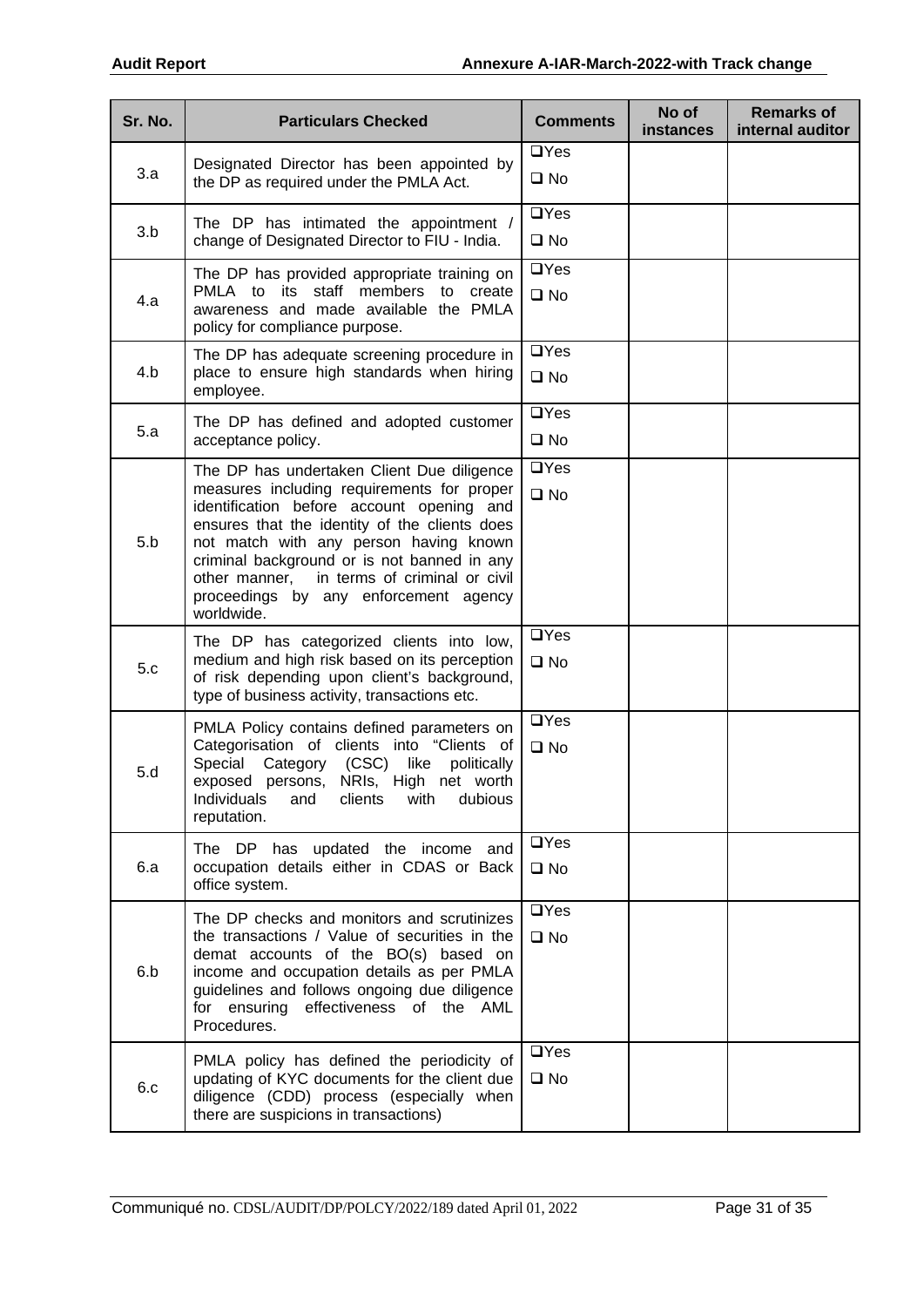| Sr. No. | Particulars Checked | Comments | No of instances | Remarks of internal auditor |
|---|---|---|---|---|
| 3.a | Designated Director has been appointed by the DP as required under the PMLA Act. | ❑Yes ❑ No | | |
| 3.b | The DP has intimated the appointment / change of Designated Director to FIU - India. | ❑Yes ❑ No | | |
| 4.a | The DP has provided appropriate training on PMLA to its staff members to create awareness and made available the PMLA policy for compliance purpose. | ❑Yes ❑ No | | |
| 4.b | The DP has adequate screening procedure in place to ensure high standards when hiring employee. | ❑Yes ❑ No | | |
| 5.a | The DP has defined and adopted customer acceptance policy. | ❑Yes ❑ No | | |
| 5.b | The DP has undertaken Client Due diligence measures including requirements for proper identification before account opening and ensures that the identity of the clients does not match with any person having known criminal background or is not banned in any other manner, in terms of criminal or civil proceedings by any enforcement agency worldwide. | ❑Yes ❑ No | | |
| 5.c | The DP has categorized clients into low, medium and high risk based on its perception of risk depending upon client's background, type of business activity, transactions etc. | ❑Yes ❑ No | | |
| 5.d | PMLA Policy contains defined parameters on Categorisation of clients into "Clients of Special Category (CSC) like politically exposed persons, NRIs, High net worth Individuals and clients with dubious reputation. | ❑Yes ❑ No | | |
| 6.a | The DP has updated the income and occupation details either in CDAS or Back office system. | ❑Yes ❑ No | | |
| 6.b | The DP checks and monitors and scrutinizes the transactions / Value of securities in the demat accounts of the BO(s) based on income and occupation details as per PMLA guidelines and follows ongoing due diligence for ensuring effectiveness of the AML Procedures. | ❑Yes ❑ No | | |
| 6.c | PMLA policy has defined the periodicity of updating of KYC documents for the client due diligence (CDD) process (especially when there are suspicions in transactions) | ❑Yes ❑ No | | |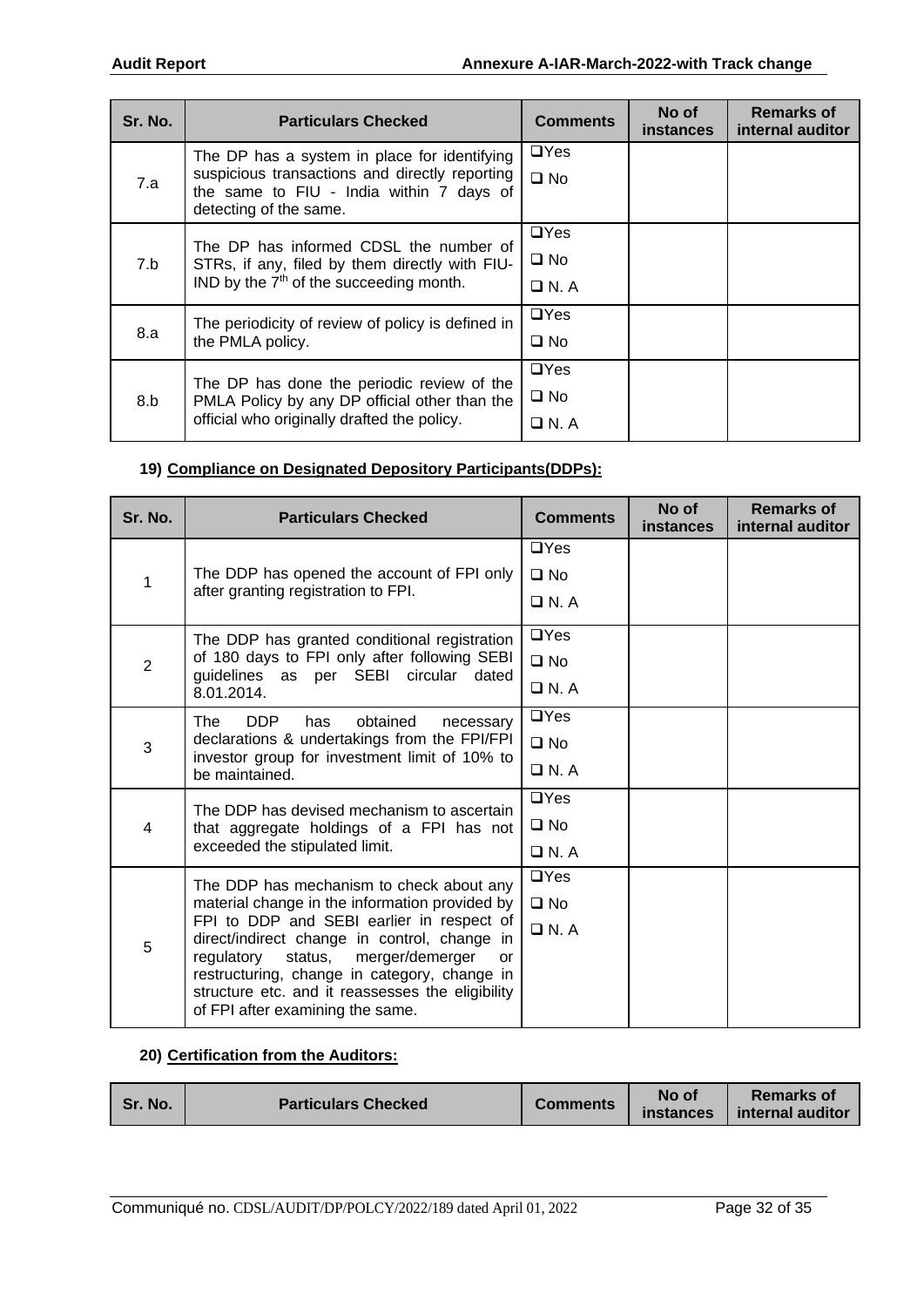| Sr. No. | Particulars Checked | Comments | No of instances | Remarks of internal auditor |
|---|---|---|---|---|
| 7.a | The DP has a system in place for identifying suspicious transactions and directly reporting the same to FIU - India within 7 days of detecting of the same. | ❑Yes<br>❑ No | | |
| 7.b | The DP has informed CDSL the number of STRs, if any, filed by them directly with FIU-IND by the 7th of the succeeding month. | ❑Yes<br>❑ No<br>❑ N. A | | |
| 8.a | The periodicity of review of policy is defined in the PMLA policy. | ❑Yes<br>❑ No | | |
| 8.b | The DP has done the periodic review of the PMLA Policy by any DP official other than the official who originally drafted the policy. | ❑Yes<br>❑ No<br>❑ N. A | | |

**19) Compliance on Designated Depository Participants(DDPs):**

| Sr. No. | Particulars Checked | Comments | No of instances | Remarks of internal auditor |
|---|---|---|---|---|
| 1 | The DDP has opened the account of FPI only after granting registration to FPI. | ❑Yes<br>❑ No<br>❑ N. A | | |
| 2 | The DDP has granted conditional registration of 180 days to FPI only after following SEBI guidelines as per SEBI circular dated 8.01.2014. | ❑Yes<br>❑ No<br>❑ N. A | | |
| 3 | The DDP has obtained necessary declarations & undertakings from the FPI/FPI investor group for investment limit of 10% to be maintained. | ❑Yes<br>❑ No<br>❑ N. A | | |
| 4 | The DDP has devised mechanism to ascertain that aggregate holdings of a FPI has not exceeded the stipulated limit. | ❑Yes<br>❑ No<br>❑ N. A | | |
| 5 | The DDP has mechanism to check about any material change in the information provided by FPI to DDP and SEBI earlier in respect of direct/indirect change in control, change in regulatory status, merger/demerger or restructuring, change in category, change in structure etc. and it reassesses the eligibility of FPI after examining the same. | ❑Yes<br>❑ No<br>❑ N. A | | |

**20) Certification from the Auditors:**

| Sr. No. | Particulars Checked | Comments | No of instances | Remarks of internal auditor |
|---|---|---|---|---|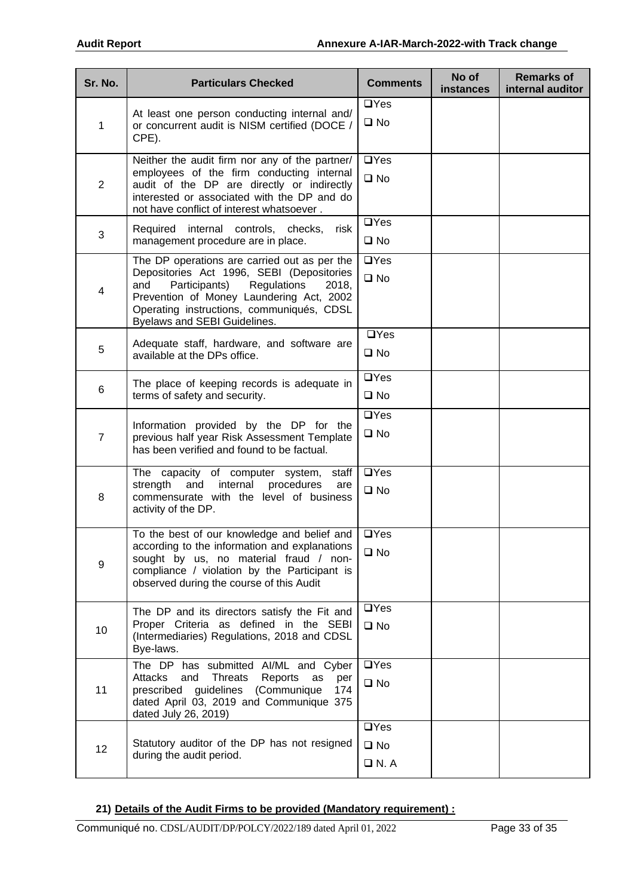| Sr. No. | Particulars Checked | Comments | No of instances | Remarks of internal auditor |
|---|---|---|---|---|
| 1 | At least one person conducting internal and/ or concurrent audit is NISM certified (DOCE / CPE). | ❑Yes ❑ No | | |
| 2 | Neither the audit firm nor any of the partner/ employees of the firm conducting internal audit of the DP are directly or indirectly interested or associated with the DP and do not have conflict of interest whatsoever . | ❑Yes ❑ No | | |
| 3 | Required internal controls, checks, risk management procedure are in place. | ❑Yes ❑ No | | |
| 4 | The DP operations are carried out as per the Depositories Act 1996, SEBI (Depositories and Participants) Regulations 2018, Prevention of Money Laundering Act, 2002 Operating instructions, communiqués, CDSL Byelaws and SEBI Guidelines. | ❑Yes ❑ No | | |
| 5 | Adequate staff, hardware, and software are available at the DPs office. | ❑Yes ❑ No | | |
| 6 | The place of keeping records is adequate in terms of safety and security. | ❑Yes ❑ No | | |
| 7 | Information provided by the DP for the previous half year Risk Assessment Template has been verified and found to be factual. | ❑Yes ❑ No | | |
| 8 | The capacity of computer system, staff strength and internal procedures are commensurate with the level of business activity of the DP. | ❑Yes ❑ No | | |
| 9 | To the best of our knowledge and belief and according to the information and explanations sought by us, no material fraud / non-compliance / violation by the Participant is observed during the course of this Audit | ❑Yes ❑ No | | |
| 10 | The DP and its directors satisfy the Fit and Proper Criteria as defined in the SEBI (Intermediaries) Regulations, 2018 and CDSL Bye-laws. | ❑Yes ❑ No | | |
| 11 | The DP has submitted AI/ML and Cyber Attacks and Threats Reports as per prescribed guidelines (Communique 174 dated April 03, 2019 and Communique 375 dated July 26, 2019) | ❑Yes ❑ No | | |
| 12 | Statutory auditor of the DP has not resigned during the audit period. | ❑Yes ❑ No ❑ N. A | | |

**21) Details of the Audit Firms to be provided (Mandatory requirement) :**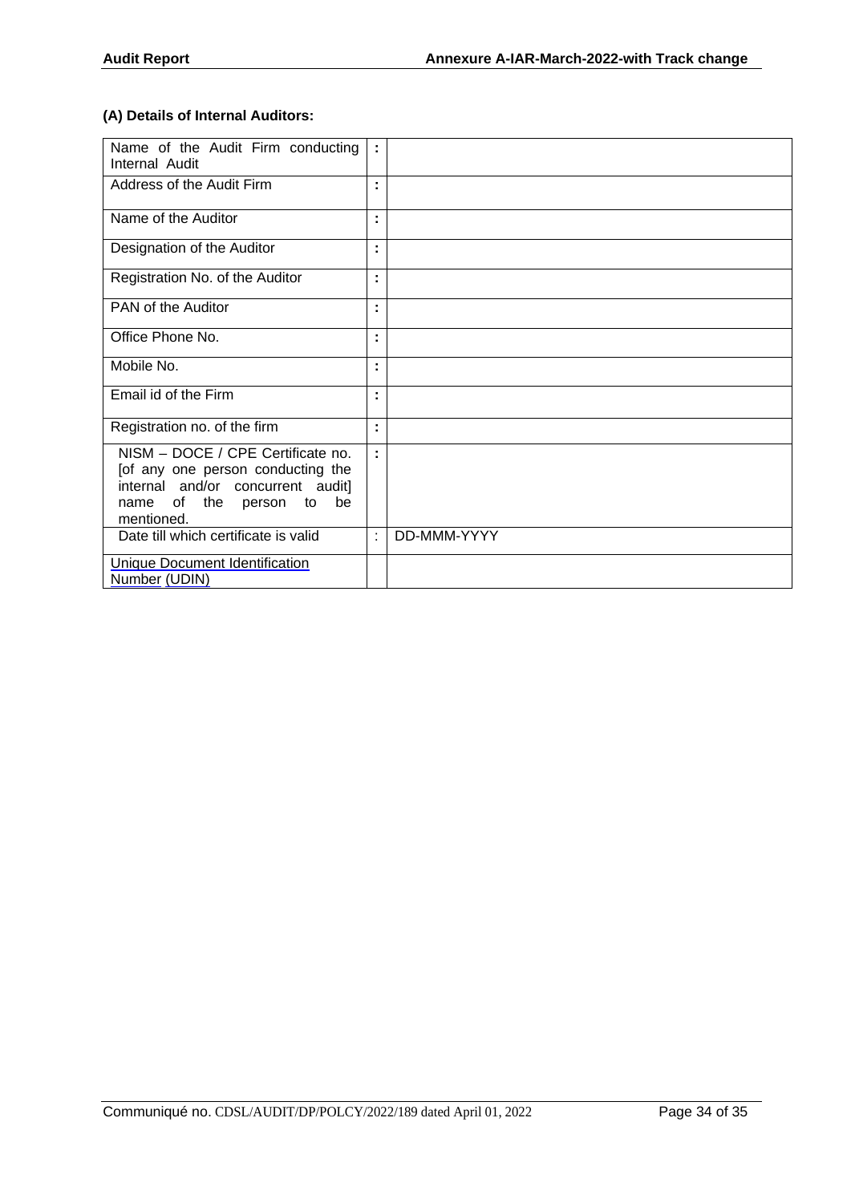**(A) Details of Internal Auditors:**

| | | |
|---|---|---|
| Name of the Audit Firm conducting Internal Audit | : | |
| Address of the Audit Firm | : | |
| Name of the Auditor | : | |
| Designation of the Auditor | : | |
| Registration No. of the Auditor | : | |
| PAN of the Auditor | : | |
| Office Phone No. | : | |
| Mobile No. | : | |
| Email id of the Firm | : | |
| Registration no. of the firm | : | |
| NISM – DOCE / CPE Certificate no. [of any one person conducting the internal and/or concurrent audit] name of the person to be mentioned. | : | |
| Date till which certificate is valid | : | DD-MMM-YYYY |
| Unique Document Identification Number (UDIN) | | |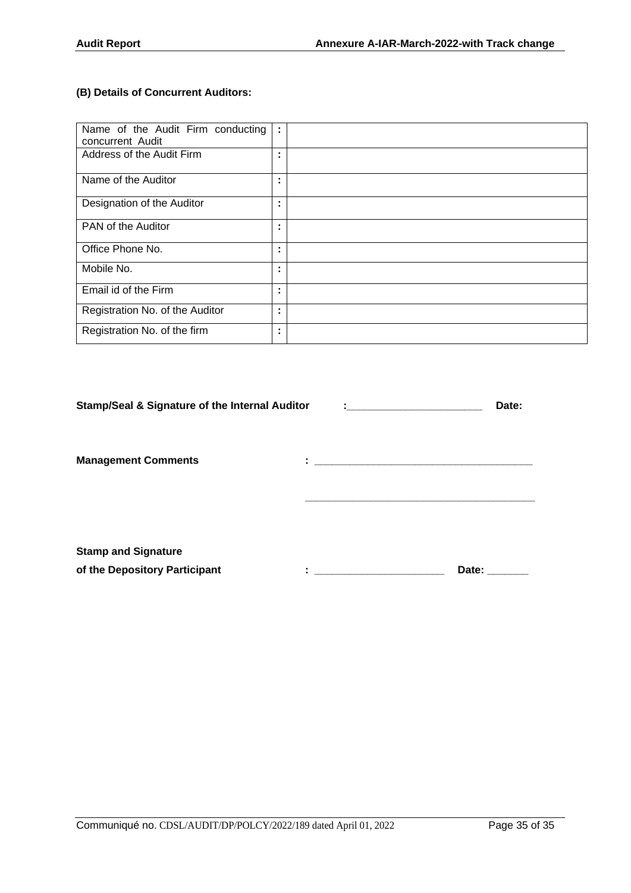**(B) Details of Concurrent Auditors:**

| | | |
|---|---|---|
| Name of the Audit Firm conducting concurrent Audit | : | |
| Address of the Audit Firm | : | |
| Name of the Auditor | : | |
| Designation of the Auditor | : | |
| PAN of the Auditor | : | |
| Office Phone No. | : | |
| Mobile No. | : | |
| Email id of the Firm | : | |
| Registration No. of the Auditor | : | |
| Registration No. of the firm | : | |

**Stamp/Seal & Signature of the Internal Auditor** :_______________________ **Date:**

**Management Comments** : _____________________________________

_______________________________________

**Stamp and Signature**
**of the Depository Participant** : ______________________ **Date: _______**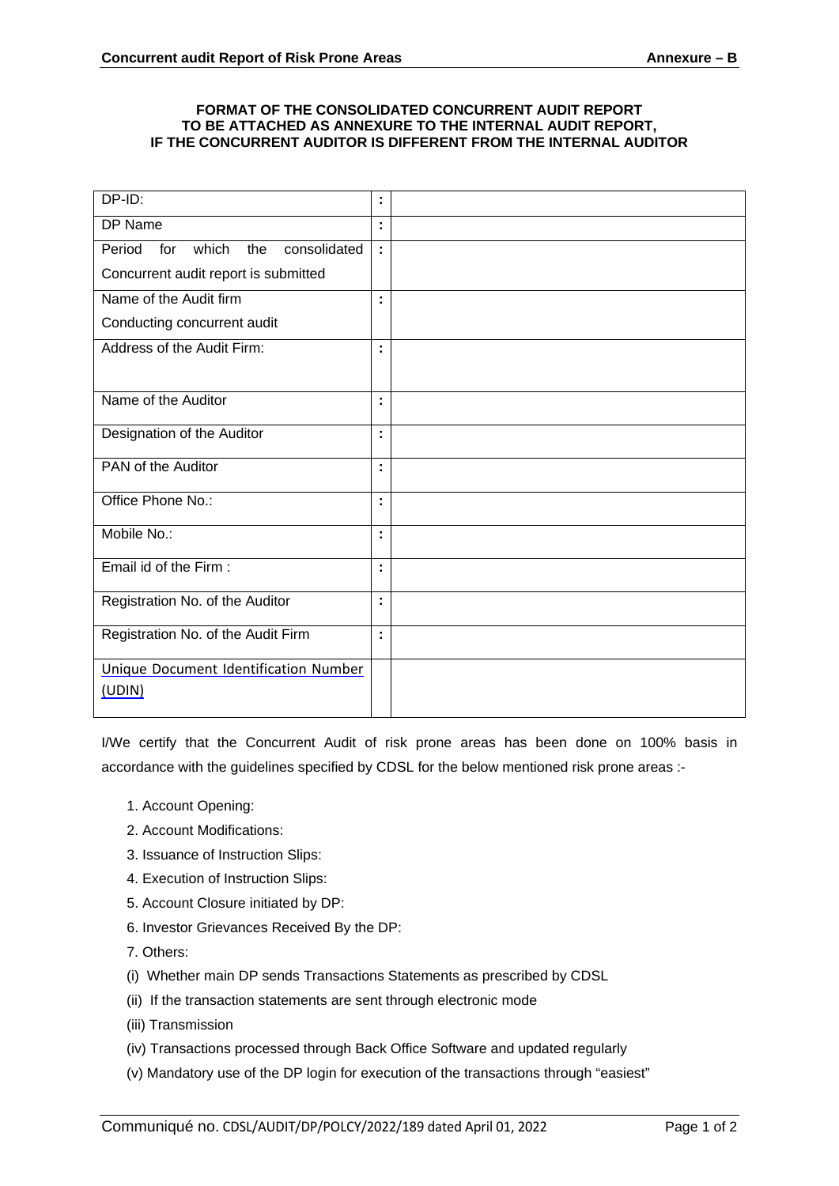**FORMAT OF THE CONSOLIDATED CONCURRENT AUDIT REPORT TO BE ATTACHED AS ANNEXURE TO THE INTERNAL AUDIT REPORT, IF THE CONCURRENT AUDITOR IS DIFFERENT FROM THE INTERNAL AUDITOR**

| | | |
|---|---|---|
| DP-ID: | : | |
| DP Name | : | |
| Period for which the consolidated Concurrent audit report is submitted | : | |
| Name of the Audit firm Conducting concurrent audit | : | |
| Address of the Audit Firm: | : | |
| Name of the Auditor | : | |
| Designation of the Auditor | : | |
| PAN of the Auditor | : | |
| Office Phone No.: | : | |
| Mobile No.: | : | |
| Email id of the Firm : | : | |
| Registration No. of the Auditor | : | |
| Registration No. of the Audit Firm | : | |
| Unique Document Identification Number (UDIN) | | |

I/We certify that the Concurrent Audit of risk prone areas has been done on 100% basis in accordance with the guidelines specified by CDSL for the below mentioned risk prone areas :-

1. Account Opening:
2. Account Modifications:
3. Issuance of Instruction Slips:
4. Execution of Instruction Slips:
5. Account Closure initiated by DP:
6. Investor Grievances Received By the DP:
7. Others:

(i) Whether main DP sends Transactions Statements as prescribed by CDSL

(ii) If the transaction statements are sent through electronic mode

(iii) Transmission

(iv) Transactions processed through Back Office Software and updated regularly

(v) Mandatory use of the DP login for execution of the transactions through "easiest"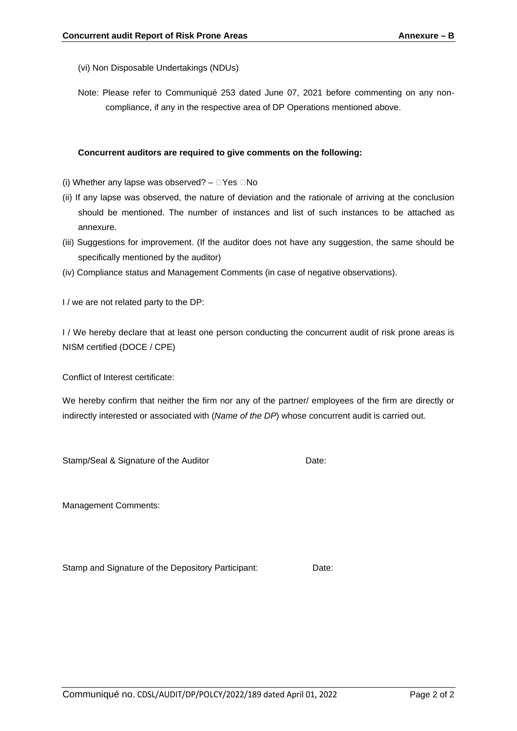(vi) Non Disposable Undertakings (NDUs)

Note: Please refer to Communiqué 253 dated June 07, 2021 before commenting on any non-compliance, if any in the respective area of DP Operations mentioned above.

**Concurrent auditors are required to give comments on the following:**

(i) Whether any lapse was observed? – ☐Yes ☐No

(ii) If any lapse was observed, the nature of deviation and the rationale of arriving at the conclusion should be mentioned. The number of instances and list of such instances to be attached as annexure.

(iii) Suggestions for improvement. (If the auditor does not have any suggestion, the same should be specifically mentioned by the auditor)

(iv) Compliance status and Management Comments (in case of negative observations).

I / we are not related party to the DP:

I / We hereby declare that at least one person conducting the concurrent audit of risk prone areas is NISM certified (DOCE / CPE)

Conflict of Interest certificate:

We hereby confirm that neither the firm nor any of the partner/ employees of the firm are directly or indirectly interested or associated with (*Name of the DP*) whose concurrent audit is carried out.

Stamp/Seal & Signature of the Auditor Date:

Management Comments:

Stamp and Signature of the Depository Participant: Date: